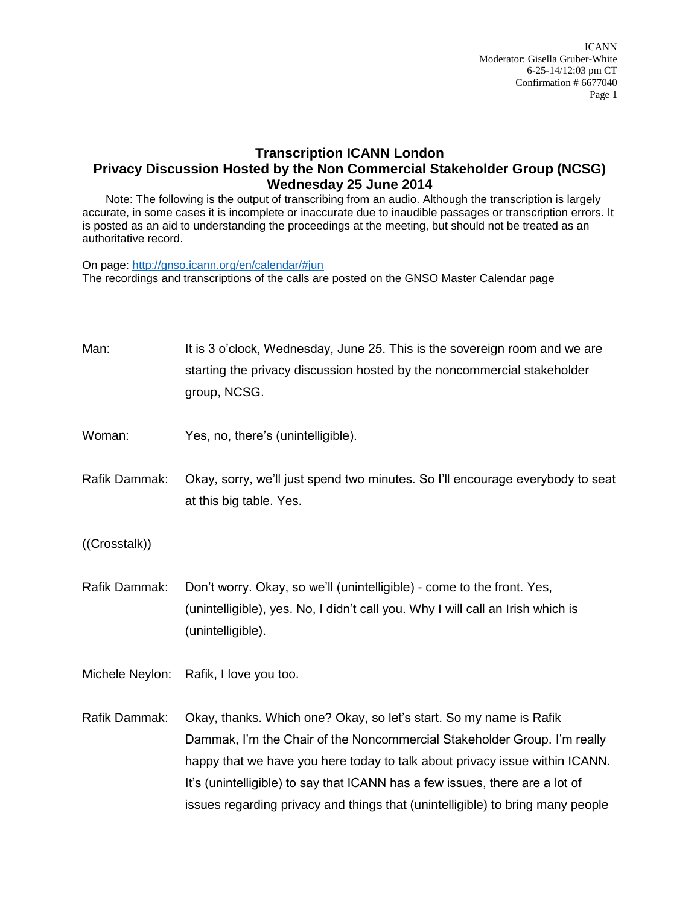# Transcription ICANN London
## Privacy Discussion Hosted by the Non Commercial Stakeholder Group (NCSG)
## Wednesday 25 June 2014

Note: The following is the output of transcribing from an audio. Although the transcription is largely accurate, in some cases it is incomplete or inaccurate due to inaudible passages or transcription errors. It is posted as an aid to understanding the proceedings at the meeting, but should not be treated as an authoritative record.

On page: http://gnso.icann.org/en/calendar/#jun
The recordings and transcriptions of the calls are posted on the GNSO Master Calendar page

Man: It is 3 o'clock, Wednesday, June 25. This is the sovereign room and we are starting the privacy discussion hosted by the noncommercial stakeholder group, NCSG.

Woman: Yes, no, there's (unintelligible).

Rafik Dammak: Okay, sorry, we'll just spend two minutes. So I'll encourage everybody to seat at this big table. Yes.

((Crosstalk))

Rafik Dammak: Don't worry. Okay, so we'll (unintelligible) - come to the front. Yes, (unintelligible), yes. No, I didn't call you. Why I will call an Irish which is (unintelligible).

Michele Neylon: Rafik, I love you too.

Rafik Dammak: Okay, thanks. Which one? Okay, so let's start. So my name is Rafik Dammak, I'm the Chair of the Noncommercial Stakeholder Group. I'm really happy that we have you here today to talk about privacy issue within ICANN. It's (unintelligible) to say that ICANN has a few issues, there are a lot of issues regarding privacy and things that (unintelligible) to bring many people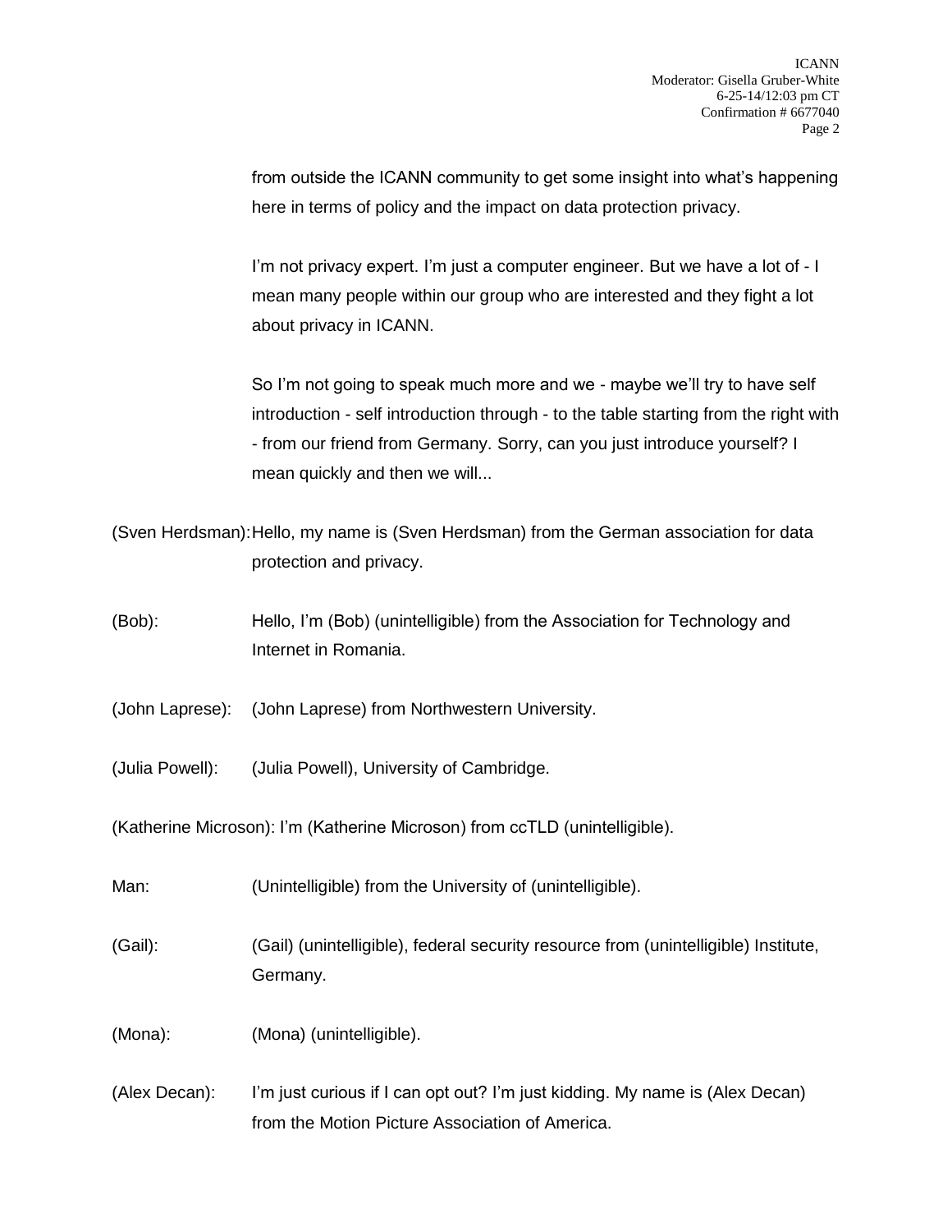from outside the ICANN community to get some insight into what's happening here in terms of policy and the impact on data protection privacy.

I'm not privacy expert. I'm just a computer engineer. But we have a lot of - I mean many people within our group who are interested and they fight a lot about privacy in ICANN.

So I'm not going to speak much more and we - maybe we'll try to have self introduction - self introduction through - to the table starting from the right with - from our friend from Germany. Sorry, can you just introduce yourself? I mean quickly and then we will...

(Sven Herdsman): Hello, my name is (Sven Herdsman) from the German association for data protection and privacy.

(Bob): Hello, I'm (Bob) (unintelligible) from the Association for Technology and Internet in Romania.

(John Laprese): (John Laprese) from Northwestern University.

(Julia Powell): (Julia Powell), University of Cambridge.

(Katherine Microson): I'm (Katherine Microson) from ccTLD (unintelligible).

Man: (Unintelligible) from the University of (unintelligible).

(Gail): (Gail) (unintelligible), federal security resource from (unintelligible) Institute, Germany.

(Mona): (Mona) (unintelligible).

(Alex Decan): I'm just curious if I can opt out? I'm just kidding. My name is (Alex Decan) from the Motion Picture Association of America.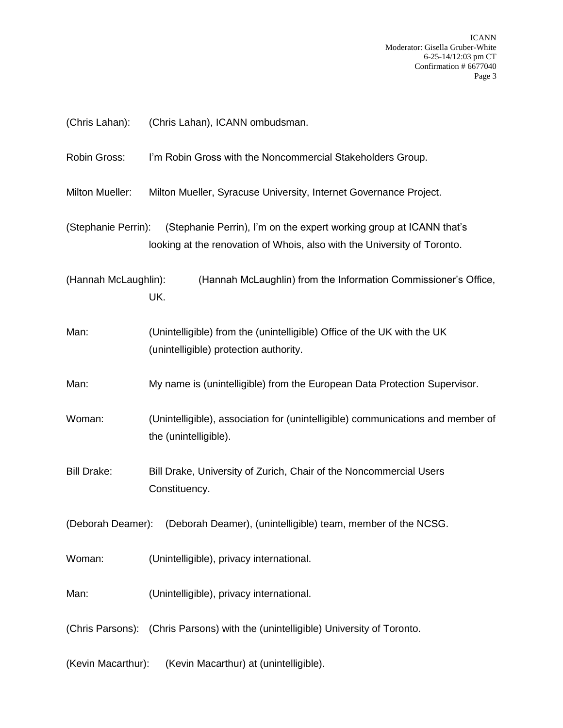(Chris Lahan): (Chris Lahan), ICANN ombudsman.

Robin Gross: I'm Robin Gross with the Noncommercial Stakeholders Group.

Milton Mueller: Milton Mueller, Syracuse University, Internet Governance Project.

(Stephanie Perrin): (Stephanie Perrin), I'm on the expert working group at ICANN that's looking at the renovation of Whois, also with the University of Toronto.

(Hannah McLaughlin): (Hannah McLaughlin) from the Information Commissioner's Office, UK.

Man: (Unintelligible) from the (unintelligible) Office of the UK with the UK (unintelligible) protection authority.

Man: My name is (unintelligible) from the European Data Protection Supervisor.

Woman: (Unintelligible), association for (unintelligible) communications and member of the (unintelligible).

Bill Drake: Bill Drake, University of Zurich, Chair of the Noncommercial Users Constituency.

(Deborah Deamer): (Deborah Deamer), (unintelligible) team, member of the NCSG.

Woman: (Unintelligible), privacy international.

Man: (Unintelligible), privacy international.

(Chris Parsons): (Chris Parsons) with the (unintelligible) University of Toronto.

(Kevin Macarthur): (Kevin Macarthur) at (unintelligible).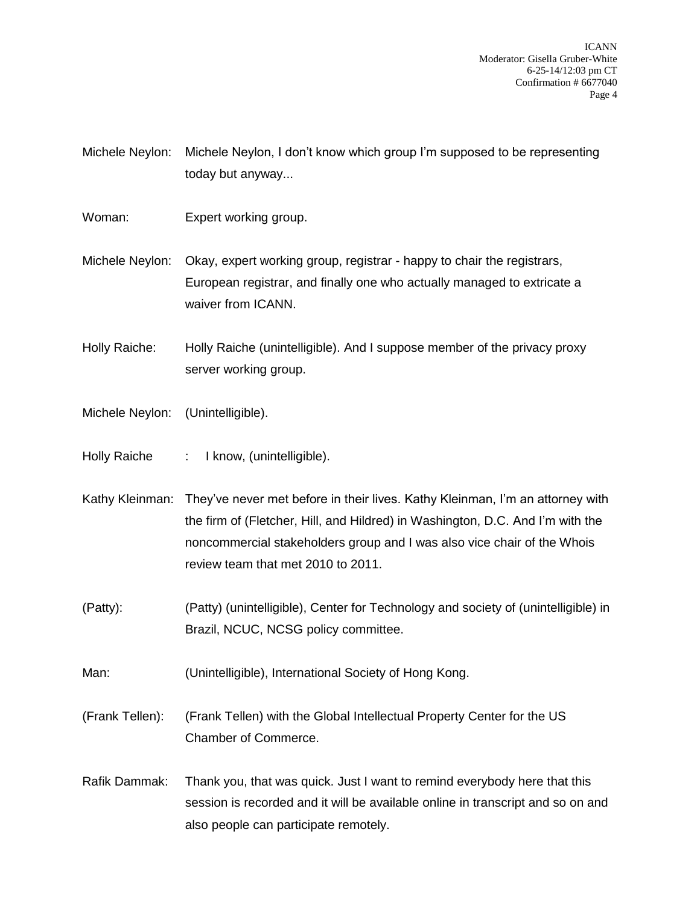Michele Neylon: Michele Neylon, I don't know which group I'm supposed to be representing today but anyway...

Woman: Expert working group.

Michele Neylon: Okay, expert working group, registrar - happy to chair the registrars, European registrar, and finally one who actually managed to extricate a waiver from ICANN.

Holly Raiche: Holly Raiche (unintelligible). And I suppose member of the privacy proxy server working group.

Michele Neylon: (Unintelligible).

Holly Raiche : I know, (unintelligible).

Kathy Kleinman: They've never met before in their lives. Kathy Kleinman, I'm an attorney with the firm of (Fletcher, Hill, and Hildred) in Washington, D.C. And I'm with the noncommercial stakeholders group and I was also vice chair of the Whois review team that met 2010 to 2011.

(Patty): (Patty) (unintelligible), Center for Technology and society of (unintelligible) in Brazil, NCUC, NCSG policy committee.

Man: (Unintelligible), International Society of Hong Kong.

(Frank Tellen): (Frank Tellen) with the Global Intellectual Property Center for the US Chamber of Commerce.

Rafik Dammak: Thank you, that was quick. Just I want to remind everybody here that this session is recorded and it will be available online in transcript and so on and also people can participate remotely.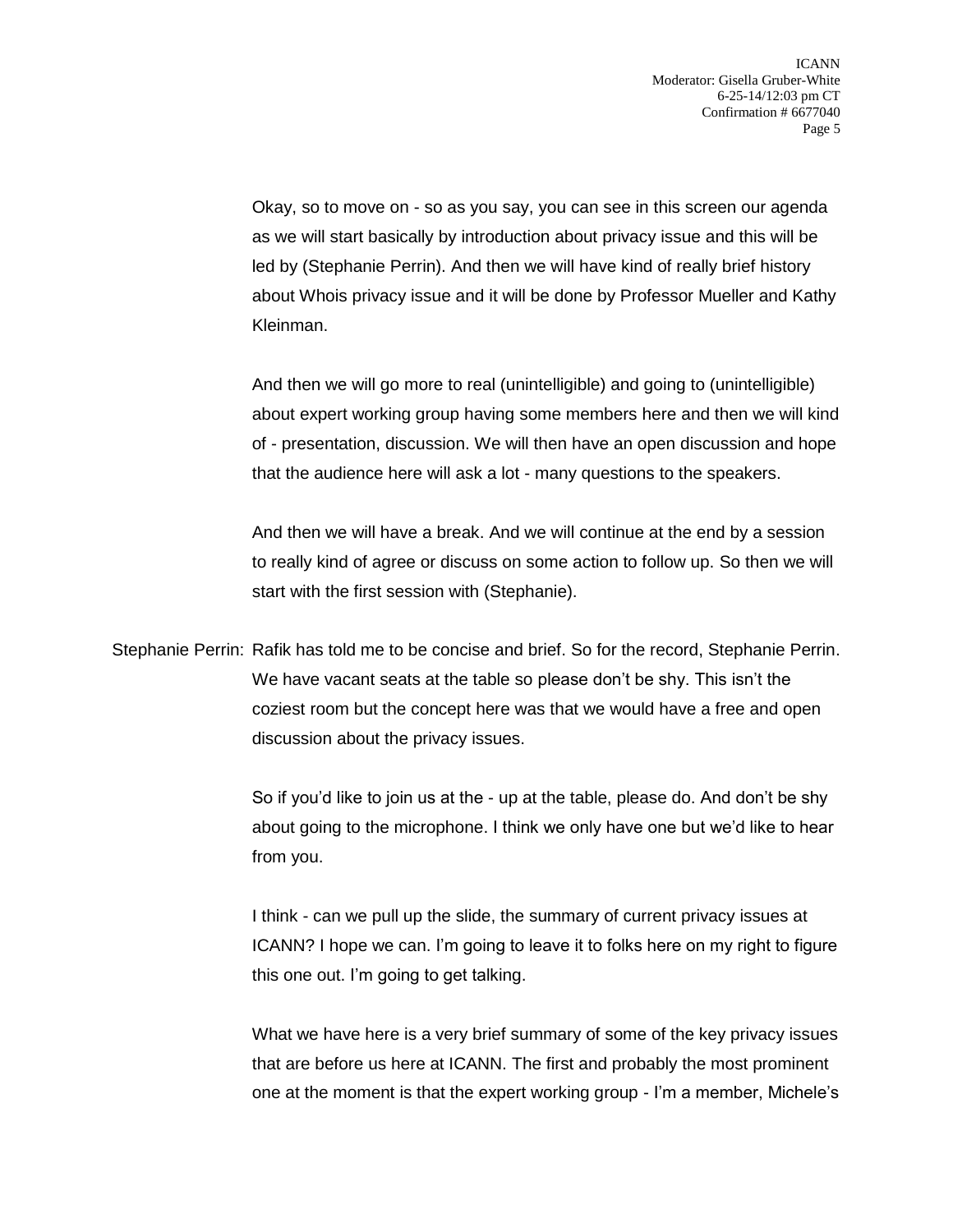Okay, so to move on - so as you say, you can see in this screen our agenda as we will start basically by introduction about privacy issue and this will be led by (Stephanie Perrin). And then we will have kind of really brief history about Whois privacy issue and it will be done by Professor Mueller and Kathy Kleinman.

And then we will go more to real (unintelligible) and going to (unintelligible) about expert working group having some members here and then we will kind of - presentation, discussion. We will then have an open discussion and hope that the audience here will ask a lot - many questions to the speakers.

And then we will have a break. And we will continue at the end by a session to really kind of agree or discuss on some action to follow up. So then we will start with the first session with (Stephanie).

Stephanie Perrin: Rafik has told me to be concise and brief. So for the record, Stephanie Perrin. We have vacant seats at the table so please don't be shy. This isn't the coziest room but the concept here was that we would have a free and open discussion about the privacy issues.

So if you'd like to join us at the - up at the table, please do. And don't be shy about going to the microphone. I think we only have one but we'd like to hear from you.

I think - can we pull up the slide, the summary of current privacy issues at ICANN? I hope we can. I'm going to leave it to folks here on my right to figure this one out. I'm going to get talking.

What we have here is a very brief summary of some of the key privacy issues that are before us here at ICANN. The first and probably the most prominent one at the moment is that the expert working group - I'm a member, Michele's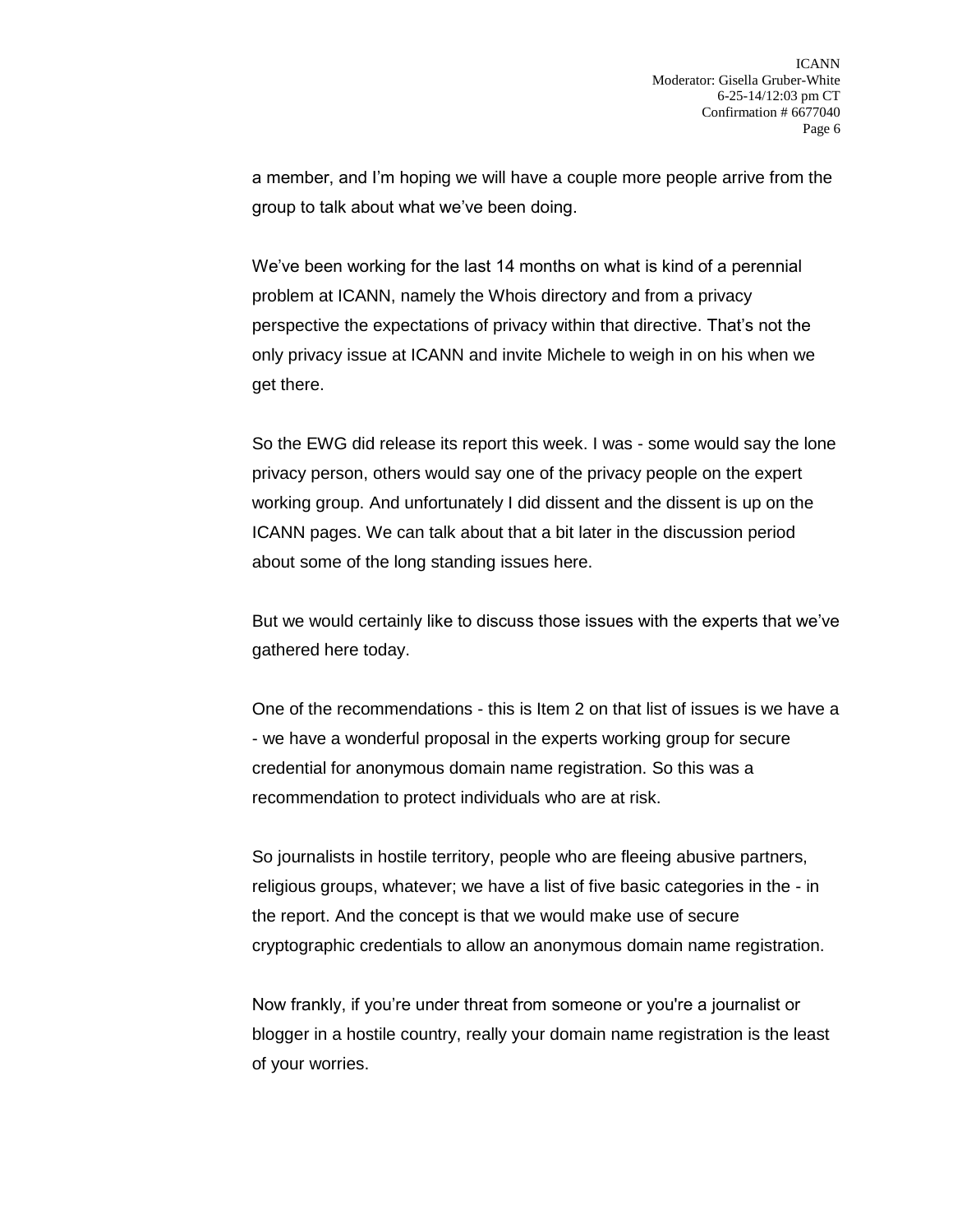a member, and I'm hoping we will have a couple more people arrive from the group to talk about what we've been doing.

We've been working for the last 14 months on what is kind of a perennial problem at ICANN, namely the Whois directory and from a privacy perspective the expectations of privacy within that directive. That's not the only privacy issue at ICANN and invite Michele to weigh in on his when we get there.

So the EWG did release its report this week. I was - some would say the lone privacy person, others would say one of the privacy people on the expert working group. And unfortunately I did dissent and the dissent is up on the ICANN pages. We can talk about that a bit later in the discussion period about some of the long standing issues here.

But we would certainly like to discuss those issues with the experts that we've gathered here today.

One of the recommendations - this is Item 2 on that list of issues is we have a - we have a wonderful proposal in the experts working group for secure credential for anonymous domain name registration. So this was a recommendation to protect individuals who are at risk.

So journalists in hostile territory, people who are fleeing abusive partners, religious groups, whatever; we have a list of five basic categories in the - in the report. And the concept is that we would make use of secure cryptographic credentials to allow an anonymous domain name registration.

Now frankly, if you're under threat from someone or you're a journalist or blogger in a hostile country, really your domain name registration is the least of your worries.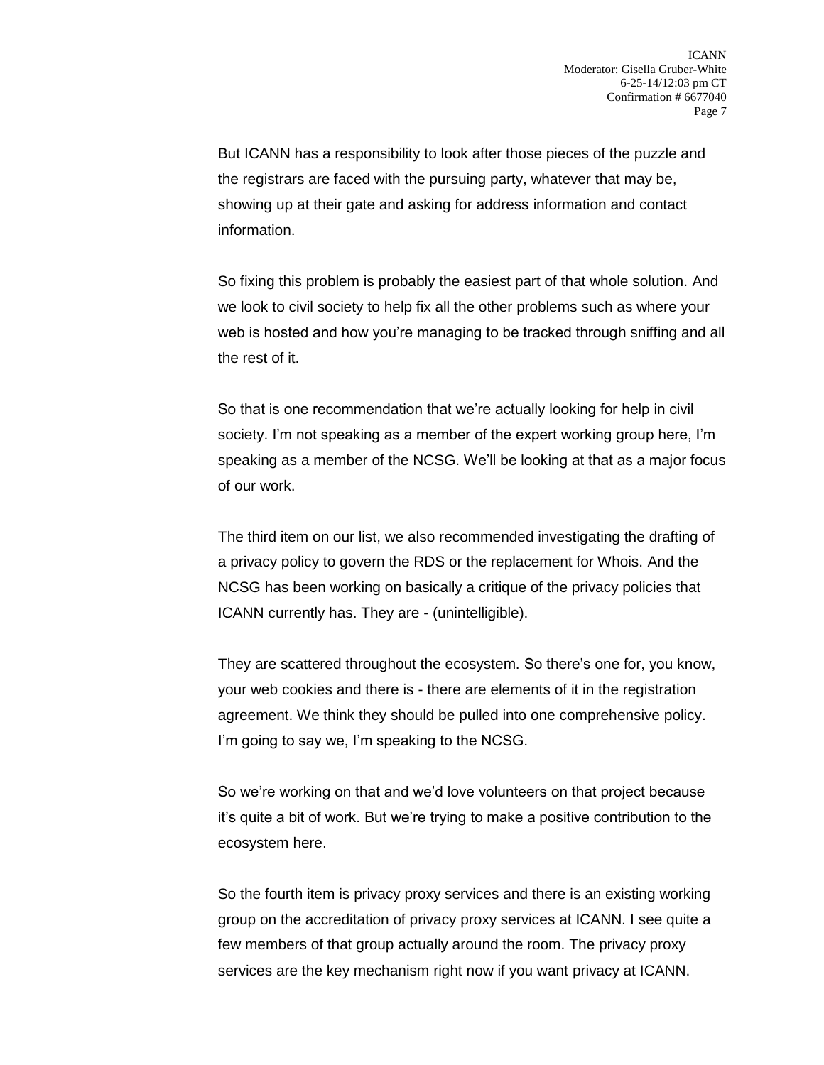But ICANN has a responsibility to look after those pieces of the puzzle and the registrars are faced with the pursuing party, whatever that may be, showing up at their gate and asking for address information and contact information.

So fixing this problem is probably the easiest part of that whole solution. And we look to civil society to help fix all the other problems such as where your web is hosted and how you're managing to be tracked through sniffing and all the rest of it.

So that is one recommendation that we're actually looking for help in civil society. I'm not speaking as a member of the expert working group here, I'm speaking as a member of the NCSG. We'll be looking at that as a major focus of our work.

The third item on our list, we also recommended investigating the drafting of a privacy policy to govern the RDS or the replacement for Whois. And the NCSG has been working on basically a critique of the privacy policies that ICANN currently has. They are - (unintelligible).

They are scattered throughout the ecosystem. So there's one for, you know, your web cookies and there is - there are elements of it in the registration agreement. We think they should be pulled into one comprehensive policy. I'm going to say we, I'm speaking to the NCSG.

So we're working on that and we'd love volunteers on that project because it's quite a bit of work. But we're trying to make a positive contribution to the ecosystem here.

So the fourth item is privacy proxy services and there is an existing working group on the accreditation of privacy proxy services at ICANN. I see quite a few members of that group actually around the room. The privacy proxy services are the key mechanism right now if you want privacy at ICANN.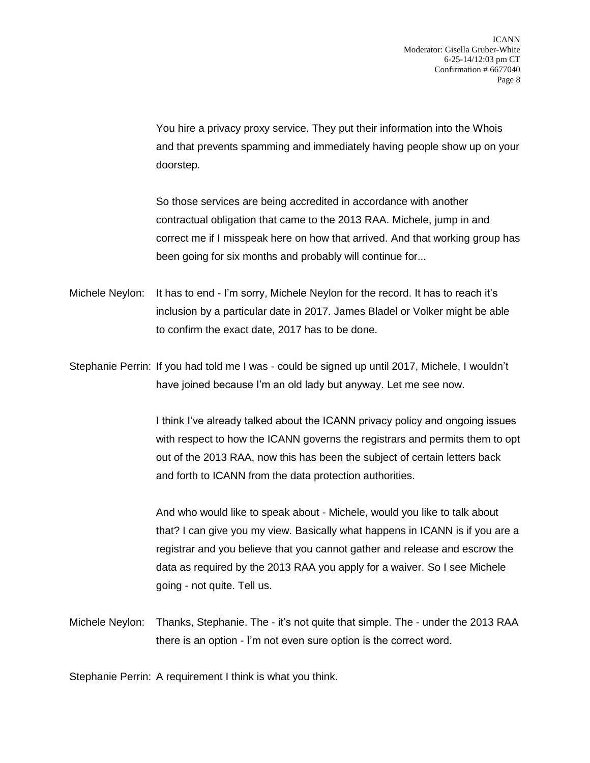You hire a privacy proxy service. They put their information into the Whois and that prevents spamming and immediately having people show up on your doorstep.

So those services are being accredited in accordance with another contractual obligation that came to the 2013 RAA. Michele, jump in and correct me if I misspeak here on how that arrived. And that working group has been going for six months and probably will continue for...

Michele Neylon: It has to end - I'm sorry, Michele Neylon for the record. It has to reach it's inclusion by a particular date in 2017. James Bladel or Volker might be able to confirm the exact date, 2017 has to be done.

Stephanie Perrin: If you had told me I was - could be signed up until 2017, Michele, I wouldn't have joined because I'm an old lady but anyway. Let me see now.

I think I've already talked about the ICANN privacy policy and ongoing issues with respect to how the ICANN governs the registrars and permits them to opt out of the 2013 RAA, now this has been the subject of certain letters back and forth to ICANN from the data protection authorities.

And who would like to speak about - Michele, would you like to talk about that? I can give you my view. Basically what happens in ICANN is if you are a registrar and you believe that you cannot gather and release and escrow the data as required by the 2013 RAA you apply for a waiver. So I see Michele going - not quite. Tell us.

Michele Neylon: Thanks, Stephanie. The - it's not quite that simple. The - under the 2013 RAA there is an option - I'm not even sure option is the correct word.

Stephanie Perrin: A requirement I think is what you think.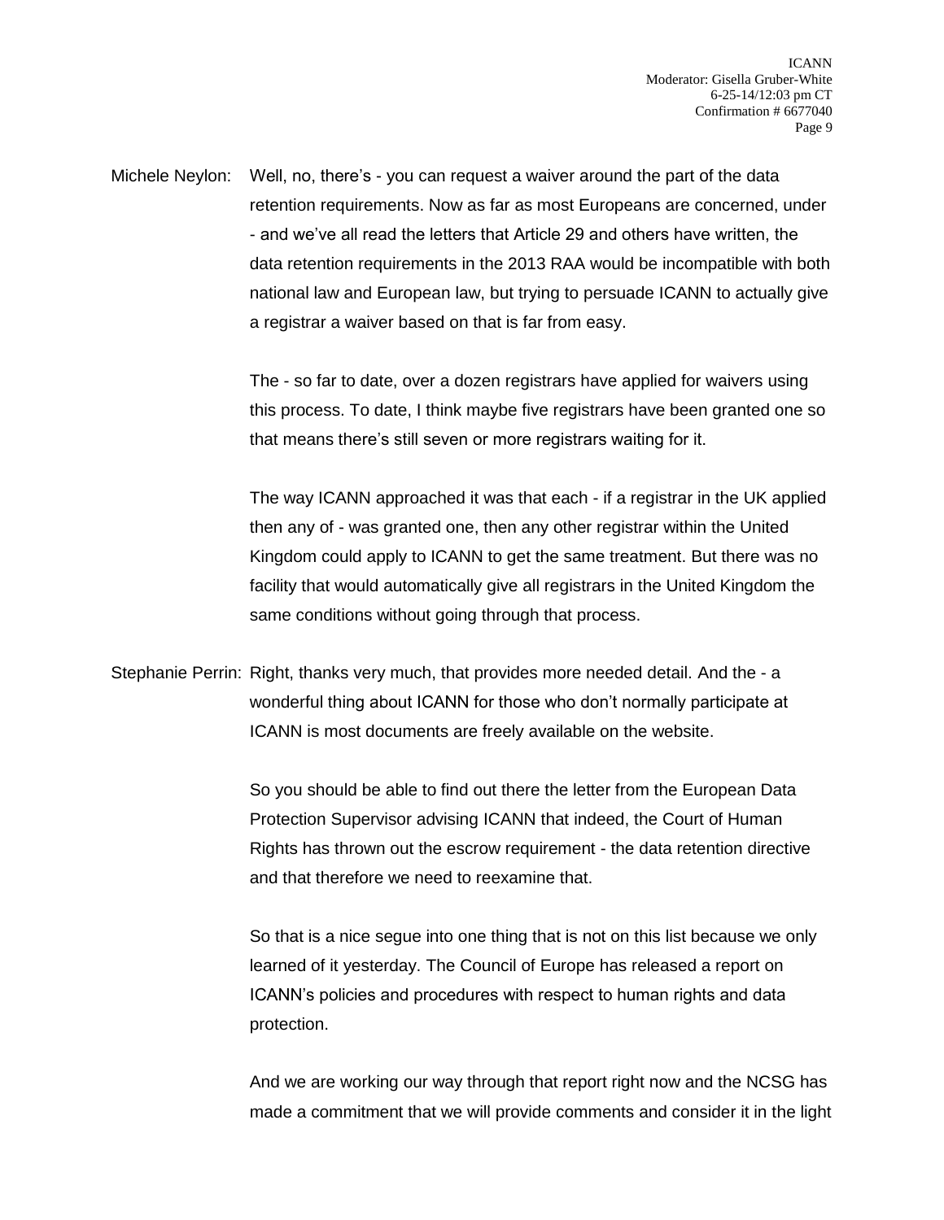Michele Neylon: Well, no, there's - you can request a waiver around the part of the data retention requirements. Now as far as most Europeans are concerned, under - and we've all read the letters that Article 29 and others have written, the data retention requirements in the 2013 RAA would be incompatible with both national law and European law, but trying to persuade ICANN to actually give a registrar a waiver based on that is far from easy.

The - so far to date, over a dozen registrars have applied for waivers using this process. To date, I think maybe five registrars have been granted one so that means there's still seven or more registrars waiting for it.

The way ICANN approached it was that each - if a registrar in the UK applied then any of - was granted one, then any other registrar within the United Kingdom could apply to ICANN to get the same treatment. But there was no facility that would automatically give all registrars in the United Kingdom the same conditions without going through that process.

Stephanie Perrin: Right, thanks very much, that provides more needed detail. And the - a wonderful thing about ICANN for those who don't normally participate at ICANN is most documents are freely available on the website.

So you should be able to find out there the letter from the European Data Protection Supervisor advising ICANN that indeed, the Court of Human Rights has thrown out the escrow requirement - the data retention directive and that therefore we need to reexamine that.

So that is a nice segue into one thing that is not on this list because we only learned of it yesterday. The Council of Europe has released a report on ICANN's policies and procedures with respect to human rights and data protection.

And we are working our way through that report right now and the NCSG has made a commitment that we will provide comments and consider it in the light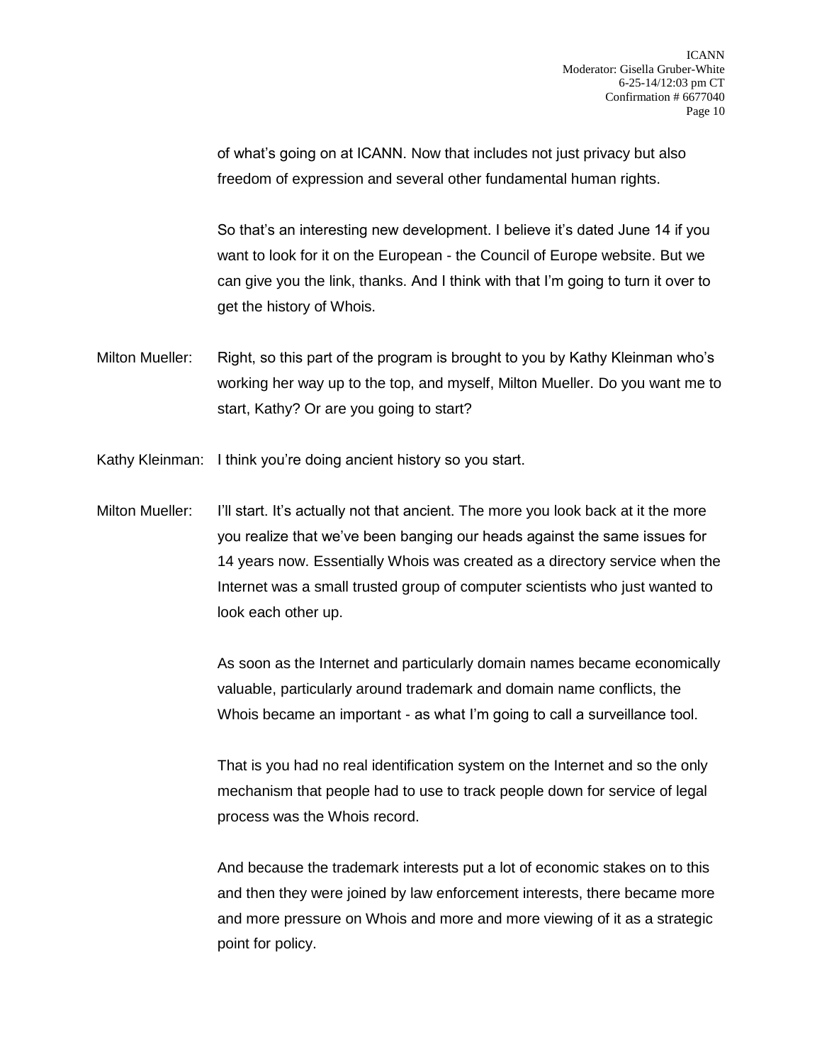of what's going on at ICANN. Now that includes not just privacy but also freedom of expression and several other fundamental human rights.

So that's an interesting new development. I believe it's dated June 14 if you want to look for it on the European - the Council of Europe website. But we can give you the link, thanks. And I think with that I'm going to turn it over to get the history of Whois.

Milton Mueller: Right, so this part of the program is brought to you by Kathy Kleinman who's working her way up to the top, and myself, Milton Mueller. Do you want me to start, Kathy? Or are you going to start?

Kathy Kleinman: I think you're doing ancient history so you start.

Milton Mueller: I'll start. It's actually not that ancient. The more you look back at it the more you realize that we've been banging our heads against the same issues for 14 years now. Essentially Whois was created as a directory service when the Internet was a small trusted group of computer scientists who just wanted to look each other up.

As soon as the Internet and particularly domain names became economically valuable, particularly around trademark and domain name conflicts, the Whois became an important - as what I'm going to call a surveillance tool.

That is you had no real identification system on the Internet and so the only mechanism that people had to use to track people down for service of legal process was the Whois record.

And because the trademark interests put a lot of economic stakes on to this and then they were joined by law enforcement interests, there became more and more pressure on Whois and more and more viewing of it as a strategic point for policy.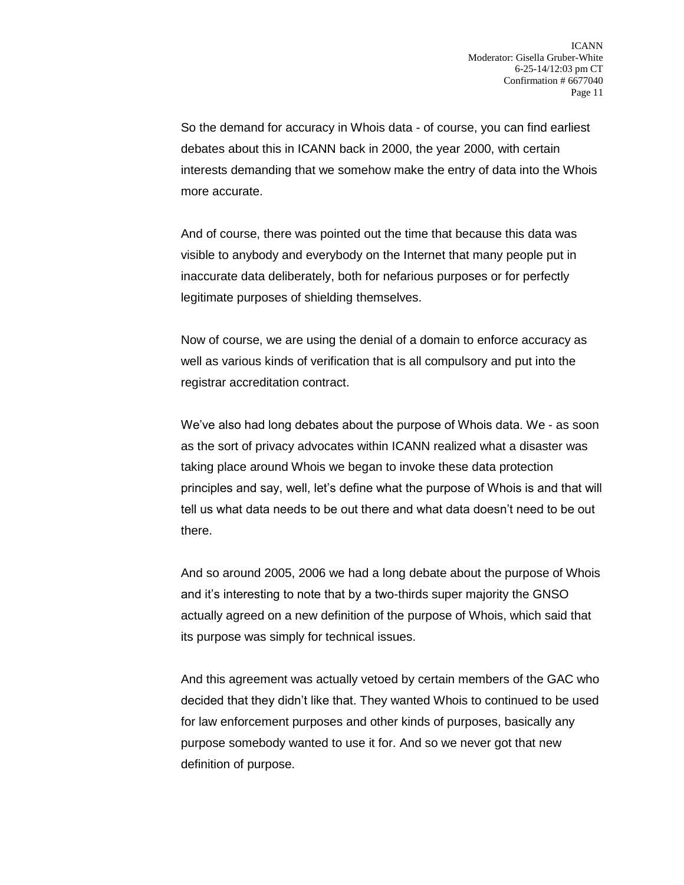So the demand for accuracy in Whois data - of course, you can find earliest debates about this in ICANN back in 2000, the year 2000, with certain interests demanding that we somehow make the entry of data into the Whois more accurate.

And of course, there was pointed out the time that because this data was visible to anybody and everybody on the Internet that many people put in inaccurate data deliberately, both for nefarious purposes or for perfectly legitimate purposes of shielding themselves.

Now of course, we are using the denial of a domain to enforce accuracy as well as various kinds of verification that is all compulsory and put into the registrar accreditation contract.

We've also had long debates about the purpose of Whois data. We - as soon as the sort of privacy advocates within ICANN realized what a disaster was taking place around Whois we began to invoke these data protection principles and say, well, let's define what the purpose of Whois is and that will tell us what data needs to be out there and what data doesn't need to be out there.

And so around 2005, 2006 we had a long debate about the purpose of Whois and it's interesting to note that by a two-thirds super majority the GNSO actually agreed on a new definition of the purpose of Whois, which said that its purpose was simply for technical issues.

And this agreement was actually vetoed by certain members of the GAC who decided that they didn't like that. They wanted Whois to continued to be used for law enforcement purposes and other kinds of purposes, basically any purpose somebody wanted to use it for. And so we never got that new definition of purpose.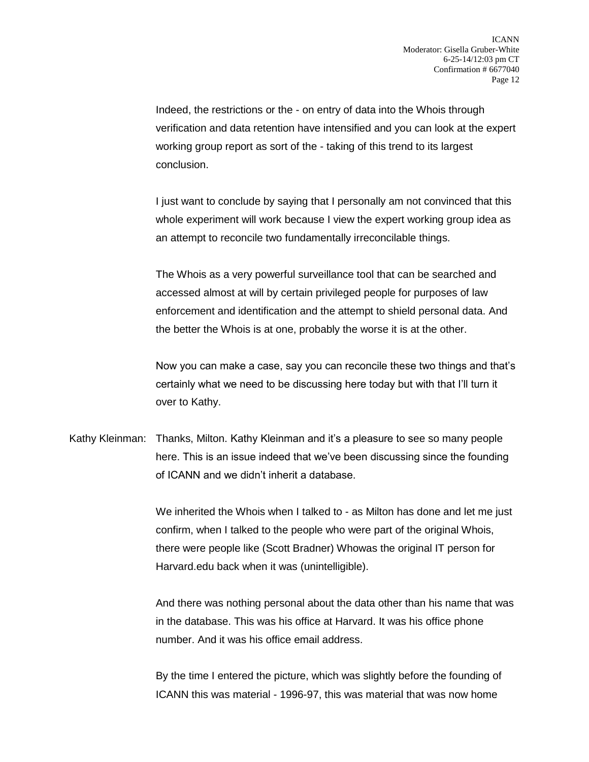Indeed, the restrictions or the - on entry of data into the Whois through verification and data retention have intensified and you can look at the expert working group report as sort of the - taking of this trend to its largest conclusion.

I just want to conclude by saying that I personally am not convinced that this whole experiment will work because I view the expert working group idea as an attempt to reconcile two fundamentally irreconcilable things.

The Whois as a very powerful surveillance tool that can be searched and accessed almost at will by certain privileged people for purposes of law enforcement and identification and the attempt to shield personal data. And the better the Whois is at one, probably the worse it is at the other.

Now you can make a case, say you can reconcile these two things and that's certainly what we need to be discussing here today but with that I'll turn it over to Kathy.

Kathy Kleinman: Thanks, Milton. Kathy Kleinman and it's a pleasure to see so many people here. This is an issue indeed that we've been discussing since the founding of ICANN and we didn't inherit a database.

We inherited the Whois when I talked to - as Milton has done and let me just confirm, when I talked to the people who were part of the original Whois, there were people like (Scott Bradner) Whowas the original IT person for Harvard.edu back when it was (unintelligible).

And there was nothing personal about the data other than his name that was in the database. This was his office at Harvard. It was his office phone number. And it was his office email address.

By the time I entered the picture, which was slightly before the founding of ICANN this was material - 1996-97, this was material that was now home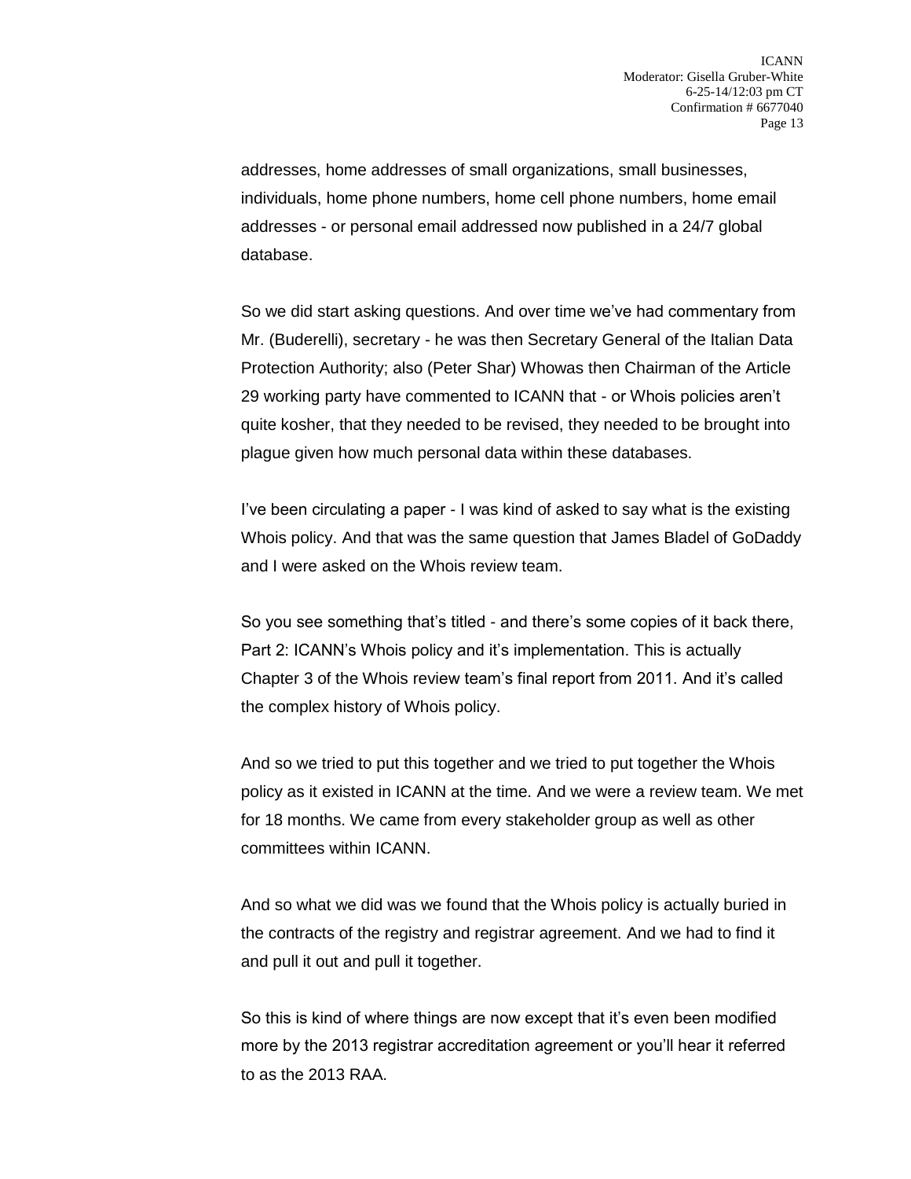addresses, home addresses of small organizations, small businesses, individuals, home phone numbers, home cell phone numbers, home email addresses - or personal email addressed now published in a 24/7 global database.

So we did start asking questions. And over time we've had commentary from Mr. (Buderelli), secretary - he was then Secretary General of the Italian Data Protection Authority; also (Peter Shar) Whowas then Chairman of the Article 29 working party have commented to ICANN that - or Whois policies aren't quite kosher, that they needed to be revised, they needed to be brought into plague given how much personal data within these databases.

I've been circulating a paper - I was kind of asked to say what is the existing Whois policy. And that was the same question that James Bladel of GoDaddy and I were asked on the Whois review team.

So you see something that's titled - and there's some copies of it back there, Part 2: ICANN's Whois policy and it's implementation. This is actually Chapter 3 of the Whois review team's final report from 2011. And it's called the complex history of Whois policy.

And so we tried to put this together and we tried to put together the Whois policy as it existed in ICANN at the time. And we were a review team. We met for 18 months. We came from every stakeholder group as well as other committees within ICANN.

And so what we did was we found that the Whois policy is actually buried in the contracts of the registry and registrar agreement. And we had to find it and pull it out and pull it together.

So this is kind of where things are now except that it's even been modified more by the 2013 registrar accreditation agreement or you'll hear it referred to as the 2013 RAA.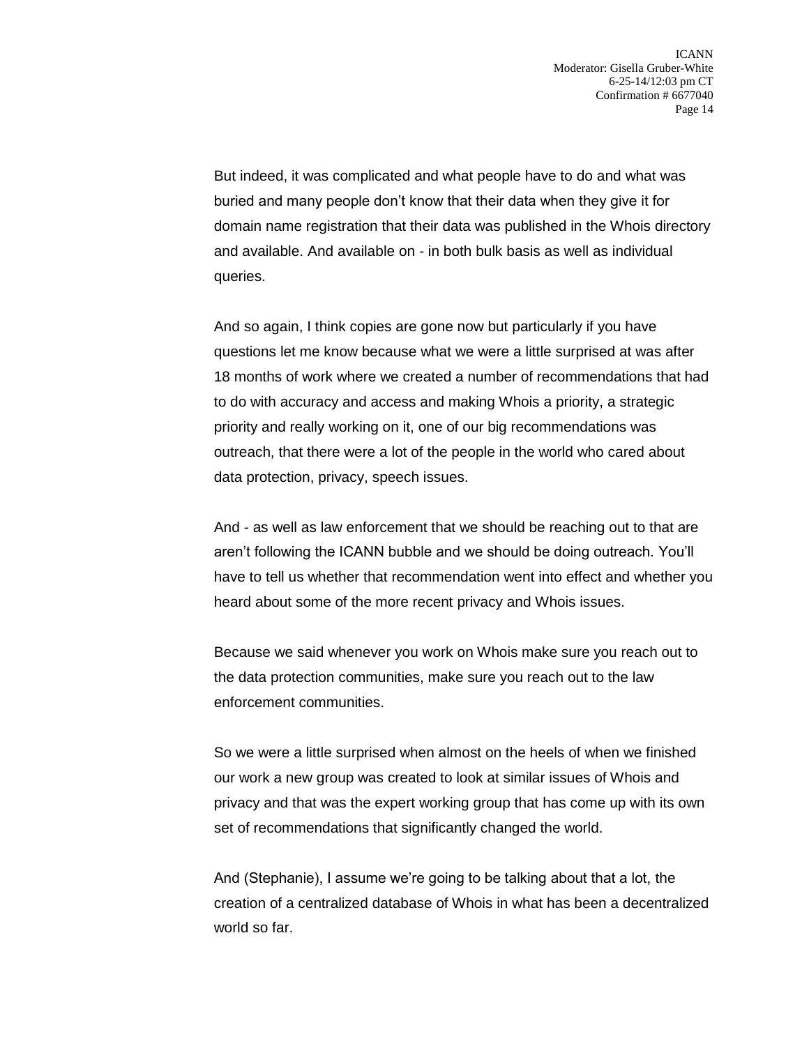But indeed, it was complicated and what people have to do and what was buried and many people don't know that their data when they give it for domain name registration that their data was published in the Whois directory and available. And available on - in both bulk basis as well as individual queries.

And so again, I think copies are gone now but particularly if you have questions let me know because what we were a little surprised at was after 18 months of work where we created a number of recommendations that had to do with accuracy and access and making Whois a priority, a strategic priority and really working on it, one of our big recommendations was outreach, that there were a lot of the people in the world who cared about data protection, privacy, speech issues.

And - as well as law enforcement that we should be reaching out to that are aren't following the ICANN bubble and we should be doing outreach. You'll have to tell us whether that recommendation went into effect and whether you heard about some of the more recent privacy and Whois issues.

Because we said whenever you work on Whois make sure you reach out to the data protection communities, make sure you reach out to the law enforcement communities.

So we were a little surprised when almost on the heels of when we finished our work a new group was created to look at similar issues of Whois and privacy and that was the expert working group that has come up with its own set of recommendations that significantly changed the world.

And (Stephanie), I assume we're going to be talking about that a lot, the creation of a centralized database of Whois in what has been a decentralized world so far.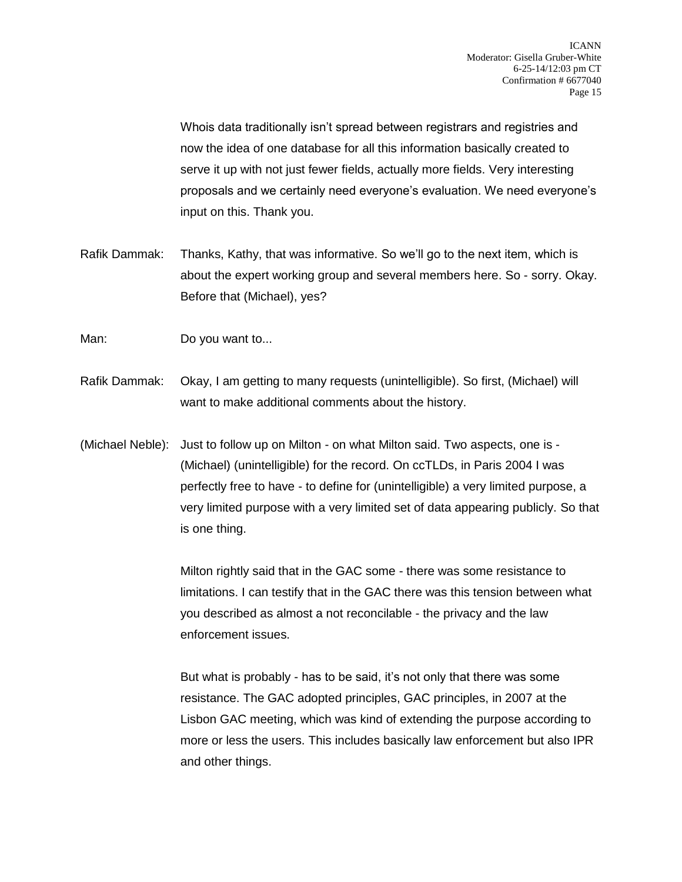Whois data traditionally isn't spread between registrars and registries and now the idea of one database for all this information basically created to serve it up with not just fewer fields, actually more fields. Very interesting proposals and we certainly need everyone's evaluation. We need everyone's input on this. Thank you.

Rafik Dammak: Thanks, Kathy, that was informative. So we'll go to the next item, which is about the expert working group and several members here. So - sorry. Okay. Before that (Michael), yes?

Man: Do you want to...

Rafik Dammak: Okay, I am getting to many requests (unintelligible). So first, (Michael) will want to make additional comments about the history.

(Michael Neble): Just to follow up on Milton - on what Milton said. Two aspects, one is - (Michael) (unintelligible) for the record. On ccTLDs, in Paris 2004 I was perfectly free to have - to define for (unintelligible) a very limited purpose, a very limited purpose with a very limited set of data appearing publicly. So that is one thing.

Milton rightly said that in the GAC some - there was some resistance to limitations. I can testify that in the GAC there was this tension between what you described as almost a not reconcilable - the privacy and the law enforcement issues.

But what is probably - has to be said, it's not only that there was some resistance. The GAC adopted principles, GAC principles, in 2007 at the Lisbon GAC meeting, which was kind of extending the purpose according to more or less the users. This includes basically law enforcement but also IPR and other things.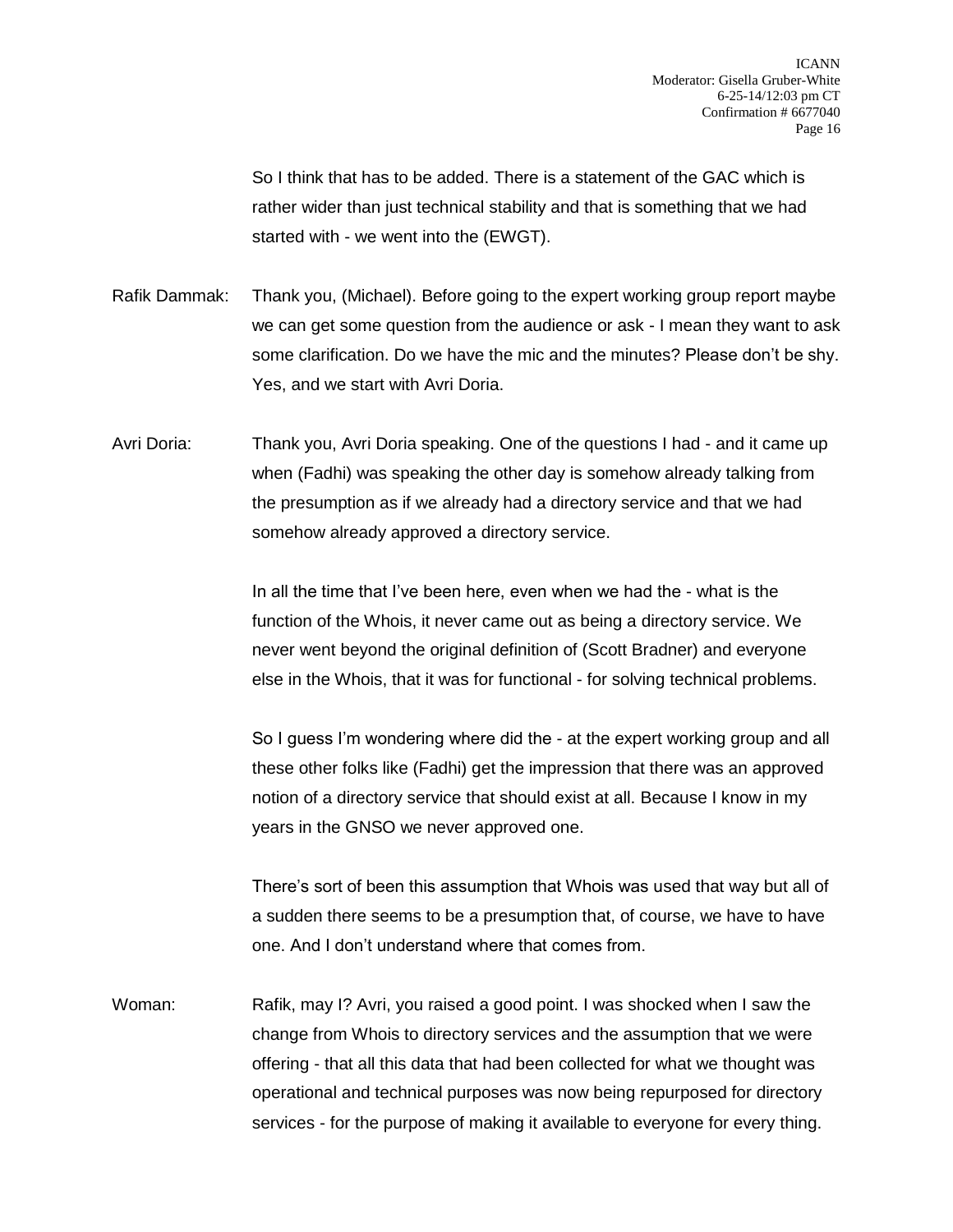So I think that has to be added. There is a statement of the GAC which is rather wider than just technical stability and that is something that we had started with - we went into the (EWGT).

Rafik Dammak: Thank you, (Michael). Before going to the expert working group report maybe we can get some question from the audience or ask - I mean they want to ask some clarification. Do we have the mic and the minutes? Please don't be shy. Yes, and we start with Avri Doria.

Avri Doria: Thank you, Avri Doria speaking. One of the questions I had - and it came up when (Fadhi) was speaking the other day is somehow already talking from the presumption as if we already had a directory service and that we had somehow already approved a directory service.

In all the time that I've been here, even when we had the - what is the function of the Whois, it never came out as being a directory service. We never went beyond the original definition of (Scott Bradner) and everyone else in the Whois, that it was for functional - for solving technical problems.

So I guess I'm wondering where did the - at the expert working group and all these other folks like (Fadhi) get the impression that there was an approved notion of a directory service that should exist at all. Because I know in my years in the GNSO we never approved one.

There's sort of been this assumption that Whois was used that way but all of a sudden there seems to be a presumption that, of course, we have to have one. And I don't understand where that comes from.

Woman: Rafik, may I? Avri, you raised a good point. I was shocked when I saw the change from Whois to directory services and the assumption that we were offering - that all this data that had been collected for what we thought was operational and technical purposes was now being repurposed for directory services - for the purpose of making it available to everyone for every thing.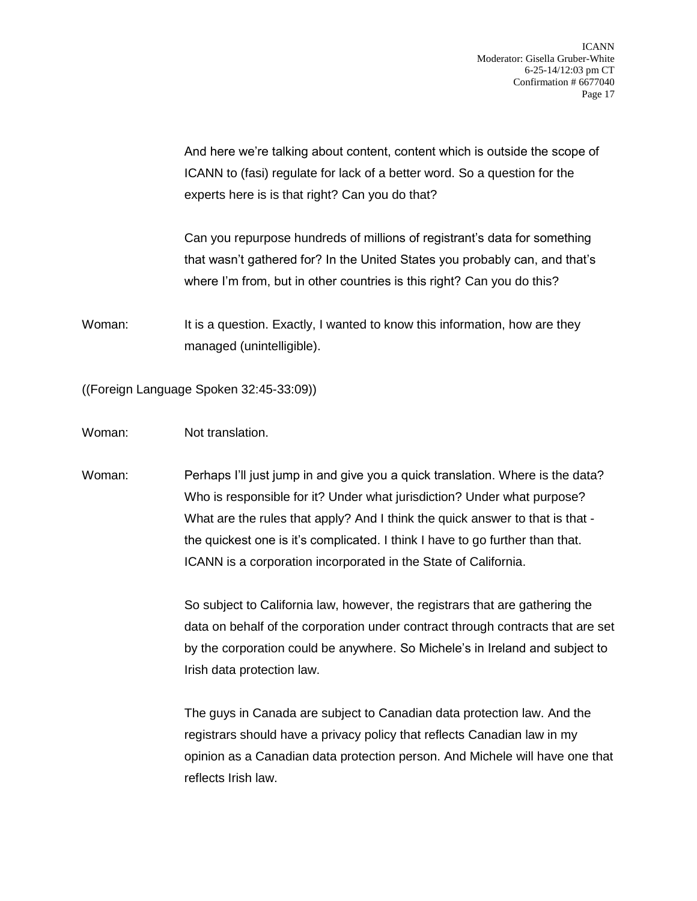And here we're talking about content, content which is outside the scope of ICANN to (fasi) regulate for lack of a better word. So a question for the experts here is is that right? Can you do that?

Can you repurpose hundreds of millions of registrant's data for something that wasn't gathered for? In the United States you probably can, and that's where I'm from, but in other countries is this right? Can you do this?

Woman: It is a question. Exactly, I wanted to know this information, how are they managed (unintelligible).

((Foreign Language Spoken 32:45-33:09))

Woman: Not translation.

Woman: Perhaps I'll just jump in and give you a quick translation. Where is the data? Who is responsible for it? Under what jurisdiction? Under what purpose? What are the rules that apply? And I think the quick answer to that is that - the quickest one is it's complicated. I think I have to go further than that. ICANN is a corporation incorporated in the State of California.

So subject to California law, however, the registrars that are gathering the data on behalf of the corporation under contract through contracts that are set by the corporation could be anywhere. So Michele's in Ireland and subject to Irish data protection law.

The guys in Canada are subject to Canadian data protection law. And the registrars should have a privacy policy that reflects Canadian law in my opinion as a Canadian data protection person. And Michele will have one that reflects Irish law.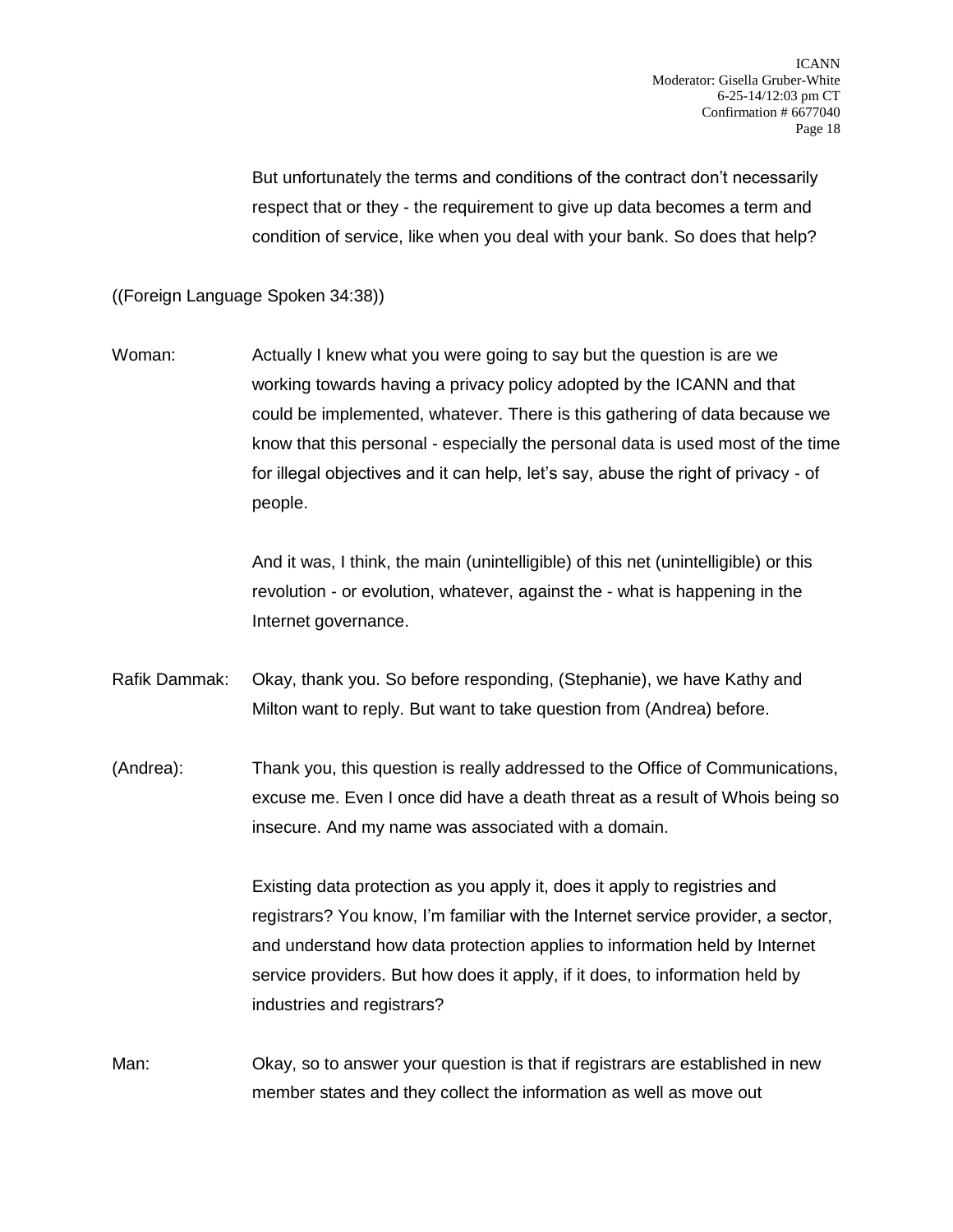But unfortunately the terms and conditions of the contract don't necessarily respect that or they - the requirement to give up data becomes a term and condition of service, like when you deal with your bank. So does that help?

((Foreign Language Spoken 34:38))

Woman: Actually I knew what you were going to say but the question is are we working towards having a privacy policy adopted by the ICANN and that could be implemented, whatever. There is this gathering of data because we know that this personal - especially the personal data is used most of the time for illegal objectives and it can help, let's say, abuse the right of privacy - of people.

And it was, I think, the main (unintelligible) of this net (unintelligible) or this revolution - or evolution, whatever, against the - what is happening in the Internet governance.

Rafik Dammak: Okay, thank you. So before responding, (Stephanie), we have Kathy and Milton want to reply. But want to take question from (Andrea) before.

(Andrea): Thank you, this question is really addressed to the Office of Communications, excuse me. Even I once did have a death threat as a result of Whois being so insecure. And my name was associated with a domain.

Existing data protection as you apply it, does it apply to registries and registrars? You know, I'm familiar with the Internet service provider, a sector, and understand how data protection applies to information held by Internet service providers. But how does it apply, if it does, to information held by industries and registrars?

Man: Okay, so to answer your question is that if registrars are established in new member states and they collect the information as well as move out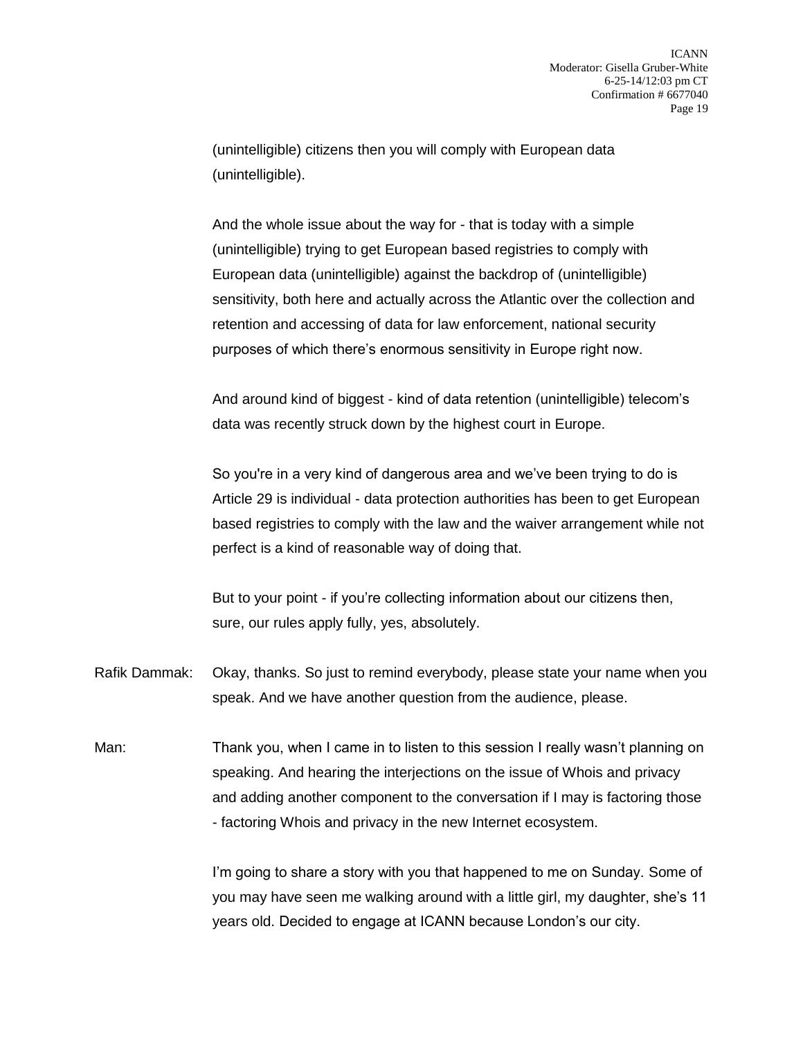(unintelligible) citizens then you will comply with European data (unintelligible).

And the whole issue about the way for - that is today with a simple (unintelligible) trying to get European based registries to comply with European data (unintelligible) against the backdrop of (unintelligible) sensitivity, both here and actually across the Atlantic over the collection and retention and accessing of data for law enforcement, national security purposes of which there's enormous sensitivity in Europe right now.

And around kind of biggest - kind of data retention (unintelligible) telecom's data was recently struck down by the highest court in Europe.

So you're in a very kind of dangerous area and we've been trying to do is Article 29 is individual - data protection authorities has been to get European based registries to comply with the law and the waiver arrangement while not perfect is a kind of reasonable way of doing that.

But to your point - if you're collecting information about our citizens then, sure, our rules apply fully, yes, absolutely.

Rafik Dammak: Okay, thanks. So just to remind everybody, please state your name when you speak. And we have another question from the audience, please.

Man: Thank you, when I came in to listen to this session I really wasn't planning on speaking. And hearing the interjections on the issue of Whois and privacy and adding another component to the conversation if I may is factoring those - factoring Whois and privacy in the new Internet ecosystem.

I'm going to share a story with you that happened to me on Sunday. Some of you may have seen me walking around with a little girl, my daughter, she's 11 years old. Decided to engage at ICANN because London's our city.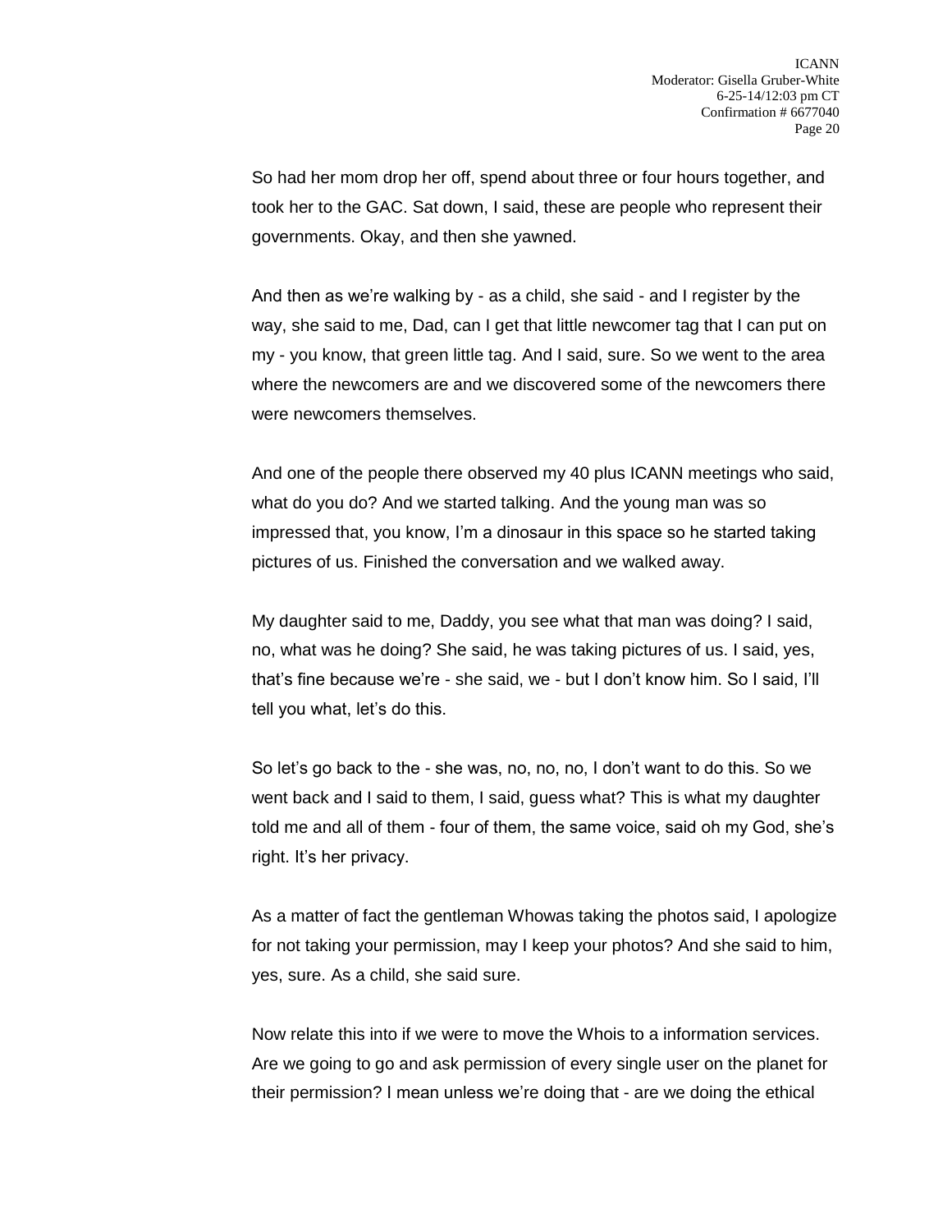So had her mom drop her off, spend about three or four hours together, and took her to the GAC. Sat down, I said, these are people who represent their governments. Okay, and then she yawned.

And then as we're walking by - as a child, she said - and I register by the way, she said to me, Dad, can I get that little newcomer tag that I can put on my - you know, that green little tag. And I said, sure. So we went to the area where the newcomers are and we discovered some of the newcomers there were newcomers themselves.

And one of the people there observed my 40 plus ICANN meetings who said, what do you do? And we started talking. And the young man was so impressed that, you know, I'm a dinosaur in this space so he started taking pictures of us. Finished the conversation and we walked away.

My daughter said to me, Daddy, you see what that man was doing? I said, no, what was he doing? She said, he was taking pictures of us. I said, yes, that's fine because we're - she said, we - but I don't know him. So I said, I'll tell you what, let's do this.

So let's go back to the - she was, no, no, no, I don't want to do this. So we went back and I said to them, I said, guess what? This is what my daughter told me and all of them - four of them, the same voice, said oh my God, she's right. It's her privacy.

As a matter of fact the gentleman Whowas taking the photos said, I apologize for not taking your permission, may I keep your photos? And she said to him, yes, sure. As a child, she said sure.

Now relate this into if we were to move the Whois to a information services. Are we going to go and ask permission of every single user on the planet for their permission? I mean unless we're doing that - are we doing the ethical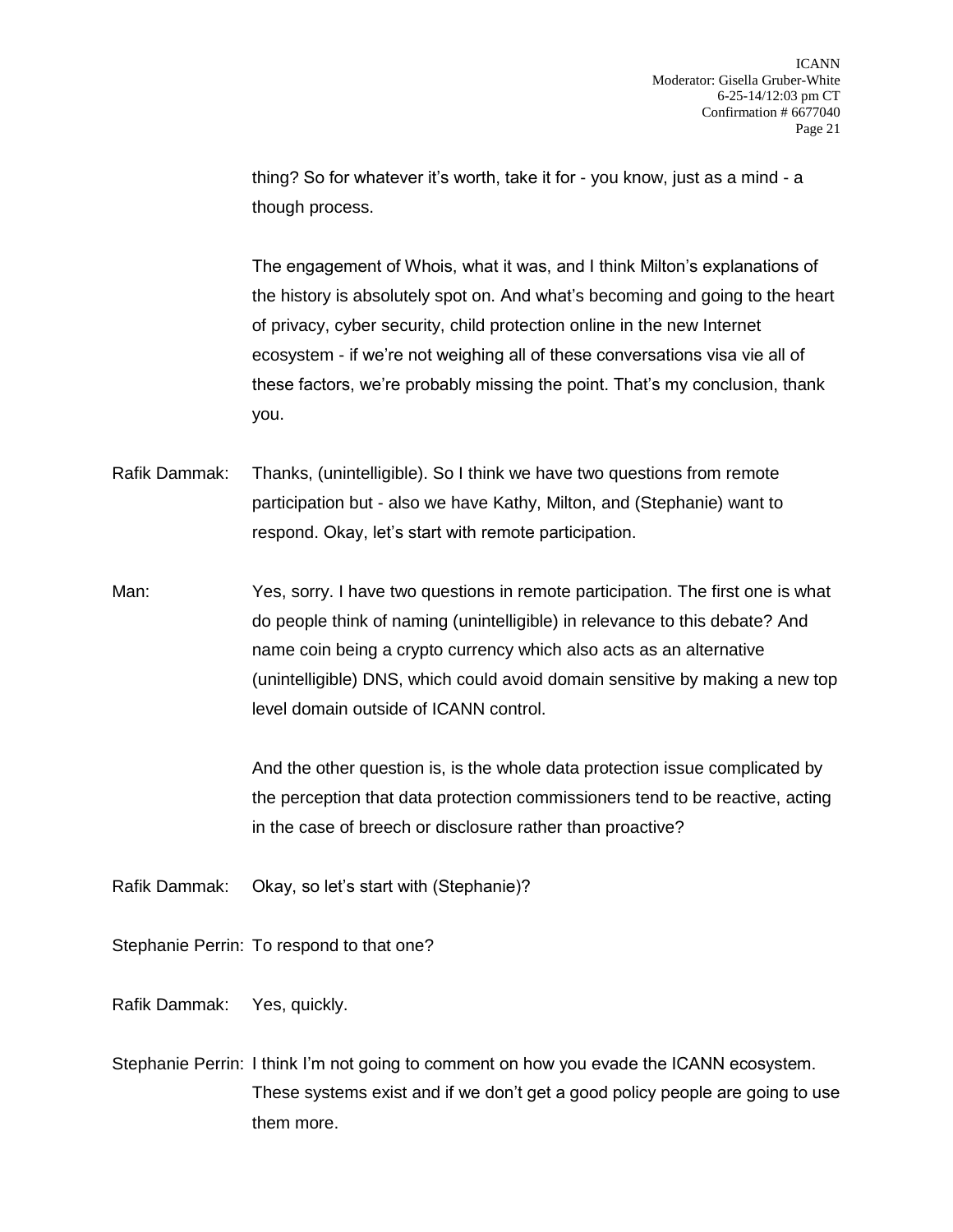thing? So for whatever it's worth, take it for - you know, just as a mind - a though process.

The engagement of Whois, what it was, and I think Milton's explanations of the history is absolutely spot on. And what's becoming and going to the heart of privacy, cyber security, child protection online in the new Internet ecosystem - if we're not weighing all of these conversations visa vie all of these factors, we're probably missing the point. That's my conclusion, thank you.

Rafik Dammak: Thanks, (unintelligible). So I think we have two questions from remote participation but - also we have Kathy, Milton, and (Stephanie) want to respond. Okay, let's start with remote participation.

Man: Yes, sorry. I have two questions in remote participation. The first one is what do people think of naming (unintelligible) in relevance to this debate? And name coin being a crypto currency which also acts as an alternative (unintelligible) DNS, which could avoid domain sensitive by making a new top level domain outside of ICANN control.

And the other question is, is the whole data protection issue complicated by the perception that data protection commissioners tend to be reactive, acting in the case of breech or disclosure rather than proactive?

Rafik Dammak: Okay, so let's start with (Stephanie)?

Stephanie Perrin: To respond to that one?

Rafik Dammak: Yes, quickly.

Stephanie Perrin: I think I'm not going to comment on how you evade the ICANN ecosystem. These systems exist and if we don't get a good policy people are going to use them more.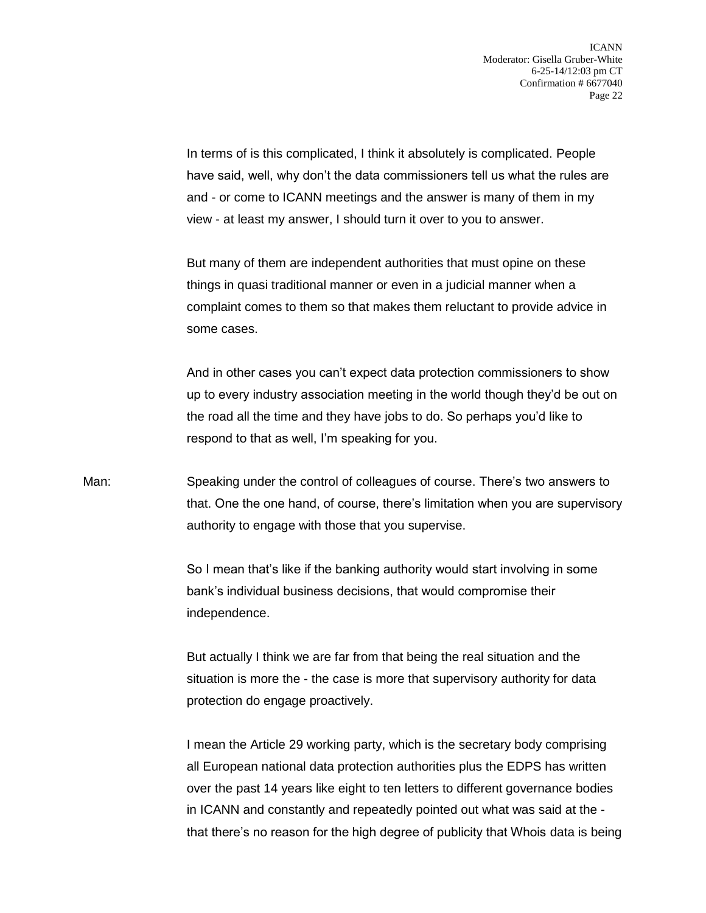In terms of is this complicated, I think it absolutely is complicated. People have said, well, why don't the data commissioners tell us what the rules are and - or come to ICANN meetings and the answer is many of them in my view - at least my answer, I should turn it over to you to answer.

But many of them are independent authorities that must opine on these things in quasi traditional manner or even in a judicial manner when a complaint comes to them so that makes them reluctant to provide advice in some cases.

And in other cases you can't expect data protection commissioners to show up to every industry association meeting in the world though they'd be out on the road all the time and they have jobs to do. So perhaps you'd like to respond to that as well, I'm speaking for you.

Man: Speaking under the control of colleagues of course. There's two answers to that. One the one hand, of course, there's limitation when you are supervisory authority to engage with those that you supervise.

So I mean that's like if the banking authority would start involving in some bank's individual business decisions, that would compromise their independence.

But actually I think we are far from that being the real situation and the situation is more the - the case is more that supervisory authority for data protection do engage proactively.

I mean the Article 29 working party, which is the secretary body comprising all European national data protection authorities plus the EDPS has written over the past 14 years like eight to ten letters to different governance bodies in ICANN and constantly and repeatedly pointed out what was said at the - that there's no reason for the high degree of publicity that Whois data is being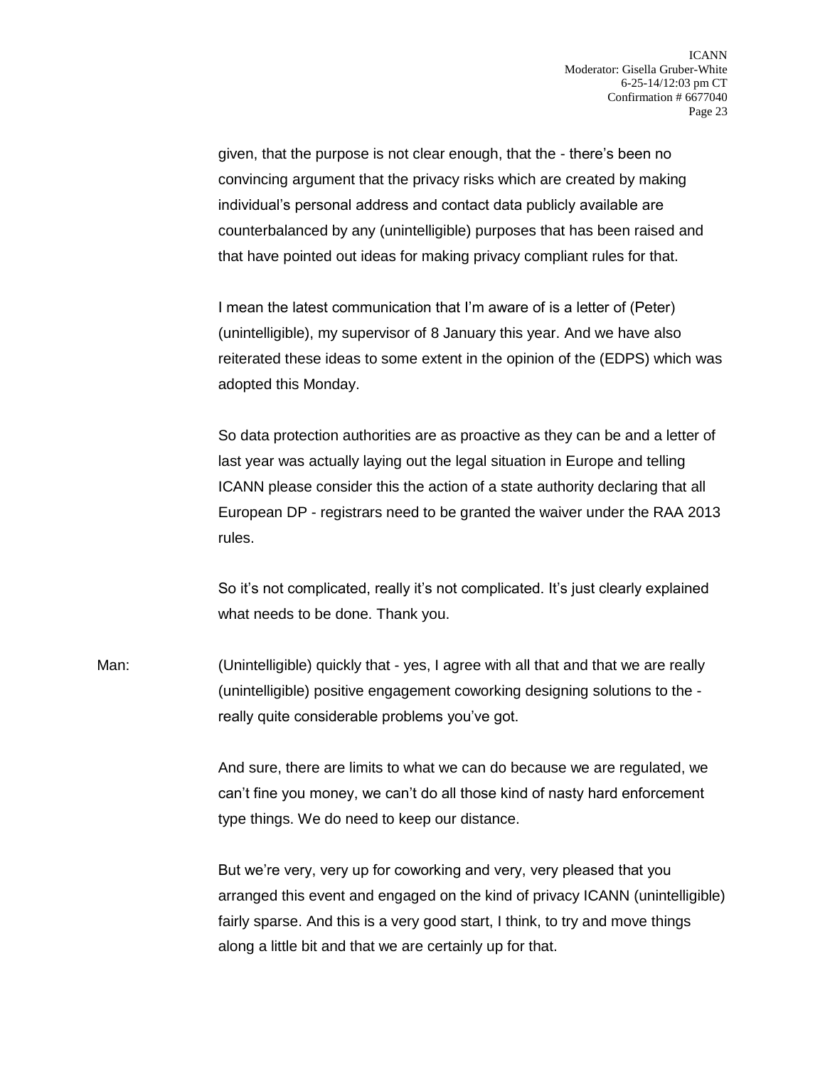given, that the purpose is not clear enough, that the - there's been no convincing argument that the privacy risks which are created by making individual's personal address and contact data publicly available are counterbalanced by any (unintelligible) purposes that has been raised and that have pointed out ideas for making privacy compliant rules for that.

I mean the latest communication that I'm aware of is a letter of (Peter) (unintelligible), my supervisor of 8 January this year. And we have also reiterated these ideas to some extent in the opinion of the (EDPS) which was adopted this Monday.

So data protection authorities are as proactive as they can be and a letter of last year was actually laying out the legal situation in Europe and telling ICANN please consider this the action of a state authority declaring that all European DP - registrars need to be granted the waiver under the RAA 2013 rules.

So it's not complicated, really it's not complicated. It's just clearly explained what needs to be done. Thank you.

Man: (Unintelligible) quickly that - yes, I agree with all that and that we are really (unintelligible) positive engagement coworking designing solutions to the - really quite considerable problems you've got.

And sure, there are limits to what we can do because we are regulated, we can't fine you money, we can't do all those kind of nasty hard enforcement type things. We do need to keep our distance.

But we're very, very up for coworking and very, very pleased that you arranged this event and engaged on the kind of privacy ICANN (unintelligible) fairly sparse. And this is a very good start, I think, to try and move things along a little bit and that we are certainly up for that.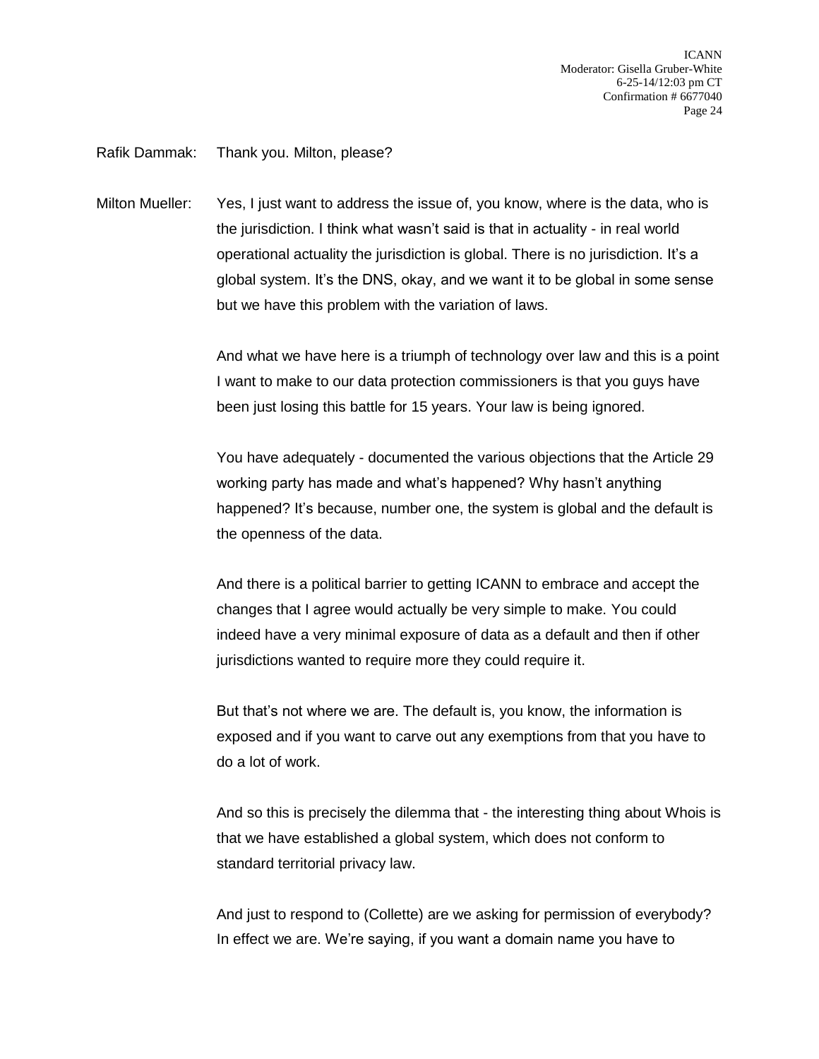Rafik Dammak: Thank you. Milton, please?

Milton Mueller: Yes, I just want to address the issue of, you know, where is the data, who is the jurisdiction. I think what wasn't said is that in actuality - in real world operational actuality the jurisdiction is global. There is no jurisdiction. It's a global system. It's the DNS, okay, and we want it to be global in some sense but we have this problem with the variation of laws.

And what we have here is a triumph of technology over law and this is a point I want to make to our data protection commissioners is that you guys have been just losing this battle for 15 years. Your law is being ignored.

You have adequately - documented the various objections that the Article 29 working party has made and what's happened? Why hasn't anything happened? It's because, number one, the system is global and the default is the openness of the data.

And there is a political barrier to getting ICANN to embrace and accept the changes that I agree would actually be very simple to make. You could indeed have a very minimal exposure of data as a default and then if other jurisdictions wanted to require more they could require it.

But that's not where we are. The default is, you know, the information is exposed and if you want to carve out any exemptions from that you have to do a lot of work.

And so this is precisely the dilemma that - the interesting thing about Whois is that we have established a global system, which does not conform to standard territorial privacy law.

And just to respond to (Collette) are we asking for permission of everybody? In effect we are. We're saying, if you want a domain name you have to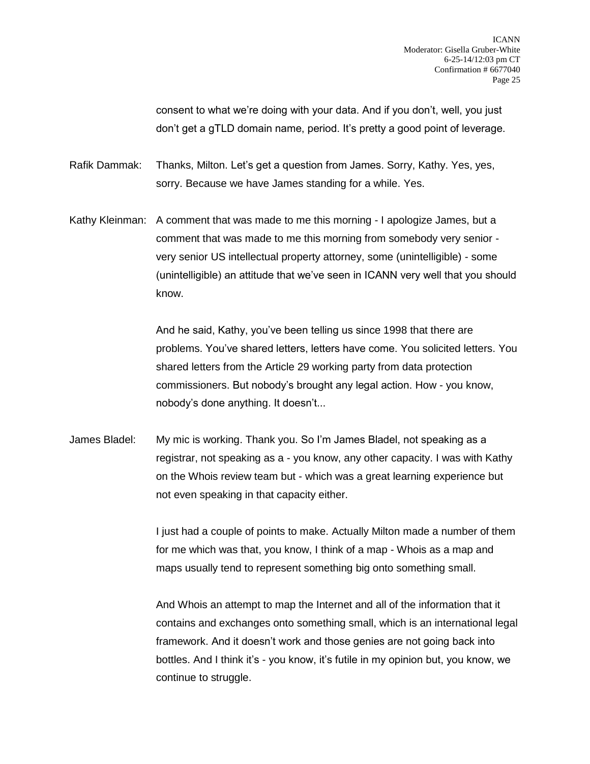consent to what we're doing with your data. And if you don't, well, you just don't get a gTLD domain name, period. It's pretty a good point of leverage.

Rafik Dammak: Thanks, Milton. Let's get a question from James. Sorry, Kathy. Yes, yes, sorry. Because we have James standing for a while. Yes.

Kathy Kleinman: A comment that was made to me this morning - I apologize James, but a comment that was made to me this morning from somebody very senior - very senior US intellectual property attorney, some (unintelligible) - some (unintelligible) an attitude that we've seen in ICANN very well that you should know.

And he said, Kathy, you've been telling us since 1998 that there are problems. You've shared letters, letters have come. You solicited letters. You shared letters from the Article 29 working party from data protection commissioners. But nobody's brought any legal action. How - you know, nobody's done anything. It doesn't...

James Bladel: My mic is working. Thank you. So I'm James Bladel, not speaking as a registrar, not speaking as a - you know, any other capacity. I was with Kathy on the Whois review team but - which was a great learning experience but not even speaking in that capacity either.

I just had a couple of points to make. Actually Milton made a number of them for me which was that, you know, I think of a map - Whois as a map and maps usually tend to represent something big onto something small.

And Whois an attempt to map the Internet and all of the information that it contains and exchanges onto something small, which is an international legal framework. And it doesn't work and those genies are not going back into bottles. And I think it's - you know, it's futile in my opinion but, you know, we continue to struggle.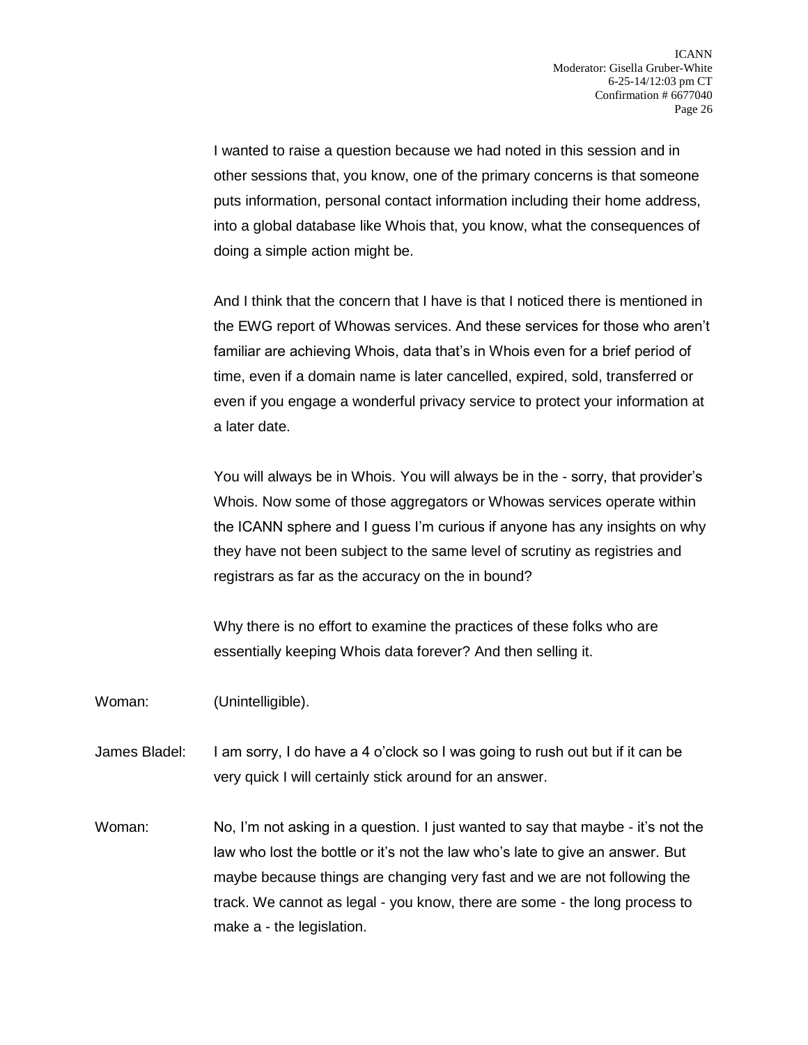I wanted to raise a question because we had noted in this session and in other sessions that, you know, one of the primary concerns is that someone puts information, personal contact information including their home address, into a global database like Whois that, you know, what the consequences of doing a simple action might be.

And I think that the concern that I have is that I noticed there is mentioned in the EWG report of Whowas services. And these services for those who aren't familiar are achieving Whois, data that's in Whois even for a brief period of time, even if a domain name is later cancelled, expired, sold, transferred or even if you engage a wonderful privacy service to protect your information at a later date.

You will always be in Whois. You will always be in the - sorry, that provider's Whois. Now some of those aggregators or Whowas services operate within the ICANN sphere and I guess I'm curious if anyone has any insights on why they have not been subject to the same level of scrutiny as registries and registrars as far as the accuracy on the in bound?

Why there is no effort to examine the practices of these folks who are essentially keeping Whois data forever? And then selling it.

Woman: (Unintelligible).

James Bladel: I am sorry, I do have a 4 o'clock so I was going to rush out but if it can be very quick I will certainly stick around for an answer.

Woman: No, I'm not asking in a question. I just wanted to say that maybe - it's not the law who lost the bottle or it's not the law who's late to give an answer. But maybe because things are changing very fast and we are not following the track. We cannot as legal - you know, there are some - the long process to make a - the legislation.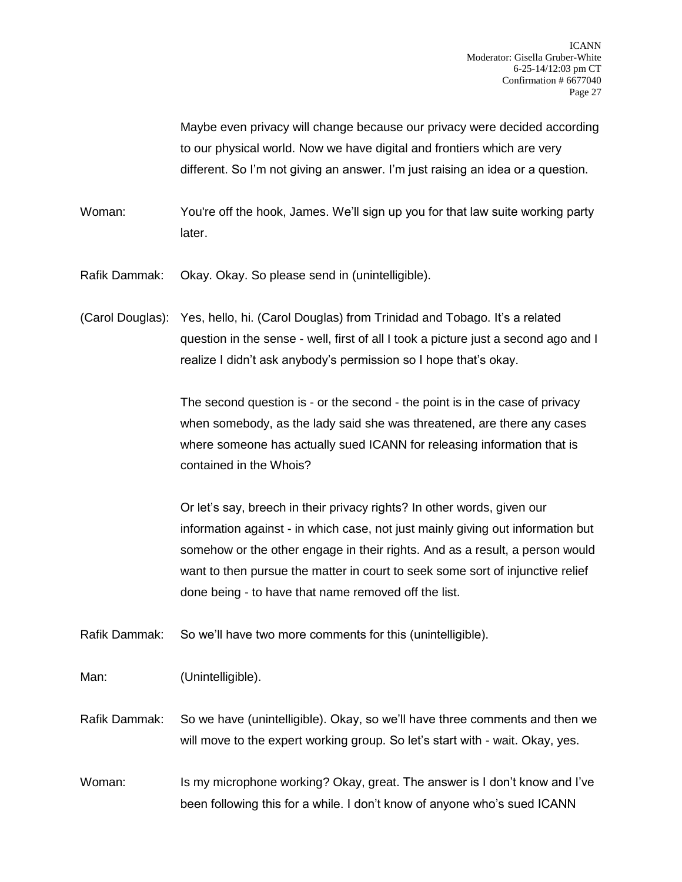Maybe even privacy will change because our privacy were decided according to our physical world. Now we have digital and frontiers which are very different. So I'm not giving an answer. I'm just raising an idea or a question.

Woman: You're off the hook, James. We'll sign up you for that law suite working party later.

Rafik Dammak: Okay. Okay. So please send in (unintelligible).

(Carol Douglas): Yes, hello, hi. (Carol Douglas) from Trinidad and Tobago. It's a related question in the sense - well, first of all I took a picture just a second ago and I realize I didn't ask anybody's permission so I hope that's okay.

The second question is - or the second - the point is in the case of privacy when somebody, as the lady said she was threatened, are there any cases where someone has actually sued ICANN for releasing information that is contained in the Whois?

Or let's say, breech in their privacy rights? In other words, given our information against - in which case, not just mainly giving out information but somehow or the other engage in their rights. And as a result, a person would want to then pursue the matter in court to seek some sort of injunctive relief done being - to have that name removed off the list.

Rafik Dammak: So we'll have two more comments for this (unintelligible).

Man: (Unintelligible).

Rafik Dammak: So we have (unintelligible). Okay, so we'll have three comments and then we will move to the expert working group. So let's start with - wait. Okay, yes.

Woman: Is my microphone working? Okay, great. The answer is I don't know and I've been following this for a while. I don't know of anyone who's sued ICANN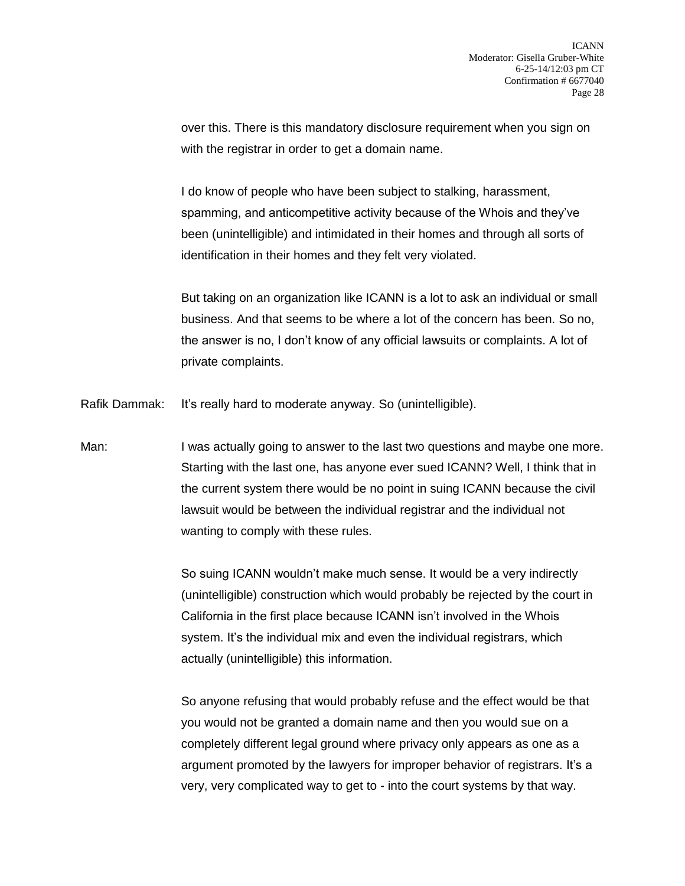over this. There is this mandatory disclosure requirement when you sign on with the registrar in order to get a domain name.

I do know of people who have been subject to stalking, harassment, spamming, and anticompetitive activity because of the Whois and they've been (unintelligible) and intimidated in their homes and through all sorts of identification in their homes and they felt very violated.

But taking on an organization like ICANN is a lot to ask an individual or small business. And that seems to be where a lot of the concern has been. So no, the answer is no, I don't know of any official lawsuits or complaints. A lot of private complaints.

Rafik Dammak: It's really hard to moderate anyway. So (unintelligible).

Man: I was actually going to answer to the last two questions and maybe one more. Starting with the last one, has anyone ever sued ICANN? Well, I think that in the current system there would be no point in suing ICANN because the civil lawsuit would be between the individual registrar and the individual not wanting to comply with these rules.

So suing ICANN wouldn't make much sense. It would be a very indirectly (unintelligible) construction which would probably be rejected by the court in California in the first place because ICANN isn't involved in the Whois system. It's the individual mix and even the individual registrars, which actually (unintelligible) this information.

So anyone refusing that would probably refuse and the effect would be that you would not be granted a domain name and then you would sue on a completely different legal ground where privacy only appears as one as a argument promoted by the lawyers for improper behavior of registrars. It's a very, very complicated way to get to - into the court systems by that way.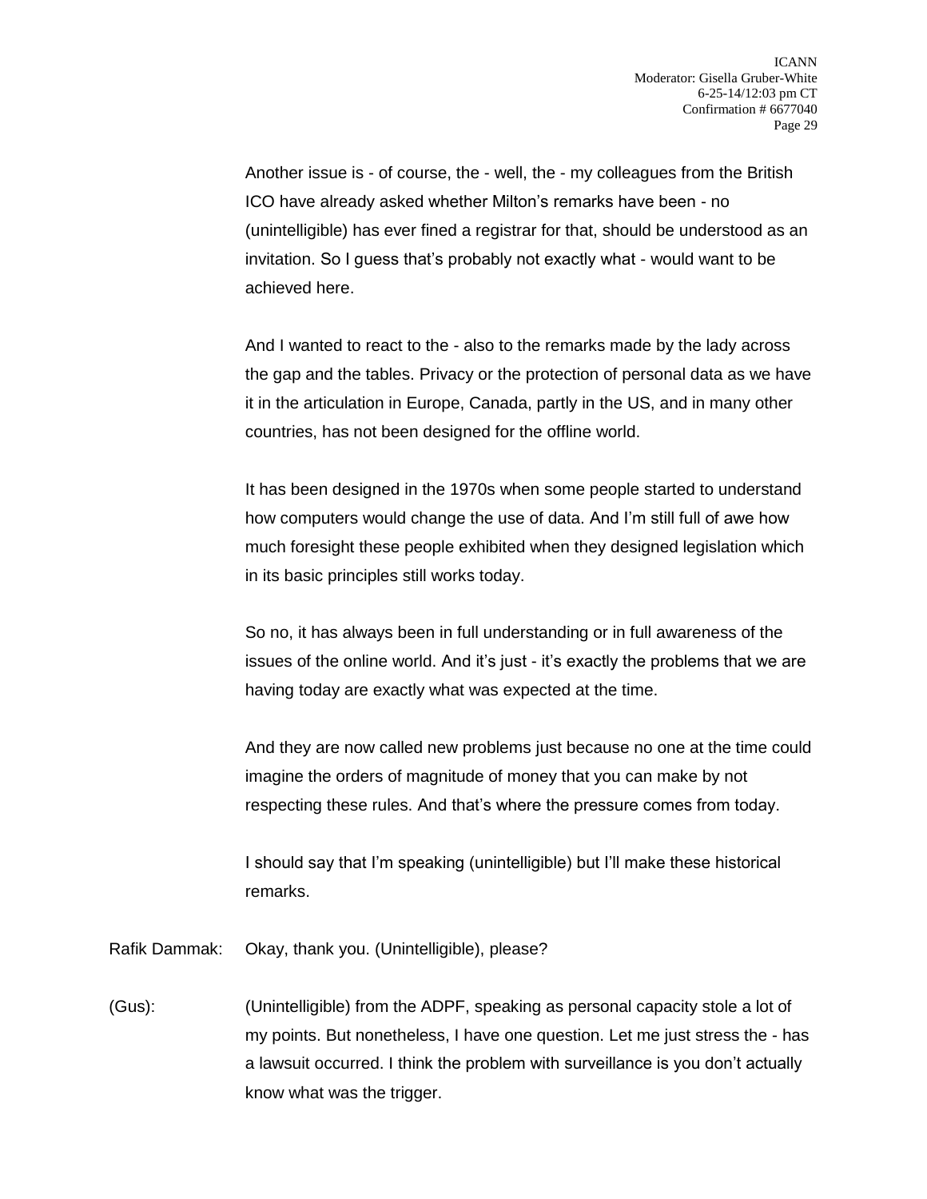Another issue is - of course, the - well, the - my colleagues from the British ICO have already asked whether Milton's remarks have been - no (unintelligible) has ever fined a registrar for that, should be understood as an invitation. So I guess that's probably not exactly what - would want to be achieved here.

And I wanted to react to the - also to the remarks made by the lady across the gap and the tables. Privacy or the protection of personal data as we have it in the articulation in Europe, Canada, partly in the US, and in many other countries, has not been designed for the offline world.

It has been designed in the 1970s when some people started to understand how computers would change the use of data. And I'm still full of awe how much foresight these people exhibited when they designed legislation which in its basic principles still works today.

So no, it has always been in full understanding or in full awareness of the issues of the online world. And it's just - it's exactly the problems that we are having today are exactly what was expected at the time.

And they are now called new problems just because no one at the time could imagine the orders of magnitude of money that you can make by not respecting these rules. And that's where the pressure comes from today.

I should say that I'm speaking (unintelligible) but I'll make these historical remarks.

Rafik Dammak: Okay, thank you. (Unintelligible), please?

(Gus): (Unintelligible) from the ADPF, speaking as personal capacity stole a lot of my points. But nonetheless, I have one question. Let me just stress the - has a lawsuit occurred. I think the problem with surveillance is you don't actually know what was the trigger.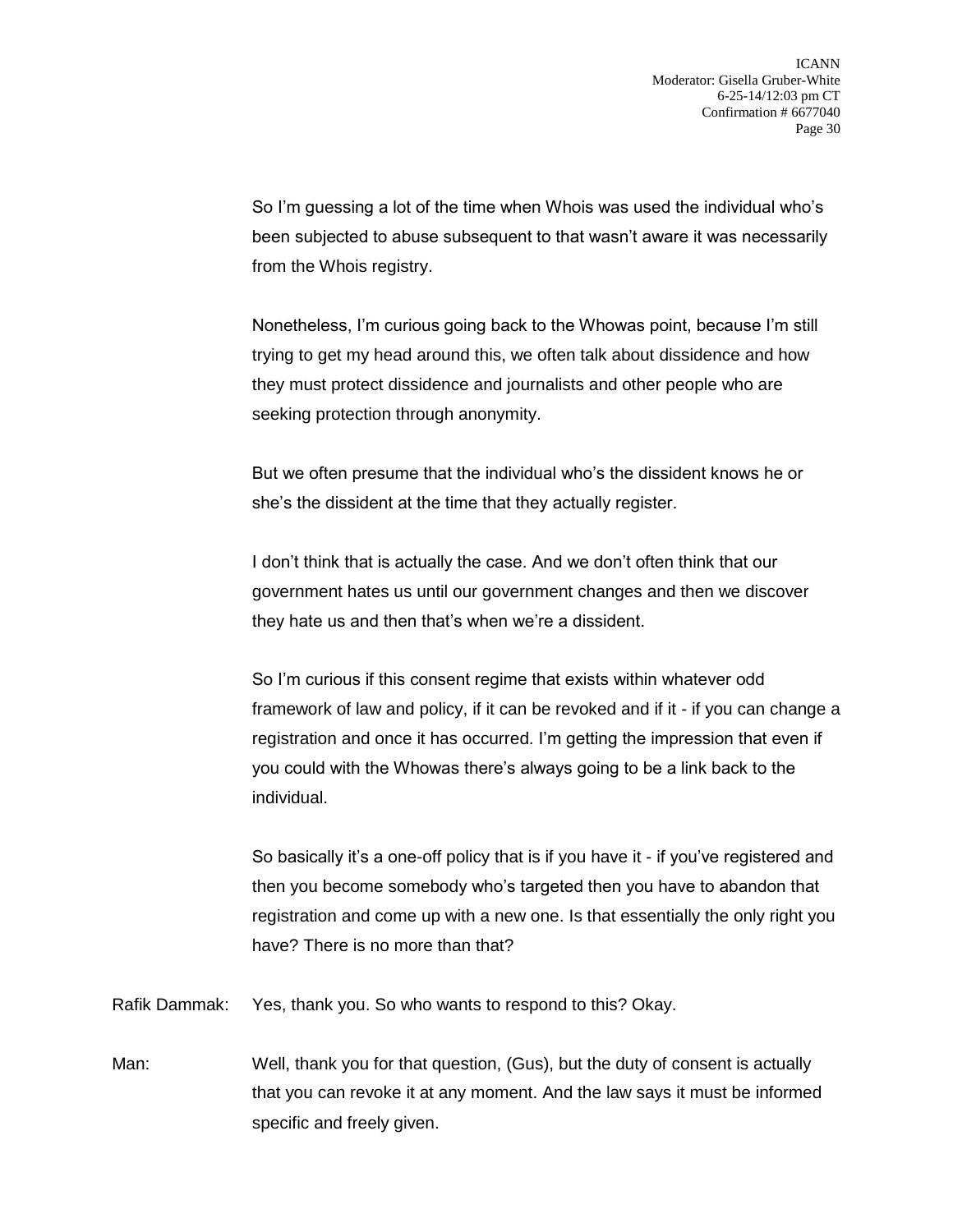So I'm guessing a lot of the time when Whois was used the individual who's been subjected to abuse subsequent to that wasn't aware it was necessarily from the Whois registry.

Nonetheless, I'm curious going back to the Whowas point, because I'm still trying to get my head around this, we often talk about dissidence and how they must protect dissidence and journalists and other people who are seeking protection through anonymity.

But we often presume that the individual who's the dissident knows he or she's the dissident at the time that they actually register.

I don't think that is actually the case. And we don't often think that our government hates us until our government changes and then we discover they hate us and then that's when we're a dissident.

So I'm curious if this consent regime that exists within whatever odd framework of law and policy, if it can be revoked and if it - if you can change a registration and once it has occurred. I'm getting the impression that even if you could with the Whowas there's always going to be a link back to the individual.

So basically it's a one-off policy that is if you have it - if you've registered and then you become somebody who's targeted then you have to abandon that registration and come up with a new one. Is that essentially the only right you have? There is no more than that?

Rafik Dammak: Yes, thank you. So who wants to respond to this? Okay.

Man: Well, thank you for that question, (Gus), but the duty of consent is actually that you can revoke it at any moment. And the law says it must be informed specific and freely given.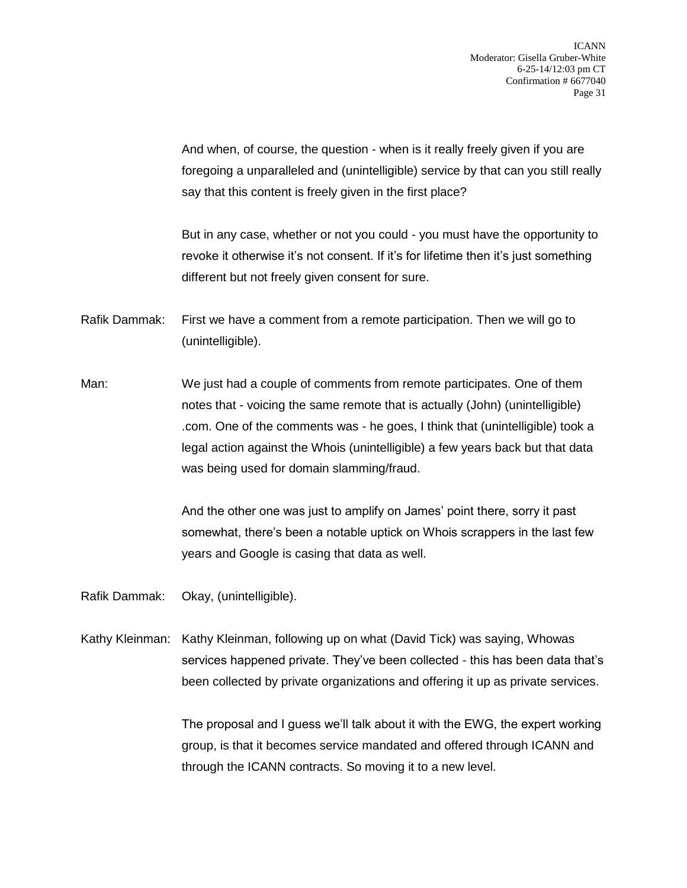And when, of course, the question - when is it really freely given if you are foregoing a unparalleled and (unintelligible) service by that can you still really say that this content is freely given in the first place?

But in any case, whether or not you could - you must have the opportunity to revoke it otherwise it's not consent. If it's for lifetime then it's just something different but not freely given consent for sure.

Rafik Dammak: First we have a comment from a remote participation. Then we will go to (unintelligible).

Man: We just had a couple of comments from remote participates. One of them notes that - voicing the same remote that is actually (John) (unintelligible) .com. One of the comments was - he goes, I think that (unintelligible) took a legal action against the Whois (unintelligible) a few years back but that data was being used for domain slamming/fraud.

And the other one was just to amplify on James' point there, sorry it past somewhat, there's been a notable uptick on Whois scrappers in the last few years and Google is casing that data as well.

Rafik Dammak: Okay, (unintelligible).

Kathy Kleinman: Kathy Kleinman, following up on what (David Tick) was saying, Whowas services happened private. They've been collected - this has been data that's been collected by private organizations and offering it up as private services.

The proposal and I guess we'll talk about it with the EWG, the expert working group, is that it becomes service mandated and offered through ICANN and through the ICANN contracts. So moving it to a new level.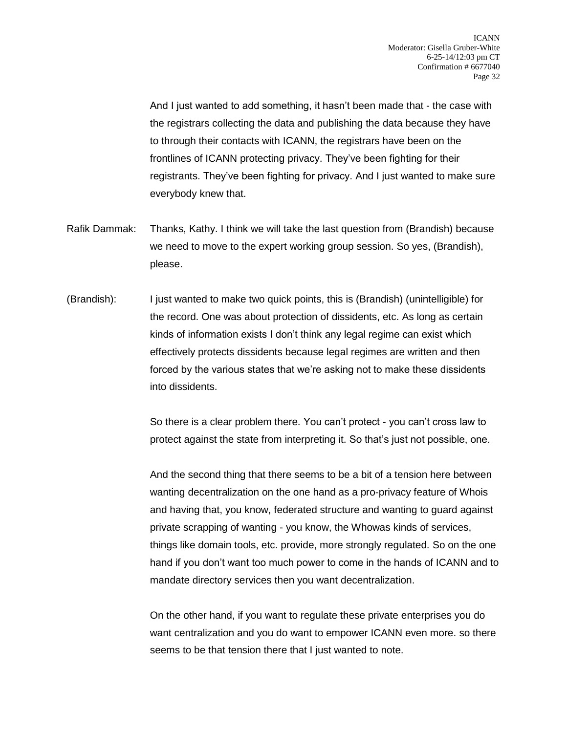And I just wanted to add something, it hasn't been made that - the case with the registrars collecting the data and publishing the data because they have to through their contacts with ICANN, the registrars have been on the frontlines of ICANN protecting privacy. They've been fighting for their registrants. They've been fighting for privacy. And I just wanted to make sure everybody knew that.

Rafik Dammak: Thanks, Kathy. I think we will take the last question from (Brandish) because we need to move to the expert working group session. So yes, (Brandish), please.

(Brandish): I just wanted to make two quick points, this is (Brandish) (unintelligible) for the record. One was about protection of dissidents, etc. As long as certain kinds of information exists I don't think any legal regime can exist which effectively protects dissidents because legal regimes are written and then forced by the various states that we're asking not to make these dissidents into dissidents.

So there is a clear problem there. You can't protect - you can't cross law to protect against the state from interpreting it. So that's just not possible, one.

And the second thing that there seems to be a bit of a tension here between wanting decentralization on the one hand as a pro-privacy feature of Whois and having that, you know, federated structure and wanting to guard against private scrapping of wanting - you know, the Whowas kinds of services, things like domain tools, etc. provide, more strongly regulated. So on the one hand if you don't want too much power to come in the hands of ICANN and to mandate directory services then you want decentralization.

On the other hand, if you want to regulate these private enterprises you do want centralization and you do want to empower ICANN even more. so there seems to be that tension there that I just wanted to note.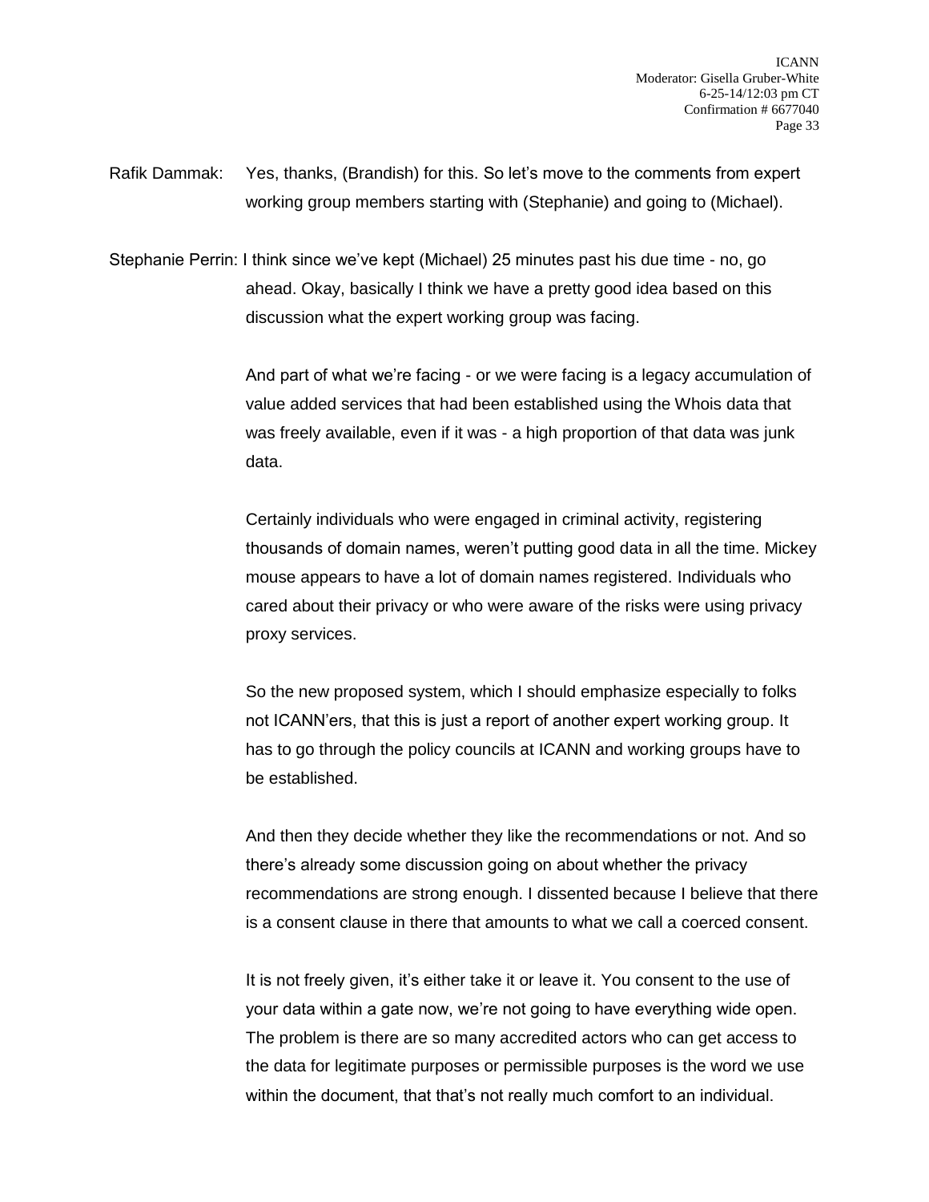Rafik Dammak: Yes, thanks, (Brandish) for this. So let's move to the comments from expert working group members starting with (Stephanie) and going to (Michael).

Stephanie Perrin: I think since we've kept (Michael) 25 minutes past his due time - no, go ahead. Okay, basically I think we have a pretty good idea based on this discussion what the expert working group was facing.

And part of what we're facing - or we were facing is a legacy accumulation of value added services that had been established using the Whois data that was freely available, even if it was - a high proportion of that data was junk data.

Certainly individuals who were engaged in criminal activity, registering thousands of domain names, weren't putting good data in all the time. Mickey mouse appears to have a lot of domain names registered. Individuals who cared about their privacy or who were aware of the risks were using privacy proxy services.

So the new proposed system, which I should emphasize especially to folks not ICANN'ers, that this is just a report of another expert working group. It has to go through the policy councils at ICANN and working groups have to be established.

And then they decide whether they like the recommendations or not. And so there's already some discussion going on about whether the privacy recommendations are strong enough. I dissented because I believe that there is a consent clause in there that amounts to what we call a coerced consent.

It is not freely given, it's either take it or leave it. You consent to the use of your data within a gate now, we're not going to have everything wide open. The problem is there are so many accredited actors who can get access to the data for legitimate purposes or permissible purposes is the word we use within the document, that that's not really much comfort to an individual.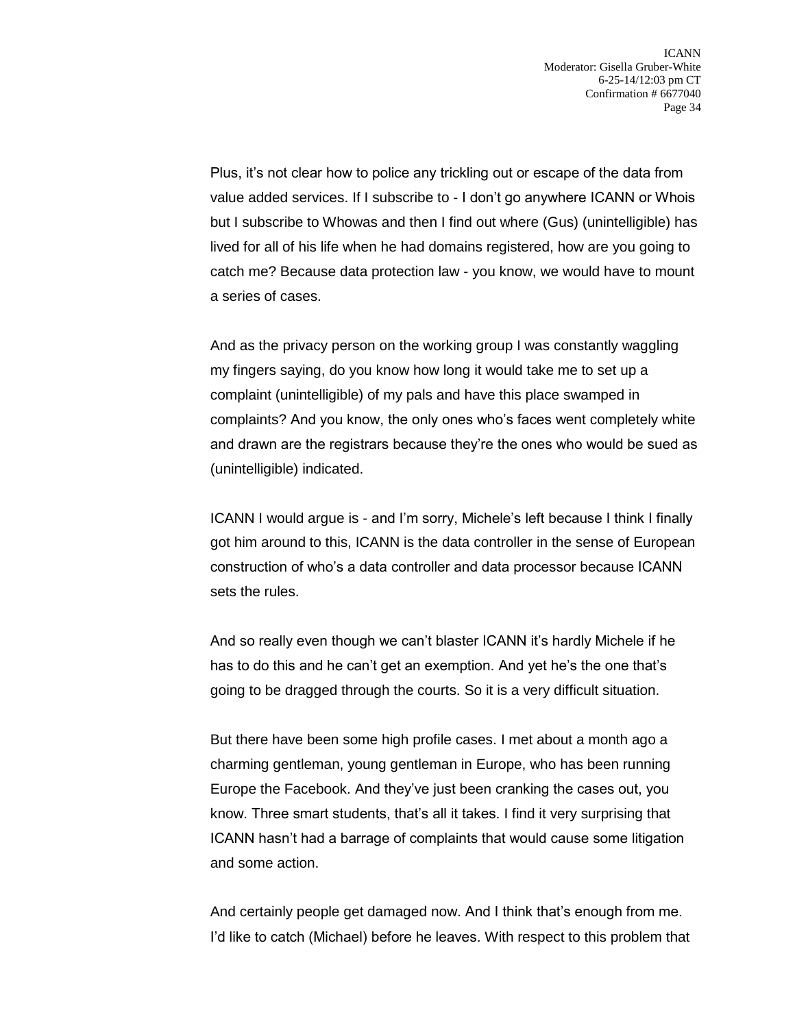Plus, it's not clear how to police any trickling out or escape of the data from value added services. If I subscribe to - I don't go anywhere ICANN or Whois but I subscribe to Whowas and then I find out where (Gus) (unintelligible) has lived for all of his life when he had domains registered, how are you going to catch me? Because data protection law - you know, we would have to mount a series of cases.

And as the privacy person on the working group I was constantly waggling my fingers saying, do you know how long it would take me to set up a complaint (unintelligible) of my pals and have this place swamped in complaints? And you know, the only ones who's faces went completely white and drawn are the registrars because they're the ones who would be sued as (unintelligible) indicated.

ICANN I would argue is - and I'm sorry, Michele's left because I think I finally got him around to this, ICANN is the data controller in the sense of European construction of who's a data controller and data processor because ICANN sets the rules.

And so really even though we can't blaster ICANN it's hardly Michele if he has to do this and he can't get an exemption. And yet he's the one that's going to be dragged through the courts. So it is a very difficult situation.

But there have been some high profile cases. I met about a month ago a charming gentleman, young gentleman in Europe, who has been running Europe the Facebook. And they've just been cranking the cases out, you know. Three smart students, that's all it takes. I find it very surprising that ICANN hasn't had a barrage of complaints that would cause some litigation and some action.

And certainly people get damaged now. And I think that's enough from me. I'd like to catch (Michael) before he leaves. With respect to this problem that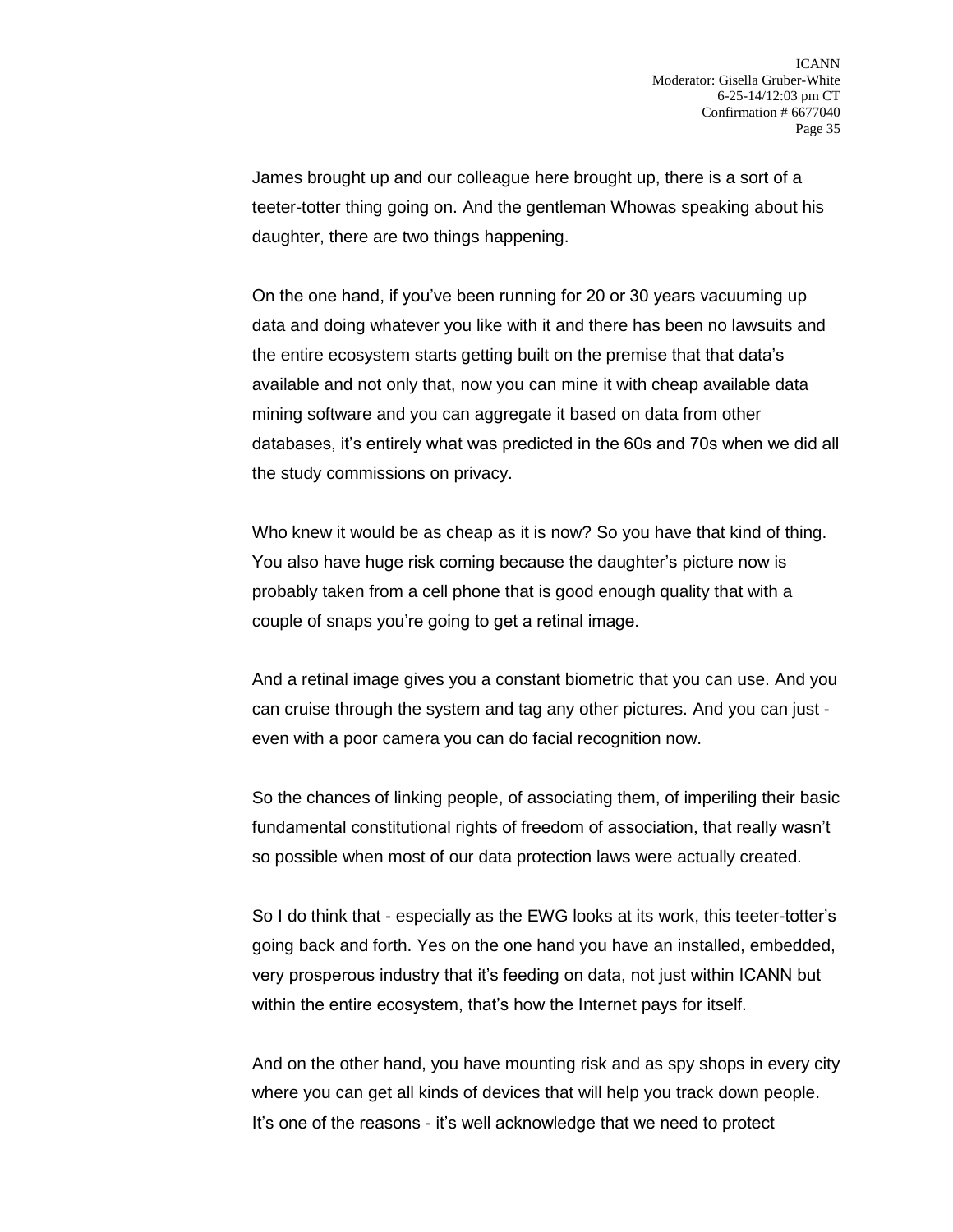James brought up and our colleague here brought up, there is a sort of a teeter-totter thing going on. And the gentleman Whowas speaking about his daughter, there are two things happening.

On the one hand, if you've been running for 20 or 30 years vacuuming up data and doing whatever you like with it and there has been no lawsuits and the entire ecosystem starts getting built on the premise that that data's available and not only that, now you can mine it with cheap available data mining software and you can aggregate it based on data from other databases, it's entirely what was predicted in the 60s and 70s when we did all the study commissions on privacy.

Who knew it would be as cheap as it is now? So you have that kind of thing. You also have huge risk coming because the daughter's picture now is probably taken from a cell phone that is good enough quality that with a couple of snaps you're going to get a retinal image.

And a retinal image gives you a constant biometric that you can use. And you can cruise through the system and tag any other pictures. And you can just - even with a poor camera you can do facial recognition now.

So the chances of linking people, of associating them, of imperiling their basic fundamental constitutional rights of freedom of association, that really wasn't so possible when most of our data protection laws were actually created.

So I do think that - especially as the EWG looks at its work, this teeter-totter's going back and forth. Yes on the one hand you have an installed, embedded, very prosperous industry that it's feeding on data, not just within ICANN but within the entire ecosystem, that's how the Internet pays for itself.

And on the other hand, you have mounting risk and as spy shops in every city where you can get all kinds of devices that will help you track down people. It's one of the reasons - it's well acknowledge that we need to protect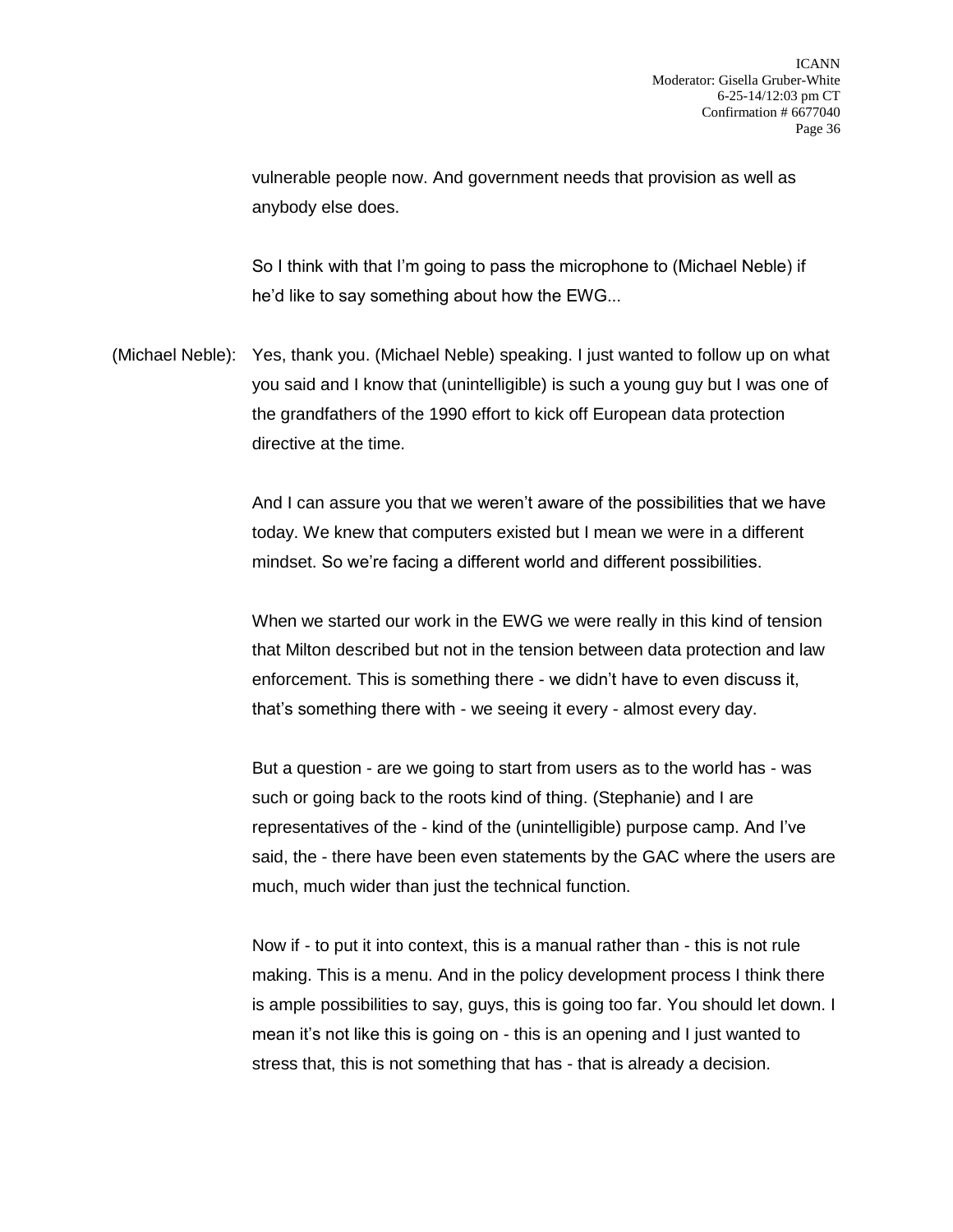vulnerable people now. And government needs that provision as well as anybody else does.

So I think with that I'm going to pass the microphone to (Michael Neble) if he'd like to say something about how the EWG...

(Michael Neble): Yes, thank you. (Michael Neble) speaking. I just wanted to follow up on what you said and I know that (unintelligible) is such a young guy but I was one of the grandfathers of the 1990 effort to kick off European data protection directive at the time.

And I can assure you that we weren't aware of the possibilities that we have today. We knew that computers existed but I mean we were in a different mindset. So we're facing a different world and different possibilities.

When we started our work in the EWG we were really in this kind of tension that Milton described but not in the tension between data protection and law enforcement. This is something there - we didn't have to even discuss it, that's something there with - we seeing it every - almost every day.

But a question - are we going to start from users as to the world has - was such or going back to the roots kind of thing. (Stephanie) and I are representatives of the - kind of the (unintelligible) purpose camp. And I've said, the - there have been even statements by the GAC where the users are much, much wider than just the technical function.

Now if - to put it into context, this is a manual rather than - this is not rule making. This is a menu. And in the policy development process I think there is ample possibilities to say, guys, this is going too far. You should let down. I mean it's not like this is going on - this is an opening and I just wanted to stress that, this is not something that has - that is already a decision.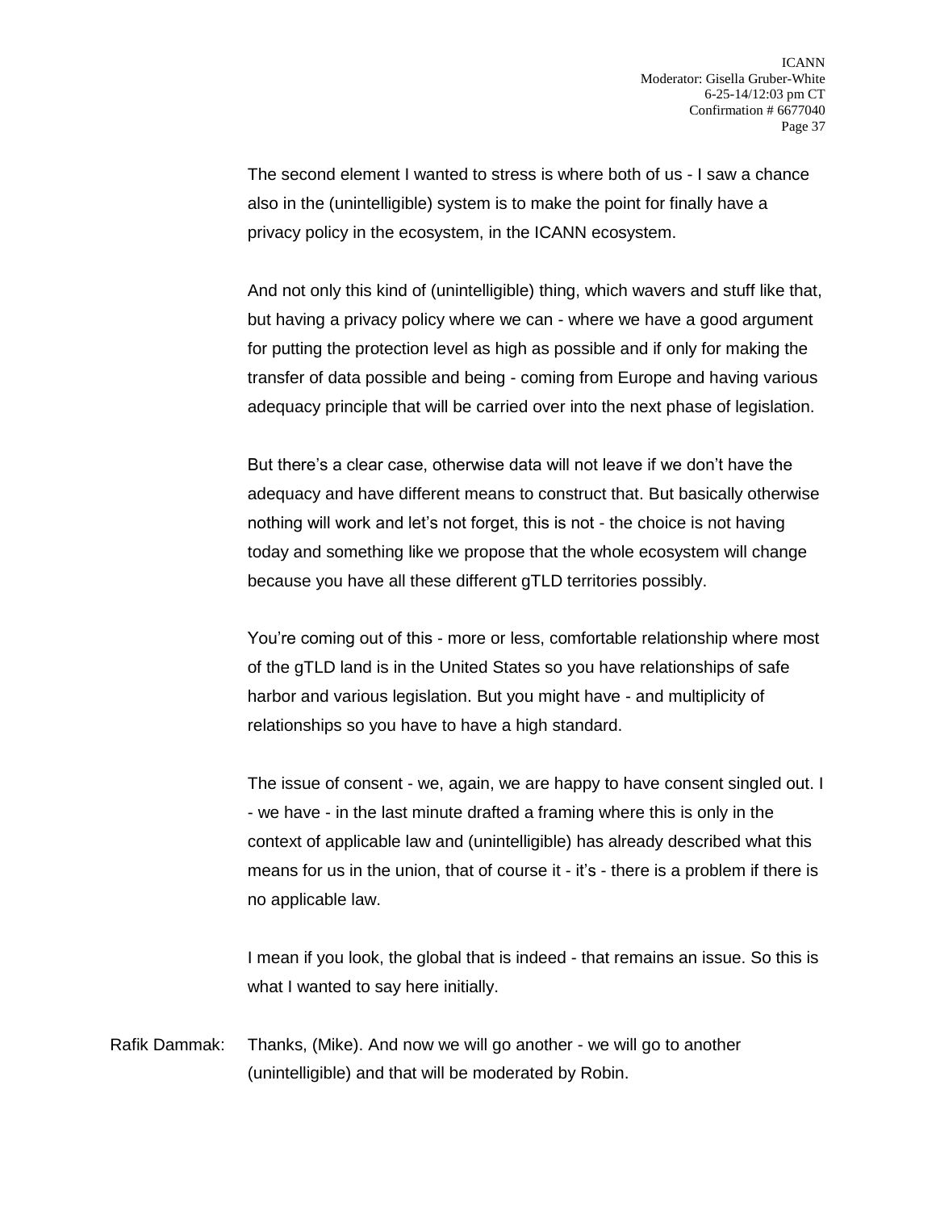The second element I wanted to stress is where both of us - I saw a chance also in the (unintelligible) system is to make the point for finally have a privacy policy in the ecosystem, in the ICANN ecosystem.

And not only this kind of (unintelligible) thing, which wavers and stuff like that, but having a privacy policy where we can - where we have a good argument for putting the protection level as high as possible and if only for making the transfer of data possible and being - coming from Europe and having various adequacy principle that will be carried over into the next phase of legislation.

But there's a clear case, otherwise data will not leave if we don't have the adequacy and have different means to construct that. But basically otherwise nothing will work and let's not forget, this is not - the choice is not having today and something like we propose that the whole ecosystem will change because you have all these different gTLD territories possibly.

You're coming out of this - more or less, comfortable relationship where most of the gTLD land is in the United States so you have relationships of safe harbor and various legislation. But you might have - and multiplicity of relationships so you have to have a high standard.

The issue of consent - we, again, we are happy to have consent singled out. I - we have - in the last minute drafted a framing where this is only in the context of applicable law and (unintelligible) has already described what this means for us in the union, that of course it - it's - there is a problem if there is no applicable law.

I mean if you look, the global that is indeed - that remains an issue. So this is what I wanted to say here initially.

Rafik Dammak: Thanks, (Mike). And now we will go another - we will go to another (unintelligible) and that will be moderated by Robin.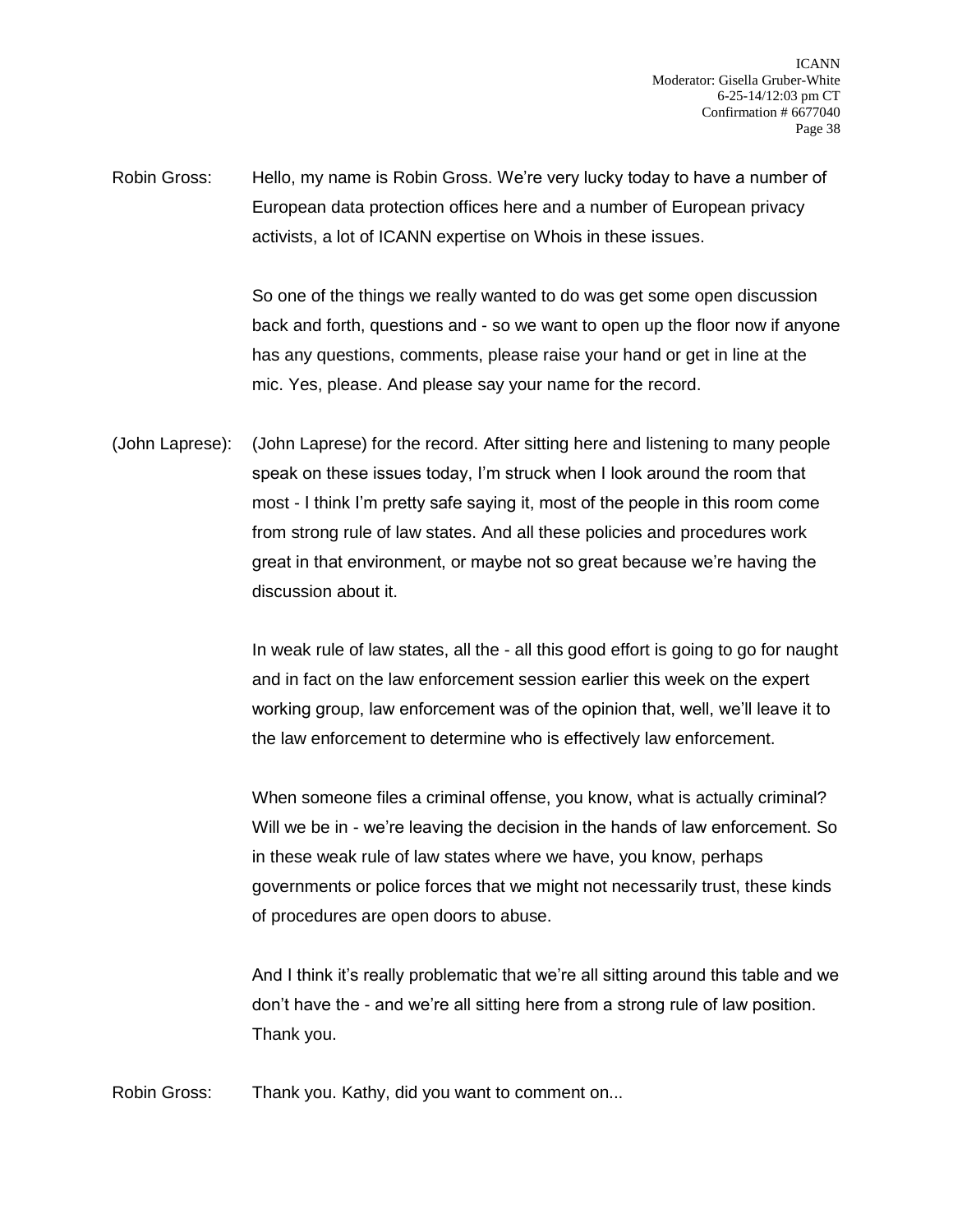Robin Gross: Hello, my name is Robin Gross. We're very lucky today to have a number of European data protection offices here and a number of European privacy activists, a lot of ICANN expertise on Whois in these issues.

So one of the things we really wanted to do was get some open discussion back and forth, questions and - so we want to open up the floor now if anyone has any questions, comments, please raise your hand or get in line at the mic. Yes, please. And please say your name for the record.

(John Laprese): (John Laprese) for the record. After sitting here and listening to many people speak on these issues today, I'm struck when I look around the room that most - I think I'm pretty safe saying it, most of the people in this room come from strong rule of law states. And all these policies and procedures work great in that environment, or maybe not so great because we're having the discussion about it.

In weak rule of law states, all the - all this good effort is going to go for naught and in fact on the law enforcement session earlier this week on the expert working group, law enforcement was of the opinion that, well, we'll leave it to the law enforcement to determine who is effectively law enforcement.

When someone files a criminal offense, you know, what is actually criminal? Will we be in - we're leaving the decision in the hands of law enforcement. So in these weak rule of law states where we have, you know, perhaps governments or police forces that we might not necessarily trust, these kinds of procedures are open doors to abuse.

And I think it's really problematic that we're all sitting around this table and we don't have the - and we're all sitting here from a strong rule of law position. Thank you.

Robin Gross: Thank you. Kathy, did you want to comment on...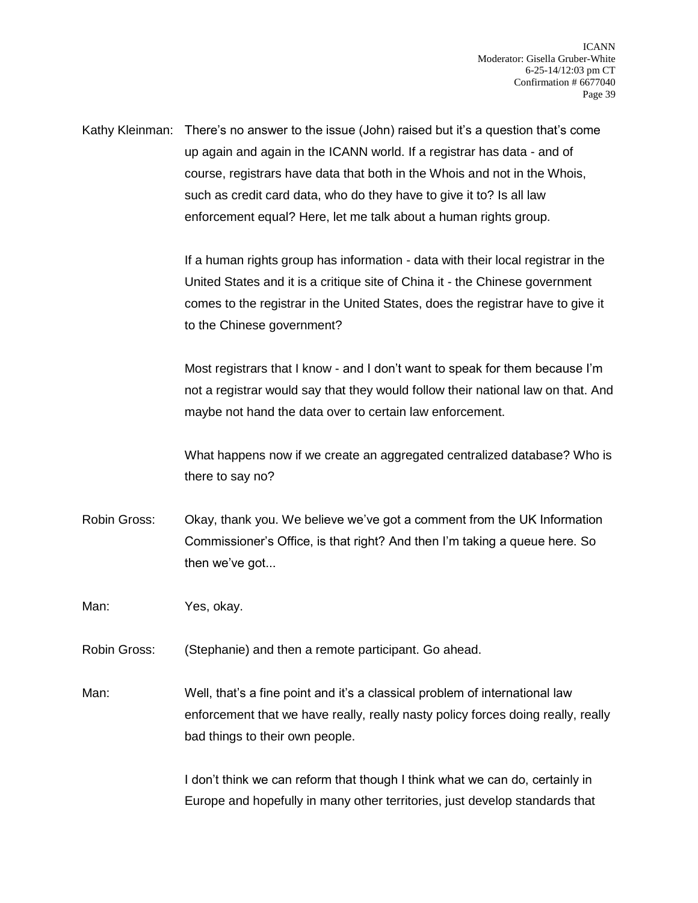Kathy Kleinman: There's no answer to the issue (John) raised but it's a question that's come up again and again in the ICANN world. If a registrar has data - and of course, registrars have data that both in the Whois and not in the Whois, such as credit card data, who do they have to give it to? Is all law enforcement equal? Here, let me talk about a human rights group.

If a human rights group has information - data with their local registrar in the United States and it is a critique site of China it - the Chinese government comes to the registrar in the United States, does the registrar have to give it to the Chinese government?

Most registrars that I know - and I don't want to speak for them because I'm not a registrar would say that they would follow their national law on that. And maybe not hand the data over to certain law enforcement.

What happens now if we create an aggregated centralized database? Who is there to say no?

Robin Gross: Okay, thank you. We believe we've got a comment from the UK Information Commissioner's Office, is that right? And then I'm taking a queue here. So then we've got...

Man: Yes, okay.

Robin Gross: (Stephanie) and then a remote participant. Go ahead.

Man: Well, that's a fine point and it's a classical problem of international law enforcement that we have really, really nasty policy forces doing really, really bad things to their own people.

I don't think we can reform that though I think what we can do, certainly in Europe and hopefully in many other territories, just develop standards that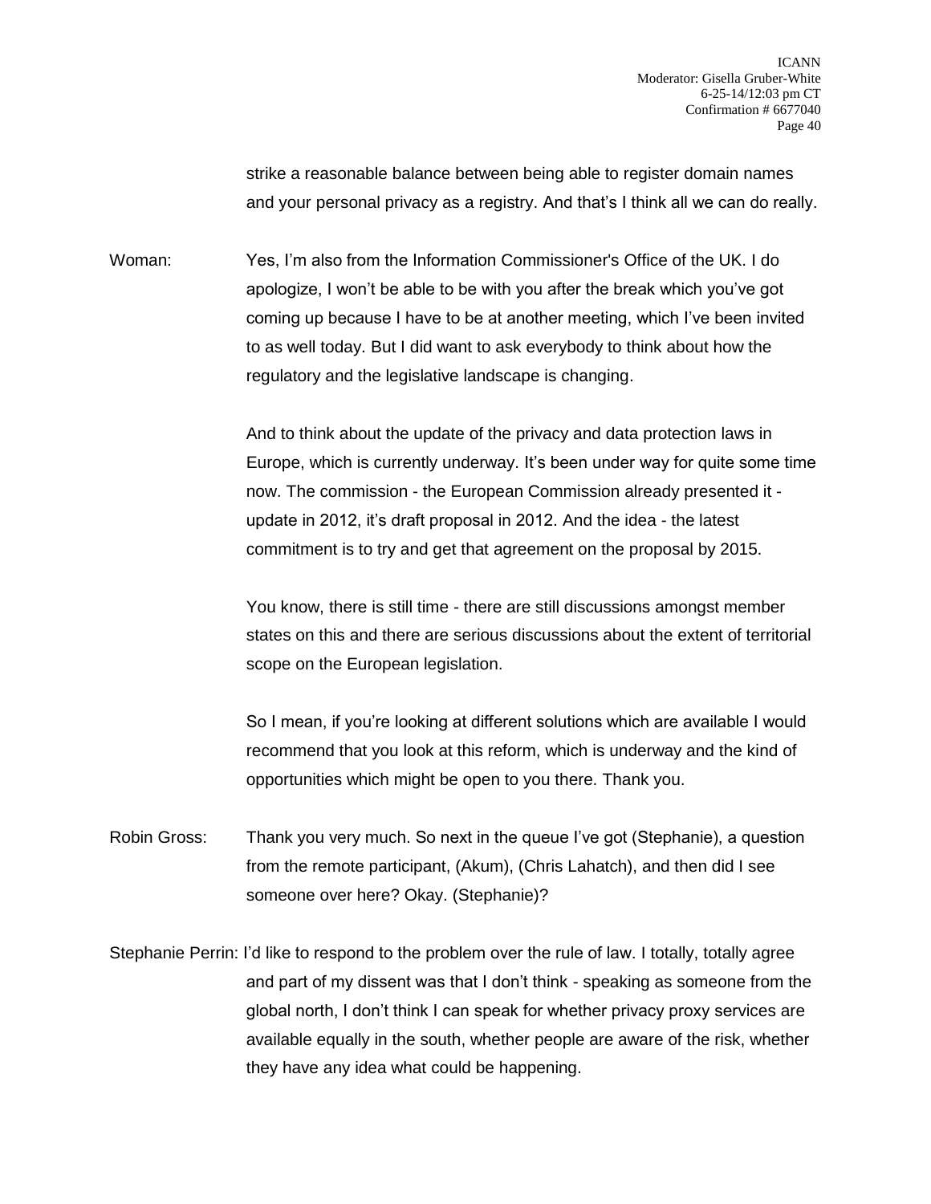strike a reasonable balance between being able to register domain names and your personal privacy as a registry. And that's I think all we can do really.

Woman: Yes, I'm also from the Information Commissioner's Office of the UK. I do apologize, I won't be able to be with you after the break which you've got coming up because I have to be at another meeting, which I've been invited to as well today. But I did want to ask everybody to think about how the regulatory and the legislative landscape is changing.

And to think about the update of the privacy and data protection laws in Europe, which is currently underway. It's been under way for quite some time now. The commission - the European Commission already presented it - update in 2012, it's draft proposal in 2012. And the idea - the latest commitment is to try and get that agreement on the proposal by 2015.

You know, there is still time - there are still discussions amongst member states on this and there are serious discussions about the extent of territorial scope on the European legislation.

So I mean, if you're looking at different solutions which are available I would recommend that you look at this reform, which is underway and the kind of opportunities which might be open to you there. Thank you.

Robin Gross: Thank you very much. So next in the queue I've got (Stephanie), a question from the remote participant, (Akum), (Chris Lahatch), and then did I see someone over here? Okay. (Stephanie)?

Stephanie Perrin: I'd like to respond to the problem over the rule of law. I totally, totally agree and part of my dissent was that I don't think - speaking as someone from the global north, I don't think I can speak for whether privacy proxy services are available equally in the south, whether people are aware of the risk, whether they have any idea what could be happening.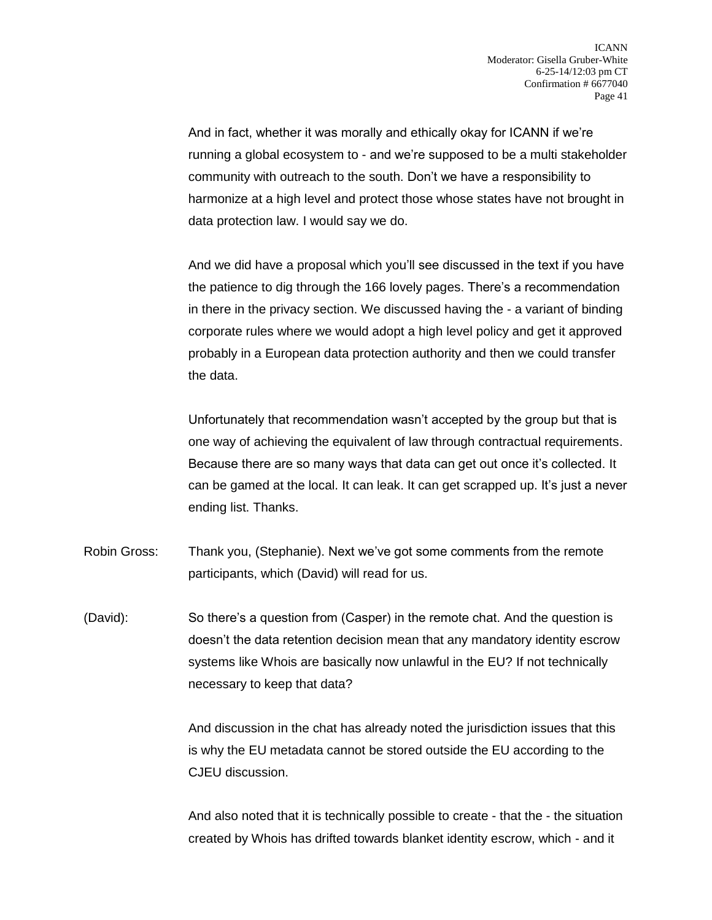And in fact, whether it was morally and ethically okay for ICANN if we're running a global ecosystem to - and we're supposed to be a multi stakeholder community with outreach to the south. Don't we have a responsibility to harmonize at a high level and protect those whose states have not brought in data protection law. I would say we do.

And we did have a proposal which you'll see discussed in the text if you have the patience to dig through the 166 lovely pages. There's a recommendation in there in the privacy section. We discussed having the - a variant of binding corporate rules where we would adopt a high level policy and get it approved probably in a European data protection authority and then we could transfer the data.

Unfortunately that recommendation wasn't accepted by the group but that is one way of achieving the equivalent of law through contractual requirements. Because there are so many ways that data can get out once it's collected. It can be gamed at the local. It can leak. It can get scrapped up. It's just a never ending list. Thanks.

Robin Gross: Thank you, (Stephanie). Next we've got some comments from the remote participants, which (David) will read for us.

(David): So there's a question from (Casper) in the remote chat. And the question is doesn't the data retention decision mean that any mandatory identity escrow systems like Whois are basically now unlawful in the EU? If not technically necessary to keep that data?

And discussion in the chat has already noted the jurisdiction issues that this is why the EU metadata cannot be stored outside the EU according to the CJEU discussion.

And also noted that it is technically possible to create - that the - the situation created by Whois has drifted towards blanket identity escrow, which - and it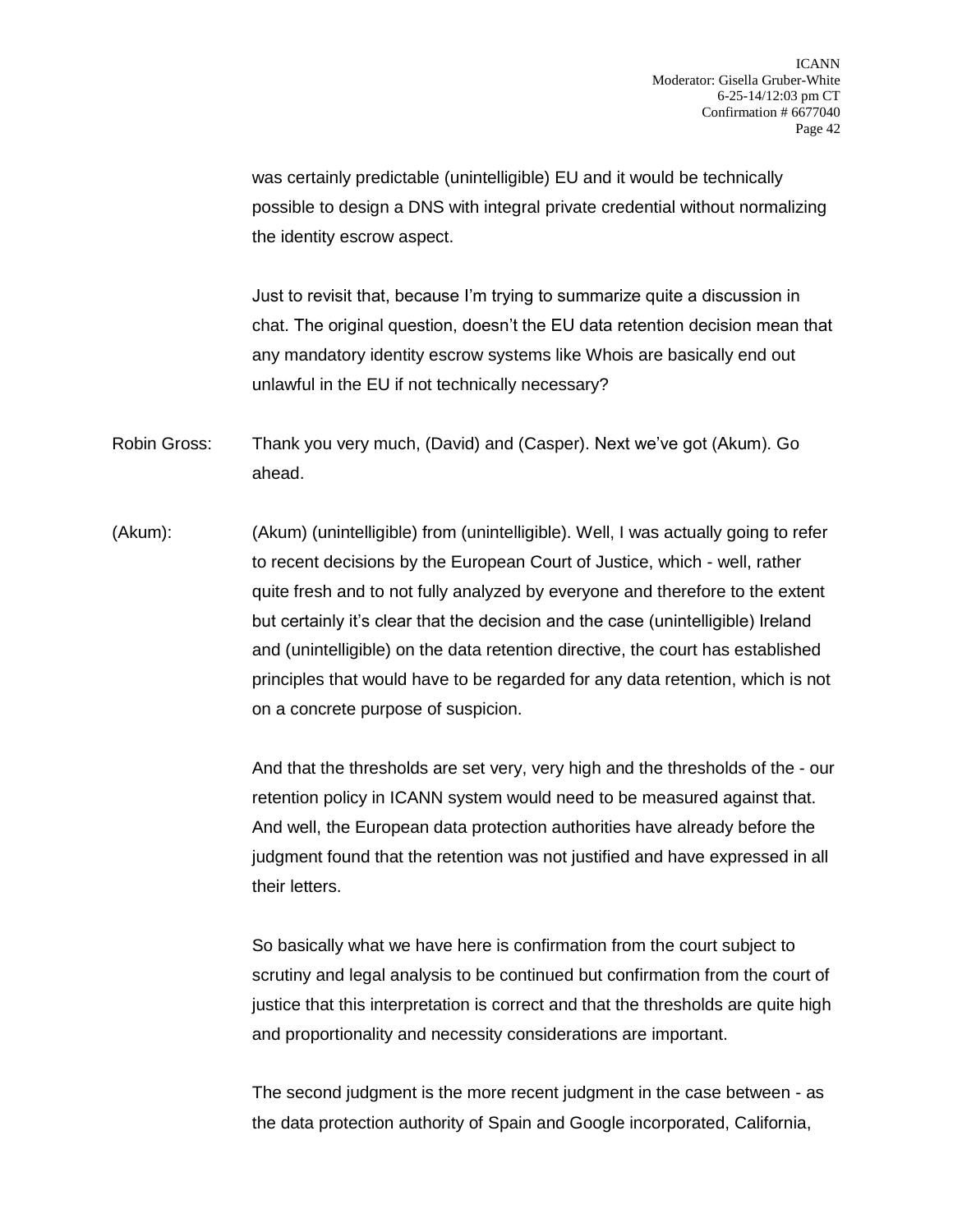was certainly predictable (unintelligible) EU and it would be technically possible to design a DNS with integral private credential without normalizing the identity escrow aspect.

Just to revisit that, because I'm trying to summarize quite a discussion in chat. The original question, doesn't the EU data retention decision mean that any mandatory identity escrow systems like Whois are basically end out unlawful in the EU if not technically necessary?

Robin Gross: Thank you very much, (David) and (Casper). Next we've got (Akum). Go ahead.

(Akum): (Akum) (unintelligible) from (unintelligible). Well, I was actually going to refer to recent decisions by the European Court of Justice, which - well, rather quite fresh and to not fully analyzed by everyone and therefore to the extent but certainly it's clear that the decision and the case (unintelligible) Ireland and (unintelligible) on the data retention directive, the court has established principles that would have to be regarded for any data retention, which is not on a concrete purpose of suspicion.

And that the thresholds are set very, very high and the thresholds of the - our retention policy in ICANN system would need to be measured against that. And well, the European data protection authorities have already before the judgment found that the retention was not justified and have expressed in all their letters.

So basically what we have here is confirmation from the court subject to scrutiny and legal analysis to be continued but confirmation from the court of justice that this interpretation is correct and that the thresholds are quite high and proportionality and necessity considerations are important.

The second judgment is the more recent judgment in the case between - as the data protection authority of Spain and Google incorporated, California,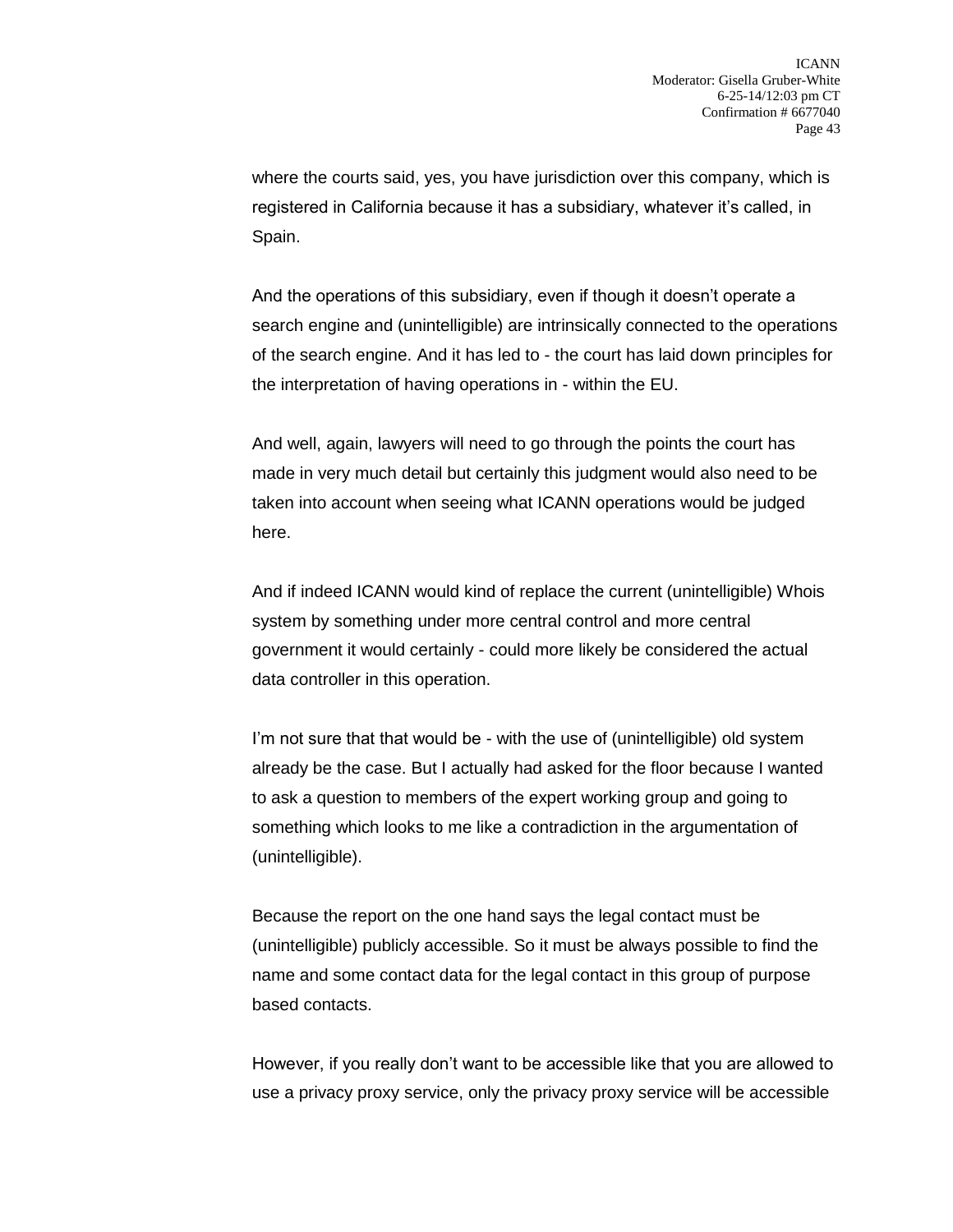where the courts said, yes, you have jurisdiction over this company, which is registered in California because it has a subsidiary, whatever it's called, in Spain.

And the operations of this subsidiary, even if though it doesn't operate a search engine and (unintelligible) are intrinsically connected to the operations of the search engine. And it has led to - the court has laid down principles for the interpretation of having operations in - within the EU.

And well, again, lawyers will need to go through the points the court has made in very much detail but certainly this judgment would also need to be taken into account when seeing what ICANN operations would be judged here.

And if indeed ICANN would kind of replace the current (unintelligible) Whois system by something under more central control and more central government it would certainly - could more likely be considered the actual data controller in this operation.

I'm not sure that that would be - with the use of (unintelligible) old system already be the case. But I actually had asked for the floor because I wanted to ask a question to members of the expert working group and going to something which looks to me like a contradiction in the argumentation of (unintelligible).

Because the report on the one hand says the legal contact must be (unintelligible) publicly accessible. So it must be always possible to find the name and some contact data for the legal contact in this group of purpose based contacts.

However, if you really don't want to be accessible like that you are allowed to use a privacy proxy service, only the privacy proxy service will be accessible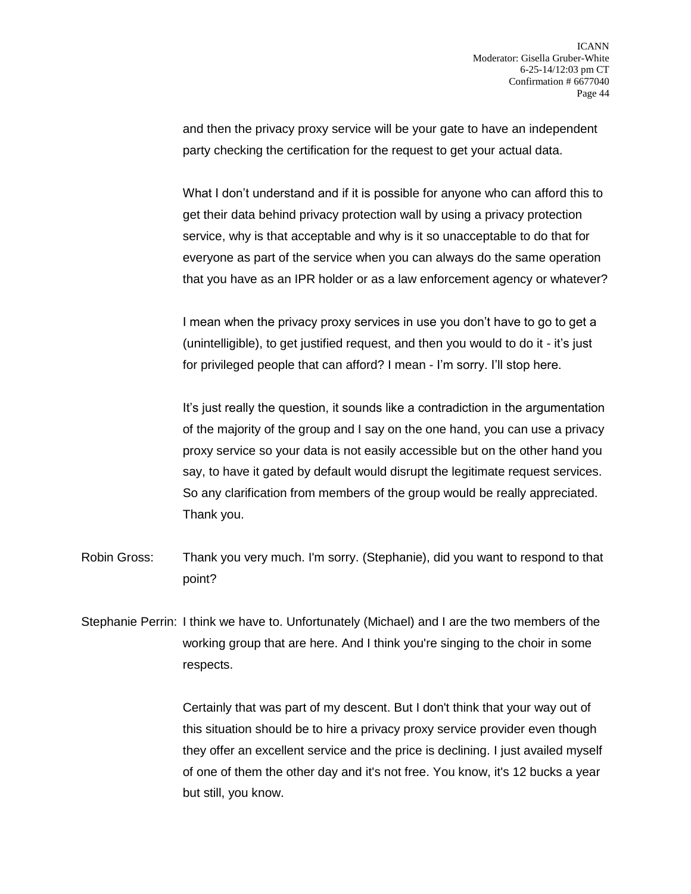and then the privacy proxy service will be your gate to have an independent party checking the certification for the request to get your actual data.

What I don't understand and if it is possible for anyone who can afford this to get their data behind privacy protection wall by using a privacy protection service, why is that acceptable and why is it so unacceptable to do that for everyone as part of the service when you can always do the same operation that you have as an IPR holder or as a law enforcement agency or whatever?

I mean when the privacy proxy services in use you don't have to go to get a (unintelligible), to get justified request, and then you would to do it - it's just for privileged people that can afford? I mean - I'm sorry. I'll stop here.

It's just really the question, it sounds like a contradiction in the argumentation of the majority of the group and I say on the one hand, you can use a privacy proxy service so your data is not easily accessible but on the other hand you say, to have it gated by default would disrupt the legitimate request services. So any clarification from members of the group would be really appreciated. Thank you.

Robin Gross: Thank you very much. I'm sorry. (Stephanie), did you want to respond to that point?

Stephanie Perrin: I think we have to. Unfortunately (Michael) and I are the two members of the working group that are here. And I think you're singing to the choir in some respects.

Certainly that was part of my descent. But I don't think that your way out of this situation should be to hire a privacy proxy service provider even though they offer an excellent service and the price is declining. I just availed myself of one of them the other day and it's not free. You know, it's 12 bucks a year but still, you know.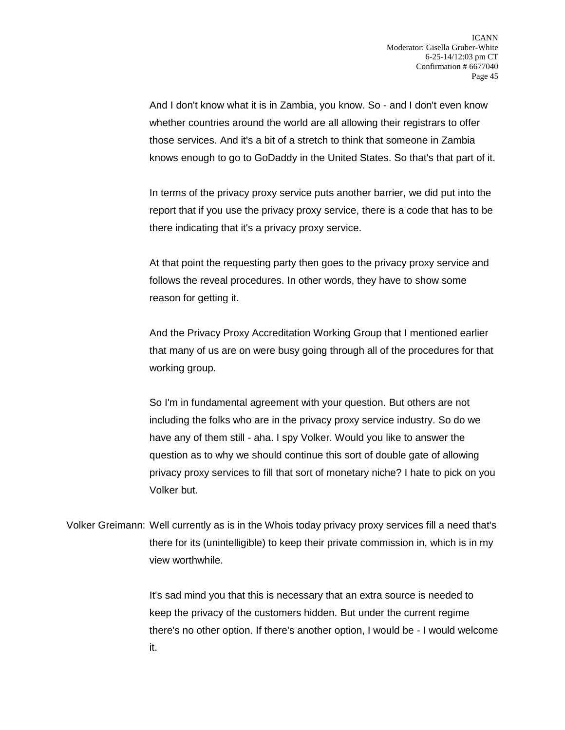And I don't know what it is in Zambia, you know. So - and I don't even know whether countries around the world are all allowing their registrars to offer those services. And it's a bit of a stretch to think that someone in Zambia knows enough to go to GoDaddy in the United States. So that's that part of it.

In terms of the privacy proxy service puts another barrier, we did put into the report that if you use the privacy proxy service, there is a code that has to be there indicating that it's a privacy proxy service.

At that point the requesting party then goes to the privacy proxy service and follows the reveal procedures. In other words, they have to show some reason for getting it.

And the Privacy Proxy Accreditation Working Group that I mentioned earlier that many of us are on were busy going through all of the procedures for that working group.

So I'm in fundamental agreement with your question. But others are not including the folks who are in the privacy proxy service industry. So do we have any of them still - aha. I spy Volker. Would you like to answer the question as to why we should continue this sort of double gate of allowing privacy proxy services to fill that sort of monetary niche? I hate to pick on you Volker but.

Volker Greimann: Well currently as is in the Whois today privacy proxy services fill a need that's there for its (unintelligible) to keep their private commission in, which is in my view worthwhile.

It's sad mind you that this is necessary that an extra source is needed to keep the privacy of the customers hidden. But under the current regime there's no other option. If there's another option, I would be - I would welcome it.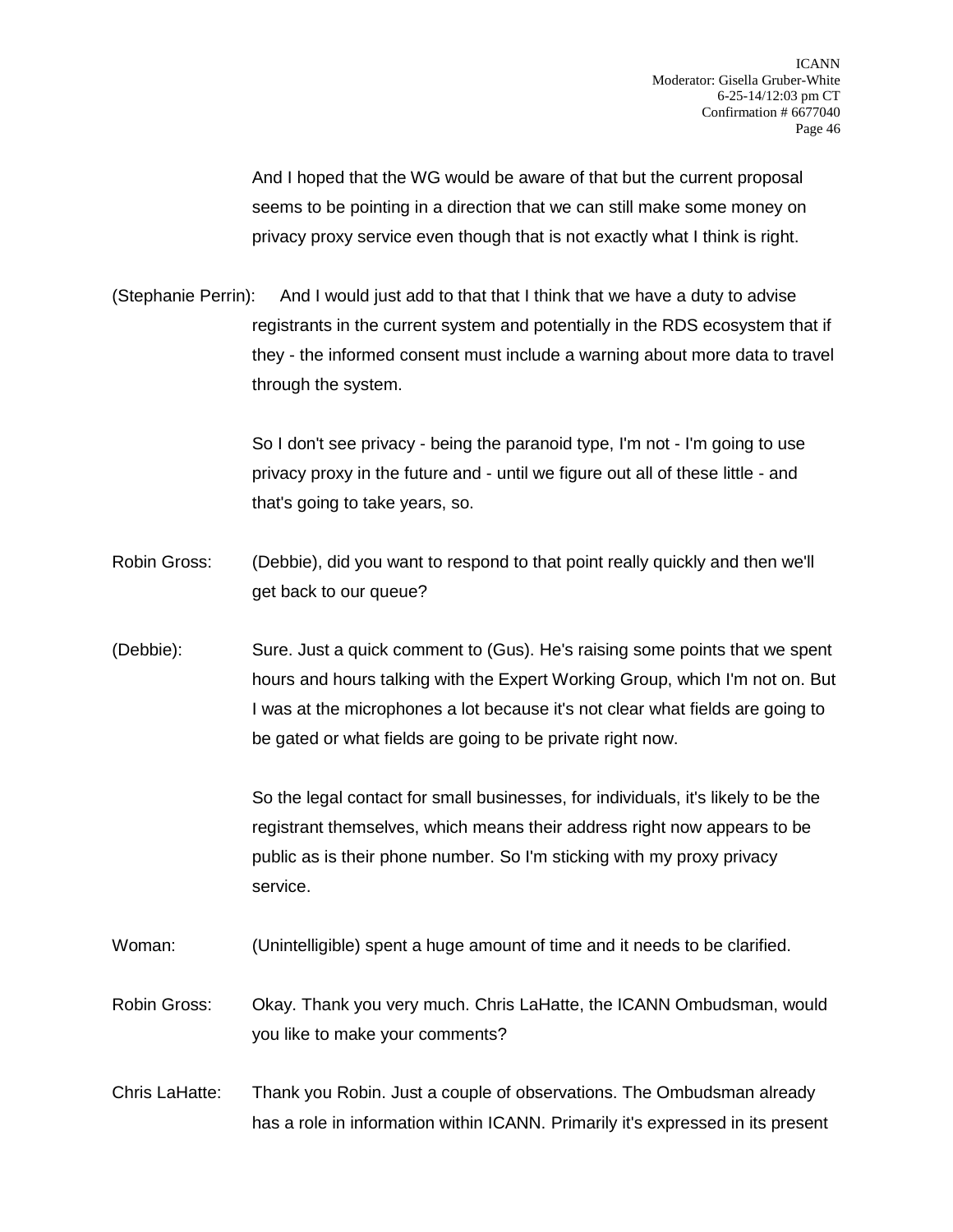And I hoped that the WG would be aware of that but the current proposal seems to be pointing in a direction that we can still make some money on privacy proxy service even though that is not exactly what I think is right.

(Stephanie Perrin): And I would just add to that that I think that we have a duty to advise registrants in the current system and potentially in the RDS ecosystem that if they - the informed consent must include a warning about more data to travel through the system.

So I don't see privacy - being the paranoid type, I'm not - I'm going to use privacy proxy in the future and - until we figure out all of these little - and that's going to take years, so.

Robin Gross: (Debbie), did you want to respond to that point really quickly and then we'll get back to our queue?

(Debbie): Sure. Just a quick comment to (Gus). He's raising some points that we spent hours and hours talking with the Expert Working Group, which I'm not on. But I was at the microphones a lot because it's not clear what fields are going to be gated or what fields are going to be private right now.

So the legal contact for small businesses, for individuals, it's likely to be the registrant themselves, which means their address right now appears to be public as is their phone number. So I'm sticking with my proxy privacy service.

Woman: (Unintelligible) spent a huge amount of time and it needs to be clarified.

Robin Gross: Okay. Thank you very much. Chris LaHatte, the ICANN Ombudsman, would you like to make your comments?

Chris LaHatte: Thank you Robin. Just a couple of observations. The Ombudsman already has a role in information within ICANN. Primarily it's expressed in its present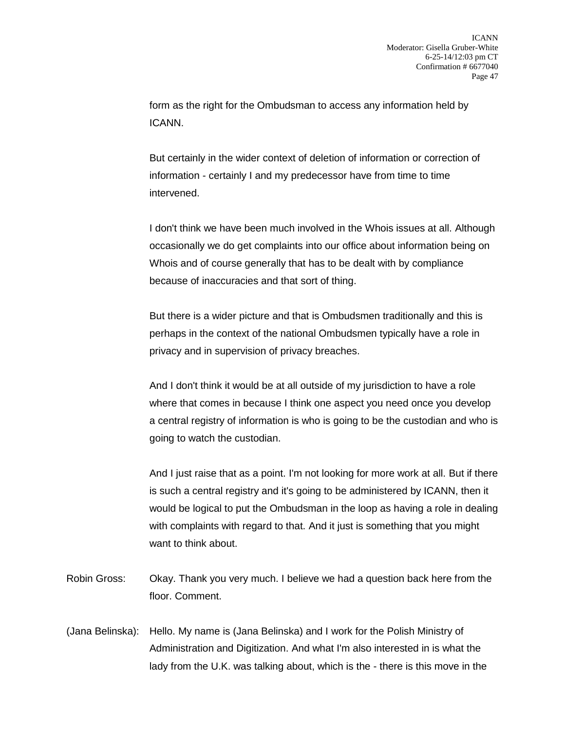form as the right for the Ombudsman to access any information held by ICANN.

But certainly in the wider context of deletion of information or correction of information - certainly I and my predecessor have from time to time intervened.

I don't think we have been much involved in the Whois issues at all. Although occasionally we do get complaints into our office about information being on Whois and of course generally that has to be dealt with by compliance because of inaccuracies and that sort of thing.

But there is a wider picture and that is Ombudsmen traditionally and this is perhaps in the context of the national Ombudsmen typically have a role in privacy and in supervision of privacy breaches.

And I don't think it would be at all outside of my jurisdiction to have a role where that comes in because I think one aspect you need once you develop a central registry of information is who is going to be the custodian and who is going to watch the custodian.

And I just raise that as a point. I'm not looking for more work at all. But if there is such a central registry and it's going to be administered by ICANN, then it would be logical to put the Ombudsman in the loop as having a role in dealing with complaints with regard to that. And it just is something that you might want to think about.

Robin Gross: Okay. Thank you very much. I believe we had a question back here from the floor. Comment.

(Jana Belinska): Hello. My name is (Jana Belinska) and I work for the Polish Ministry of Administration and Digitization. And what I'm also interested in is what the lady from the U.K. was talking about, which is the - there is this move in the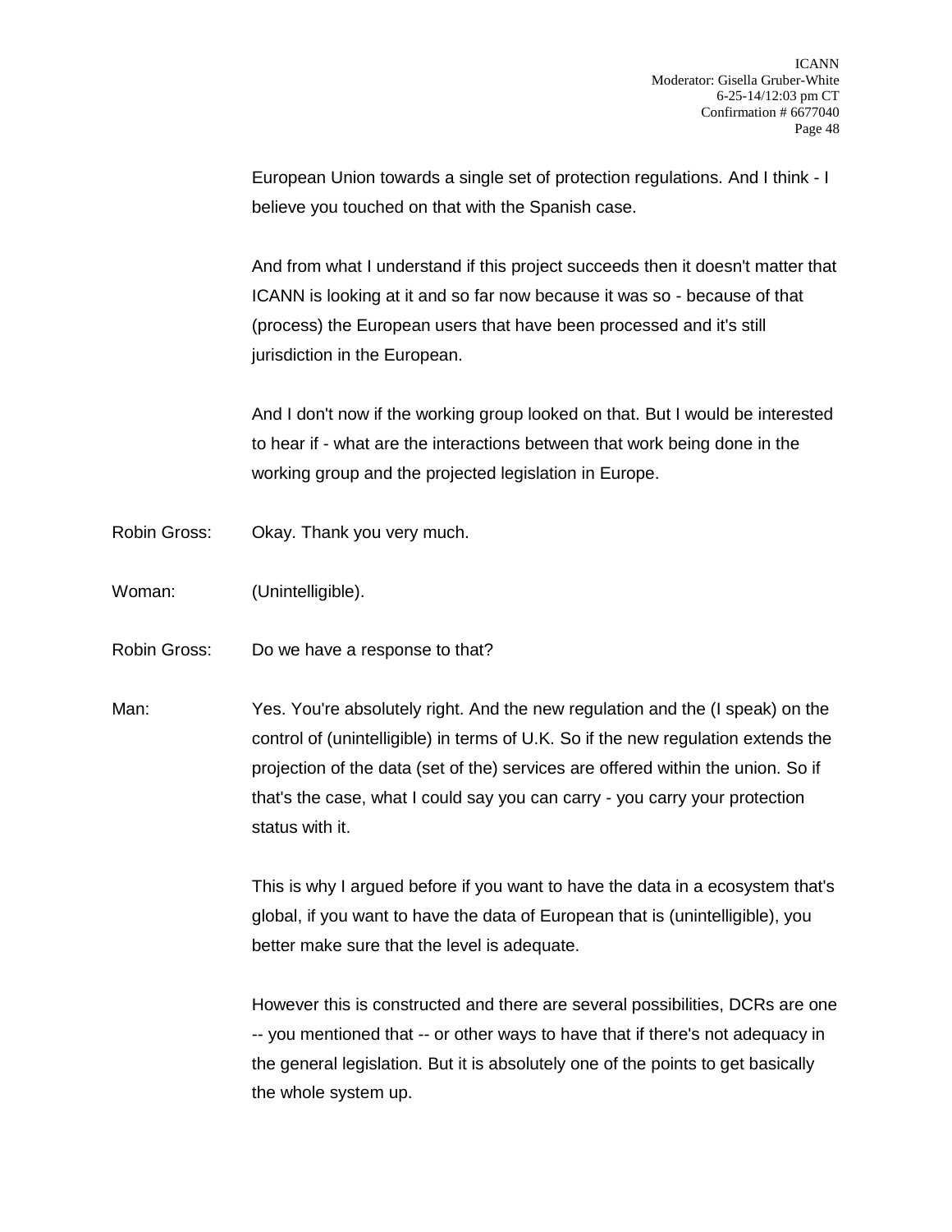European Union towards a single set of protection regulations. And I think - I believe you touched on that with the Spanish case.

And from what I understand if this project succeeds then it doesn't matter that ICANN is looking at it and so far now because it was so - because of that (process) the European users that have been processed and it's still jurisdiction in the European.

And I don't now if the working group looked on that. But I would be interested to hear if - what are the interactions between that work being done in the working group and the projected legislation in Europe.

Robin Gross: Okay. Thank you very much.

Woman: (Unintelligible).

Robin Gross: Do we have a response to that?

Man: Yes. You're absolutely right. And the new regulation and the (I speak) on the control of (unintelligible) in terms of U.K. So if the new regulation extends the projection of the data (set of the) services are offered within the union. So if that's the case, what I could say you can carry - you carry your protection status with it.

This is why I argued before if you want to have the data in a ecosystem that's global, if you want to have the data of European that is (unintelligible), you better make sure that the level is adequate.

However this is constructed and there are several possibilities, DCRs are one -- you mentioned that -- or other ways to have that if there's not adequacy in the general legislation. But it is absolutely one of the points to get basically the whole system up.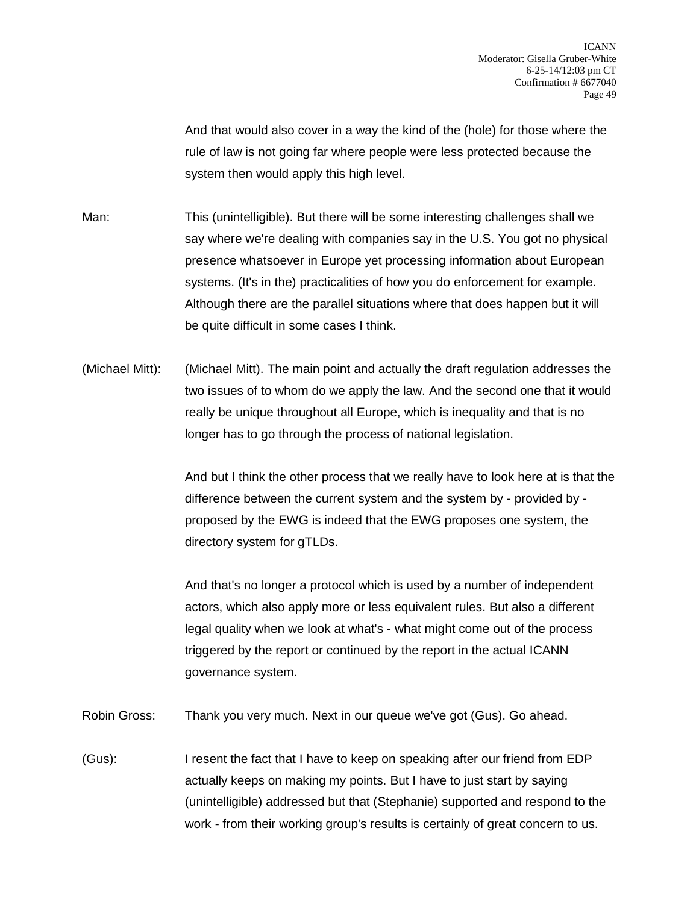And that would also cover in a way the kind of the (hole) for those where the rule of law is not going far where people were less protected because the system then would apply this high level.

Man: This (unintelligible). But there will be some interesting challenges shall we say where we're dealing with companies say in the U.S. You got no physical presence whatsoever in Europe yet processing information about European systems. (It's in the) practicalities of how you do enforcement for example. Although there are the parallel situations where that does happen but it will be quite difficult in some cases I think.

(Michael Mitt): (Michael Mitt). The main point and actually the draft regulation addresses the two issues of to whom do we apply the law. And the second one that it would really be unique throughout all Europe, which is inequality and that is no longer has to go through the process of national legislation.

And but I think the other process that we really have to look here at is that the difference between the current system and the system by - provided by - proposed by the EWG is indeed that the EWG proposes one system, the directory system for gTLDs.

And that's no longer a protocol which is used by a number of independent actors, which also apply more or less equivalent rules. But also a different legal quality when we look at what's - what might come out of the process triggered by the report or continued by the report in the actual ICANN governance system.

Robin Gross: Thank you very much. Next in our queue we've got (Gus). Go ahead.

(Gus): I resent the fact that I have to keep on speaking after our friend from EDP actually keeps on making my points. But I have to just start by saying (unintelligible) addressed but that (Stephanie) supported and respond to the work - from their working group's results is certainly of great concern to us.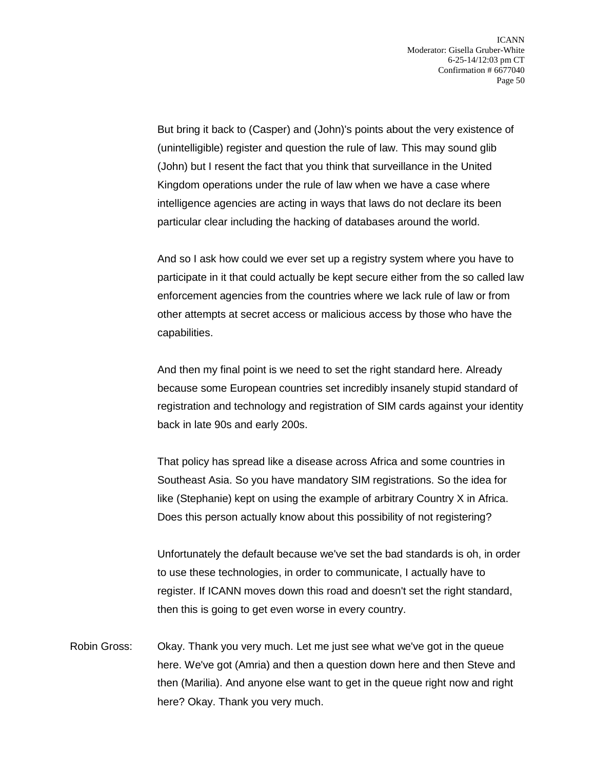But bring it back to (Casper) and (John)'s points about the very existence of (unintelligible) register and question the rule of law. This may sound glib (John) but I resent the fact that you think that surveillance in the United Kingdom operations under the rule of law when we have a case where intelligence agencies are acting in ways that laws do not declare its been particular clear including the hacking of databases around the world.

And so I ask how could we ever set up a registry system where you have to participate in it that could actually be kept secure either from the so called law enforcement agencies from the countries where we lack rule of law or from other attempts at secret access or malicious access by those who have the capabilities.

And then my final point is we need to set the right standard here. Already because some European countries set incredibly insanely stupid standard of registration and technology and registration of SIM cards against your identity back in late 90s and early 200s.

That policy has spread like a disease across Africa and some countries in Southeast Asia. So you have mandatory SIM registrations. So the idea for like (Stephanie) kept on using the example of arbitrary Country X in Africa. Does this person actually know about this possibility of not registering?

Unfortunately the default because we've set the bad standards is oh, in order to use these technologies, in order to communicate, I actually have to register. If ICANN moves down this road and doesn't set the right standard, then this is going to get even worse in every country.

Robin Gross: Okay. Thank you very much. Let me just see what we've got in the queue here. We've got (Amria) and then a question down here and then Steve and then (Marilia). And anyone else want to get in the queue right now and right here? Okay. Thank you very much.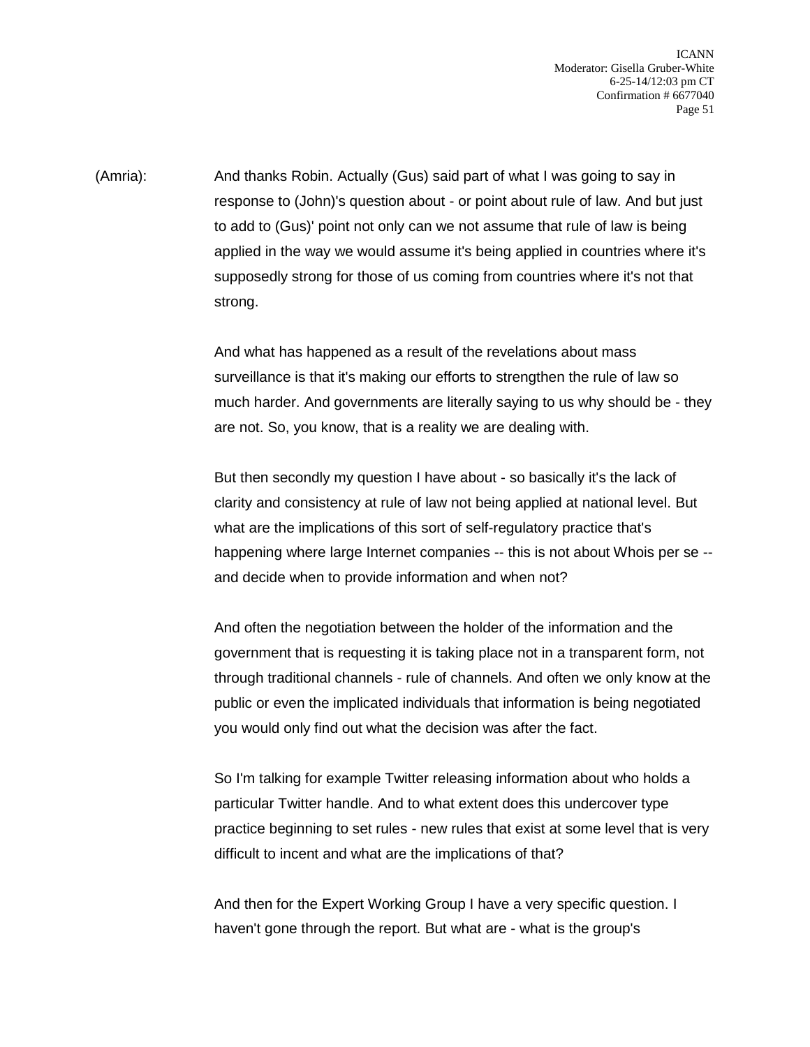(Amria): And thanks Robin. Actually (Gus) said part of what I was going to say in response to (John)'s question about - or point about rule of law. And but just to add to (Gus)' point not only can we not assume that rule of law is being applied in the way we would assume it's being applied in countries where it's supposedly strong for those of us coming from countries where it's not that strong.

And what has happened as a result of the revelations about mass surveillance is that it's making our efforts to strengthen the rule of law so much harder. And governments are literally saying to us why should be - they are not. So, you know, that is a reality we are dealing with.

But then secondly my question I have about - so basically it's the lack of clarity and consistency at rule of law not being applied at national level. But what are the implications of this sort of self-regulatory practice that's happening where large Internet companies -- this is not about Whois per se -- and decide when to provide information and when not?

And often the negotiation between the holder of the information and the government that is requesting it is taking place not in a transparent form, not through traditional channels - rule of channels. And often we only know at the public or even the implicated individuals that information is being negotiated you would only find out what the decision was after the fact.

So I'm talking for example Twitter releasing information about who holds a particular Twitter handle. And to what extent does this undercover type practice beginning to set rules - new rules that exist at some level that is very difficult to incent and what are the implications of that?

And then for the Expert Working Group I have a very specific question. I haven't gone through the report. But what are - what is the group's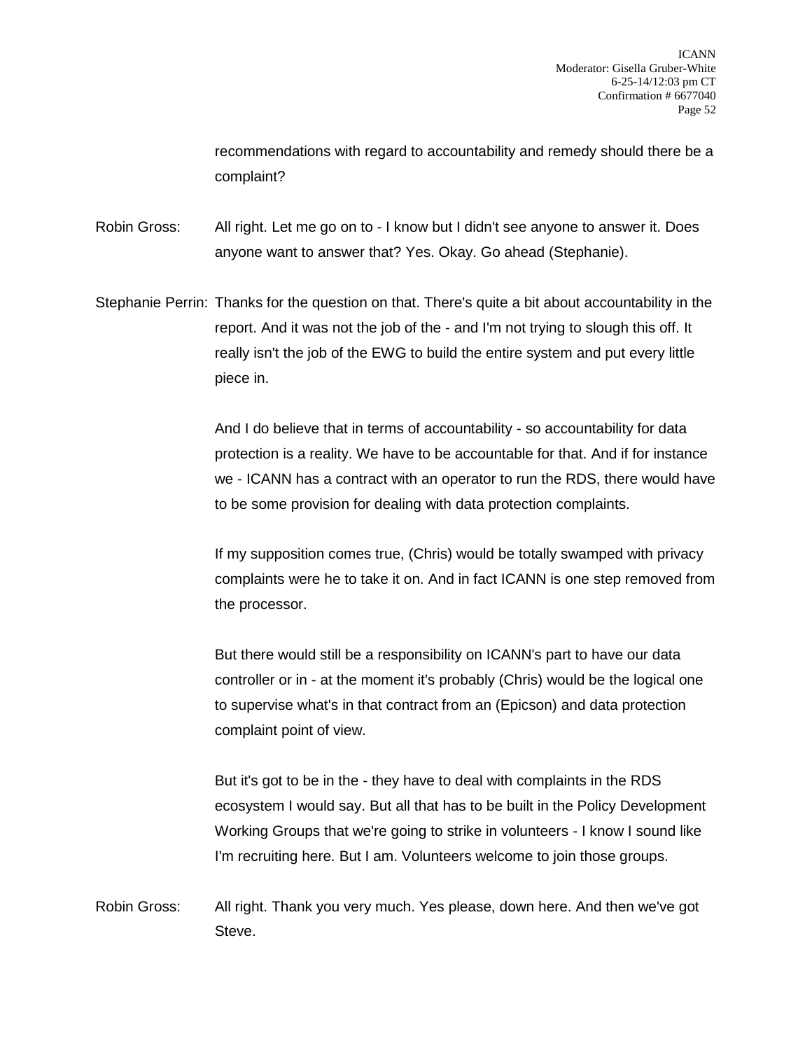recommendations with regard to accountability and remedy should there be a complaint?

Robin Gross: All right. Let me go on to - I know but I didn't see anyone to answer it. Does anyone want to answer that? Yes. Okay. Go ahead (Stephanie).

Stephanie Perrin: Thanks for the question on that. There's quite a bit about accountability in the report. And it was not the job of the - and I'm not trying to slough this off. It really isn't the job of the EWG to build the entire system and put every little piece in.

And I do believe that in terms of accountability - so accountability for data protection is a reality. We have to be accountable for that. And if for instance we - ICANN has a contract with an operator to run the RDS, there would have to be some provision for dealing with data protection complaints.

If my supposition comes true, (Chris) would be totally swamped with privacy complaints were he to take it on. And in fact ICANN is one step removed from the processor.

But there would still be a responsibility on ICANN's part to have our data controller or in - at the moment it's probably (Chris) would be the logical one to supervise what's in that contract from an (Epicson) and data protection complaint point of view.

But it's got to be in the - they have to deal with complaints in the RDS ecosystem I would say. But all that has to be built in the Policy Development Working Groups that we're going to strike in volunteers - I know I sound like I'm recruiting here. But I am. Volunteers welcome to join those groups.

Robin Gross: All right. Thank you very much. Yes please, down here. And then we've got Steve.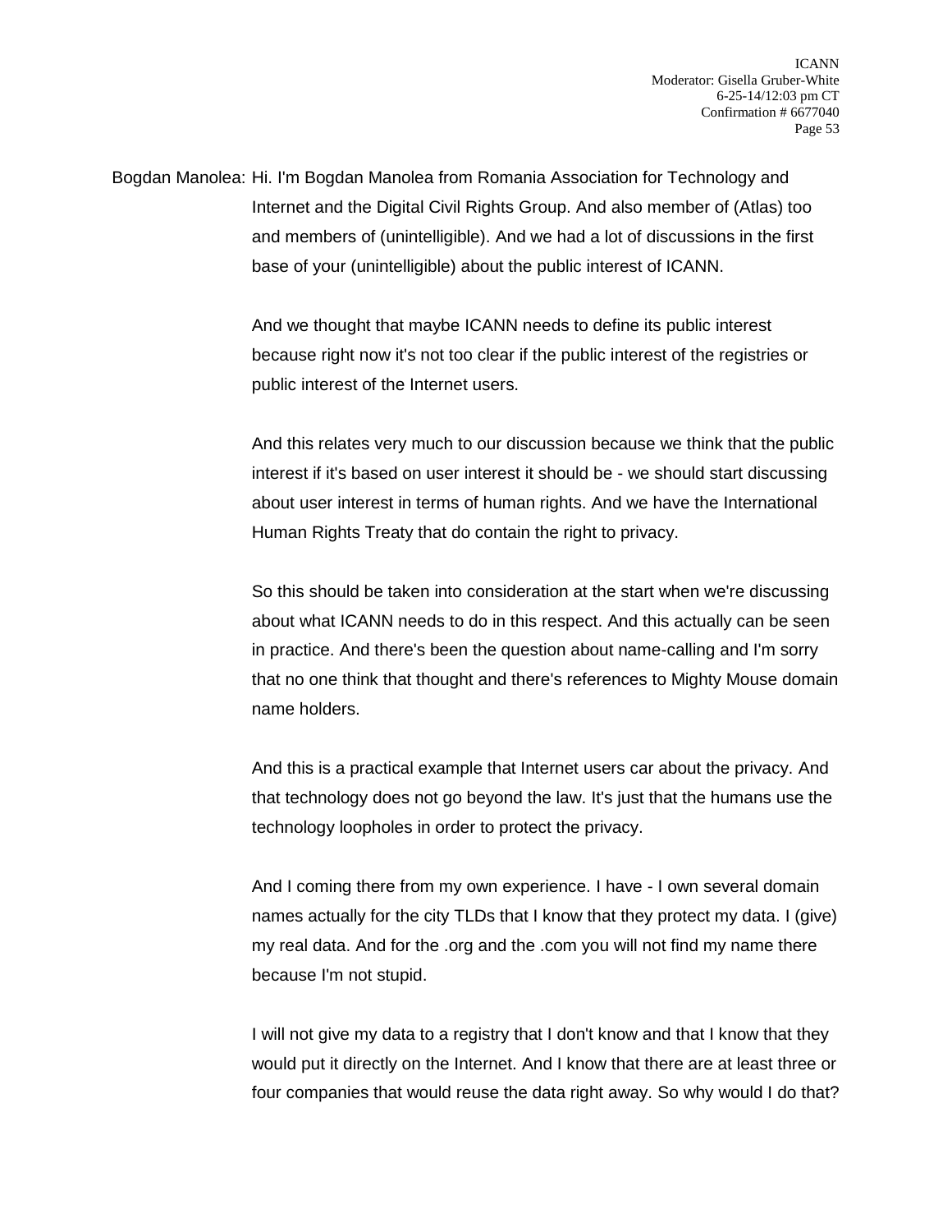Bogdan Manolea: Hi. I'm Bogdan Manolea from Romania Association for Technology and Internet and the Digital Civil Rights Group. And also member of (Atlas) too and members of (unintelligible). And we had a lot of discussions in the first base of your (unintelligible) about the public interest of ICANN.

And we thought that maybe ICANN needs to define its public interest because right now it's not too clear if the public interest of the registries or public interest of the Internet users.

And this relates very much to our discussion because we think that the public interest if it's based on user interest it should be - we should start discussing about user interest in terms of human rights. And we have the International Human Rights Treaty that do contain the right to privacy.

So this should be taken into consideration at the start when we're discussing about what ICANN needs to do in this respect. And this actually can be seen in practice. And there's been the question about name-calling and I'm sorry that no one think that thought and there's references to Mighty Mouse domain name holders.

And this is a practical example that Internet users car about the privacy. And that technology does not go beyond the law. It's just that the humans use the technology loopholes in order to protect the privacy.

And I coming there from my own experience. I have - I own several domain names actually for the city TLDs that I know that they protect my data. I (give) my real data. And for the .org and the .com you will not find my name there because I'm not stupid.

I will not give my data to a registry that I don't know and that I know that they would put it directly on the Internet. And I know that there are at least three or four companies that would reuse the data right away. So why would I do that?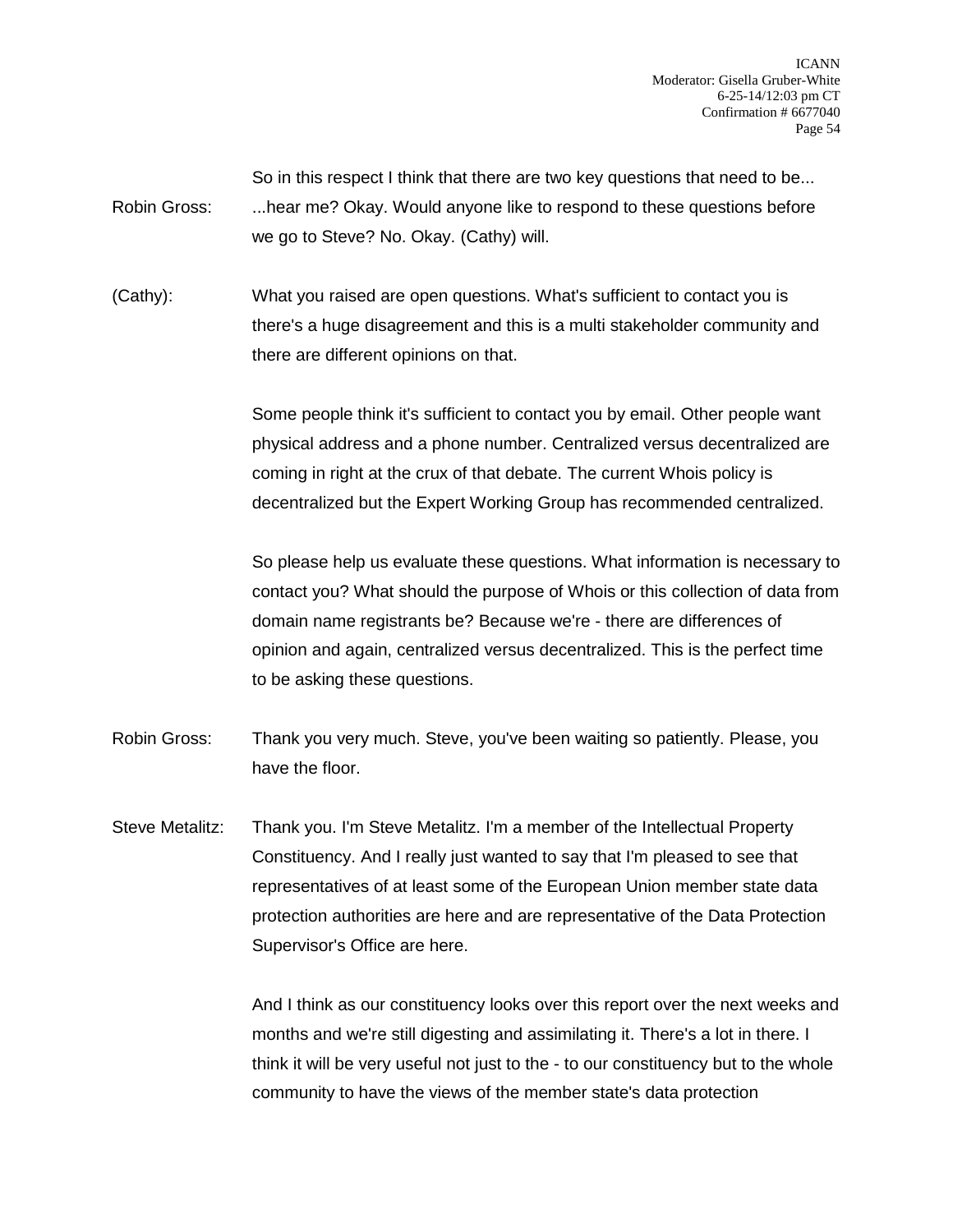So in this respect I think that there are two key questions that need to be...

Robin Gross: ...hear me? Okay. Would anyone like to respond to these questions before we go to Steve? No. Okay. (Cathy) will.

(Cathy): What you raised are open questions. What's sufficient to contact you is there's a huge disagreement and this is a multi stakeholder community and there are different opinions on that.

Some people think it's sufficient to contact you by email. Other people want physical address and a phone number. Centralized versus decentralized are coming in right at the crux of that debate. The current Whois policy is decentralized but the Expert Working Group has recommended centralized.

So please help us evaluate these questions. What information is necessary to contact you? What should the purpose of Whois or this collection of data from domain name registrants be? Because we're - there are differences of opinion and again, centralized versus decentralized. This is the perfect time to be asking these questions.

Robin Gross: Thank you very much. Steve, you've been waiting so patiently. Please, you have the floor.

Steve Metalitz: Thank you. I'm Steve Metalitz. I'm a member of the Intellectual Property Constituency. And I really just wanted to say that I'm pleased to see that representatives of at least some of the European Union member state data protection authorities are here and are representative of the Data Protection Supervisor's Office are here.

And I think as our constituency looks over this report over the next weeks and months and we're still digesting and assimilating it. There's a lot in there. I think it will be very useful not just to the - to our constituency but to the whole community to have the views of the member state's data protection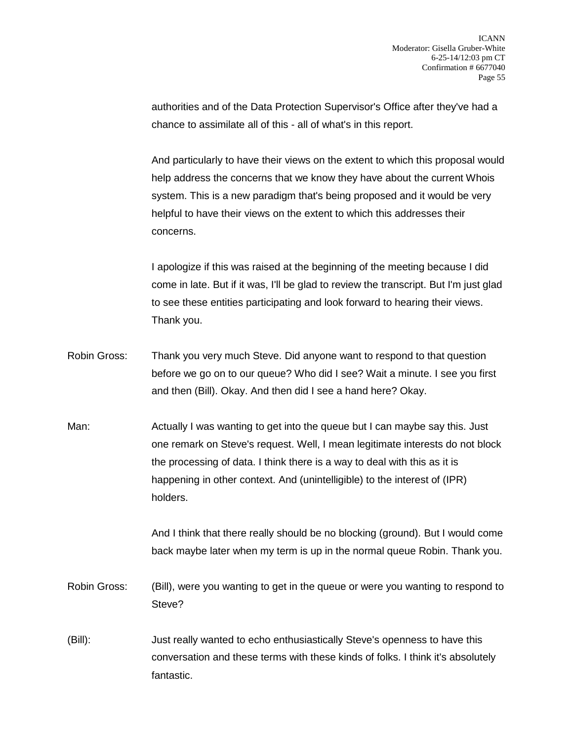authorities and of the Data Protection Supervisor's Office after they've had a chance to assimilate all of this - all of what's in this report.

And particularly to have their views on the extent to which this proposal would help address the concerns that we know they have about the current Whois system. This is a new paradigm that's being proposed and it would be very helpful to have their views on the extent to which this addresses their concerns.

I apologize if this was raised at the beginning of the meeting because I did come in late. But if it was, I'll be glad to review the transcript. But I'm just glad to see these entities participating and look forward to hearing their views. Thank you.

Robin Gross: Thank you very much Steve. Did anyone want to respond to that question before we go on to our queue? Who did I see? Wait a minute. I see you first and then (Bill). Okay. And then did I see a hand here? Okay.

Man: Actually I was wanting to get into the queue but I can maybe say this. Just one remark on Steve's request. Well, I mean legitimate interests do not block the processing of data. I think there is a way to deal with this as it is happening in other context. And (unintelligible) to the interest of (IPR) holders.

And I think that there really should be no blocking (ground). But I would come back maybe later when my term is up in the normal queue Robin. Thank you.

Robin Gross: (Bill), were you wanting to get in the queue or were you wanting to respond to Steve?

(Bill): Just really wanted to echo enthusiastically Steve's openness to have this conversation and these terms with these kinds of folks. I think it's absolutely fantastic.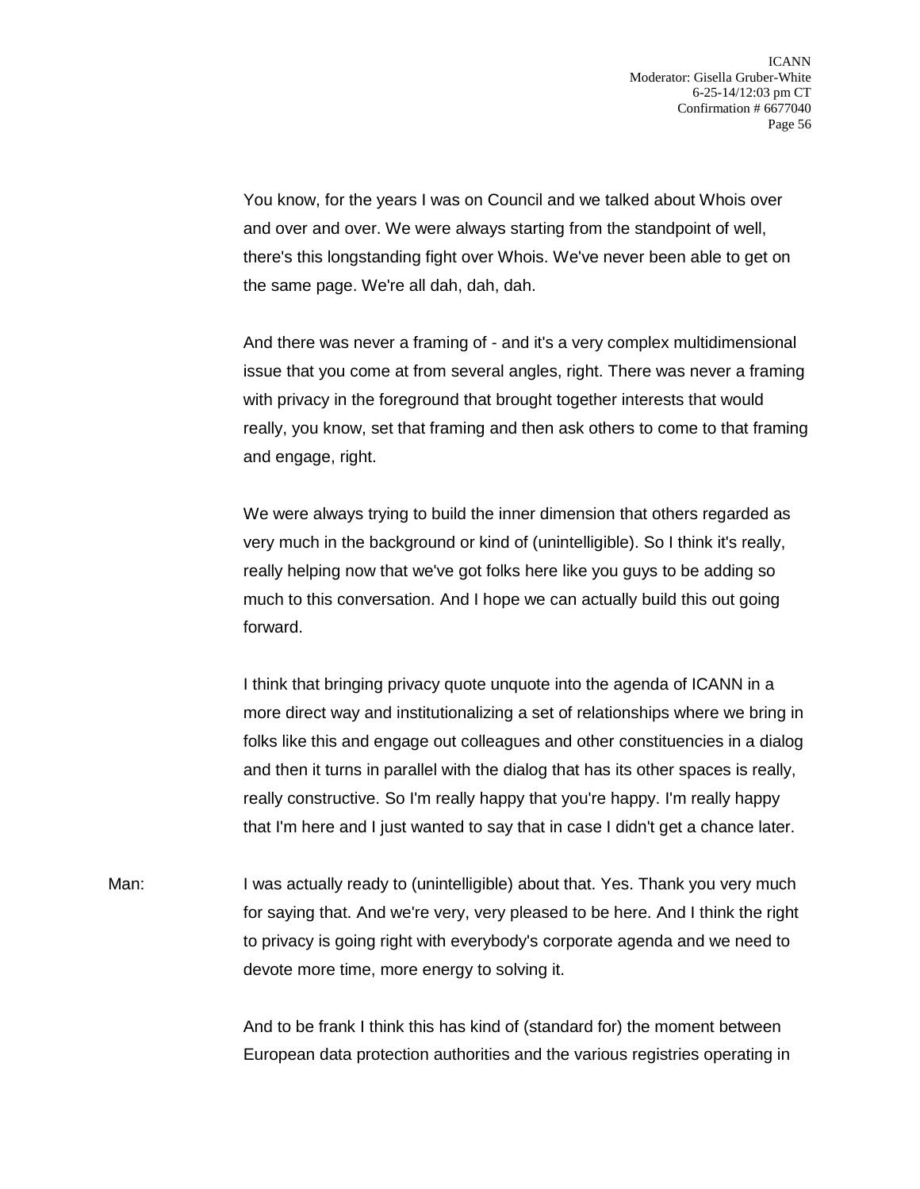You know, for the years I was on Council and we talked about Whois over and over and over. We were always starting from the standpoint of well, there's this longstanding fight over Whois. We've never been able to get on the same page. We're all dah, dah, dah.

And there was never a framing of - and it's a very complex multidimensional issue that you come at from several angles, right. There was never a framing with privacy in the foreground that brought together interests that would really, you know, set that framing and then ask others to come to that framing and engage, right.

We were always trying to build the inner dimension that others regarded as very much in the background or kind of (unintelligible). So I think it's really, really helping now that we've got folks here like you guys to be adding so much to this conversation. And I hope we can actually build this out going forward.

I think that bringing privacy quote unquote into the agenda of ICANN in a more direct way and institutionalizing a set of relationships where we bring in folks like this and engage out colleagues and other constituencies in a dialog and then it turns in parallel with the dialog that has its other spaces is really, really constructive. So I'm really happy that you're happy. I'm really happy that I'm here and I just wanted to say that in case I didn't get a chance later.

Man: I was actually ready to (unintelligible) about that. Yes. Thank you very much for saying that. And we're very, very pleased to be here. And I think the right to privacy is going right with everybody's corporate agenda and we need to devote more time, more energy to solving it.

And to be frank I think this has kind of (standard for) the moment between European data protection authorities and the various registries operating in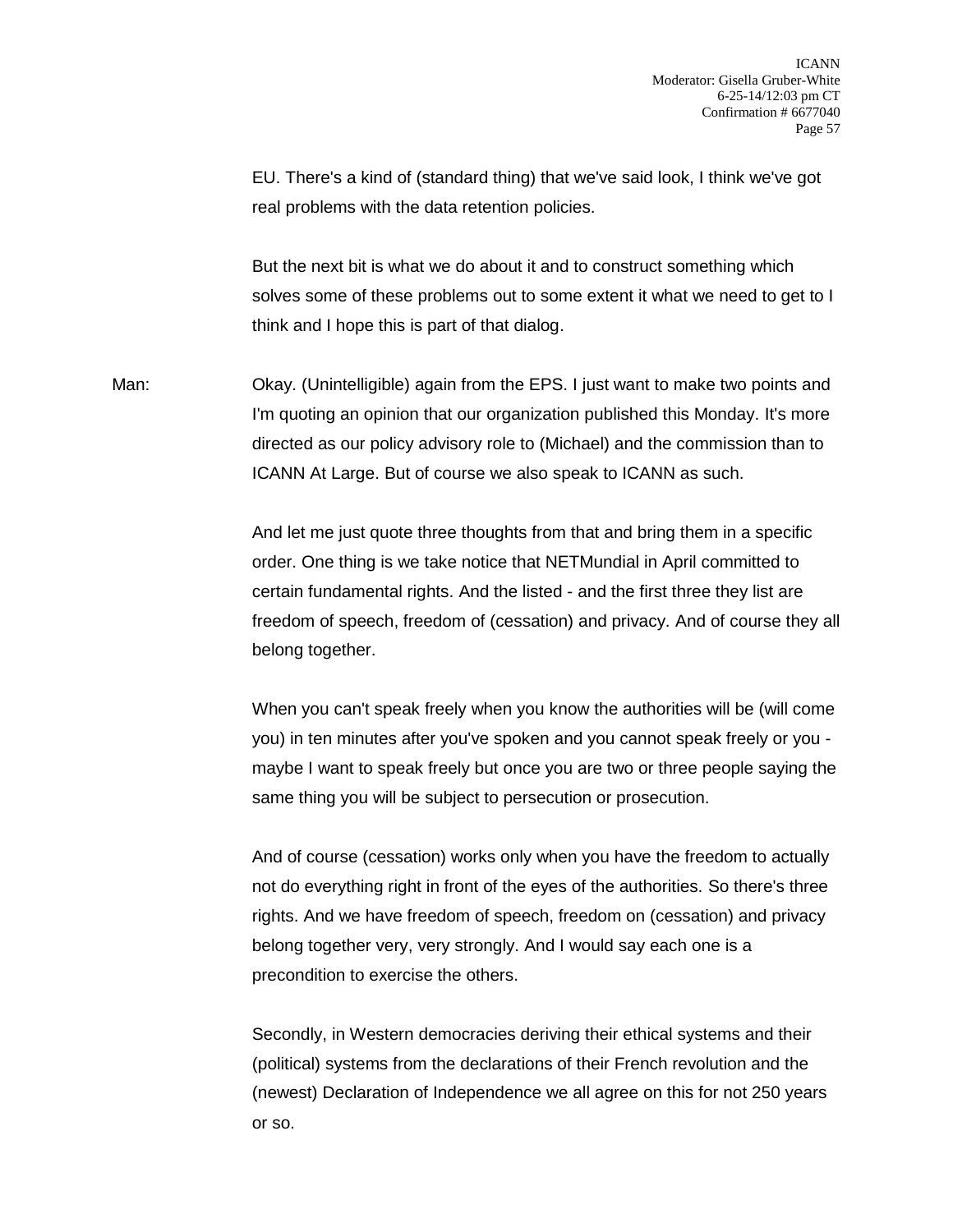EU. There's a kind of (standard thing) that we've said look, I think we've got real problems with the data retention policies.

But the next bit is what we do about it and to construct something which solves some of these problems out to some extent it what we need to get to I think and I hope this is part of that dialog.

Man: Okay. (Unintelligible) again from the EPS. I just want to make two points and I'm quoting an opinion that our organization published this Monday. It's more directed as our policy advisory role to (Michael) and the commission than to ICANN At Large. But of course we also speak to ICANN as such.

And let me just quote three thoughts from that and bring them in a specific order. One thing is we take notice that NETMundial in April committed to certain fundamental rights. And the listed - and the first three they list are freedom of speech, freedom of (cessation) and privacy. And of course they all belong together.

When you can't speak freely when you know the authorities will be (will come you) in ten minutes after you've spoken and you cannot speak freely or you - maybe I want to speak freely but once you are two or three people saying the same thing you will be subject to persecution or prosecution.

And of course (cessation) works only when you have the freedom to actually not do everything right in front of the eyes of the authorities. So there's three rights. And we have freedom of speech, freedom on (cessation) and privacy belong together very, very strongly. And I would say each one is a precondition to exercise the others.

Secondly, in Western democracies deriving their ethical systems and their (political) systems from the declarations of their French revolution and the (newest) Declaration of Independence we all agree on this for not 250 years or so.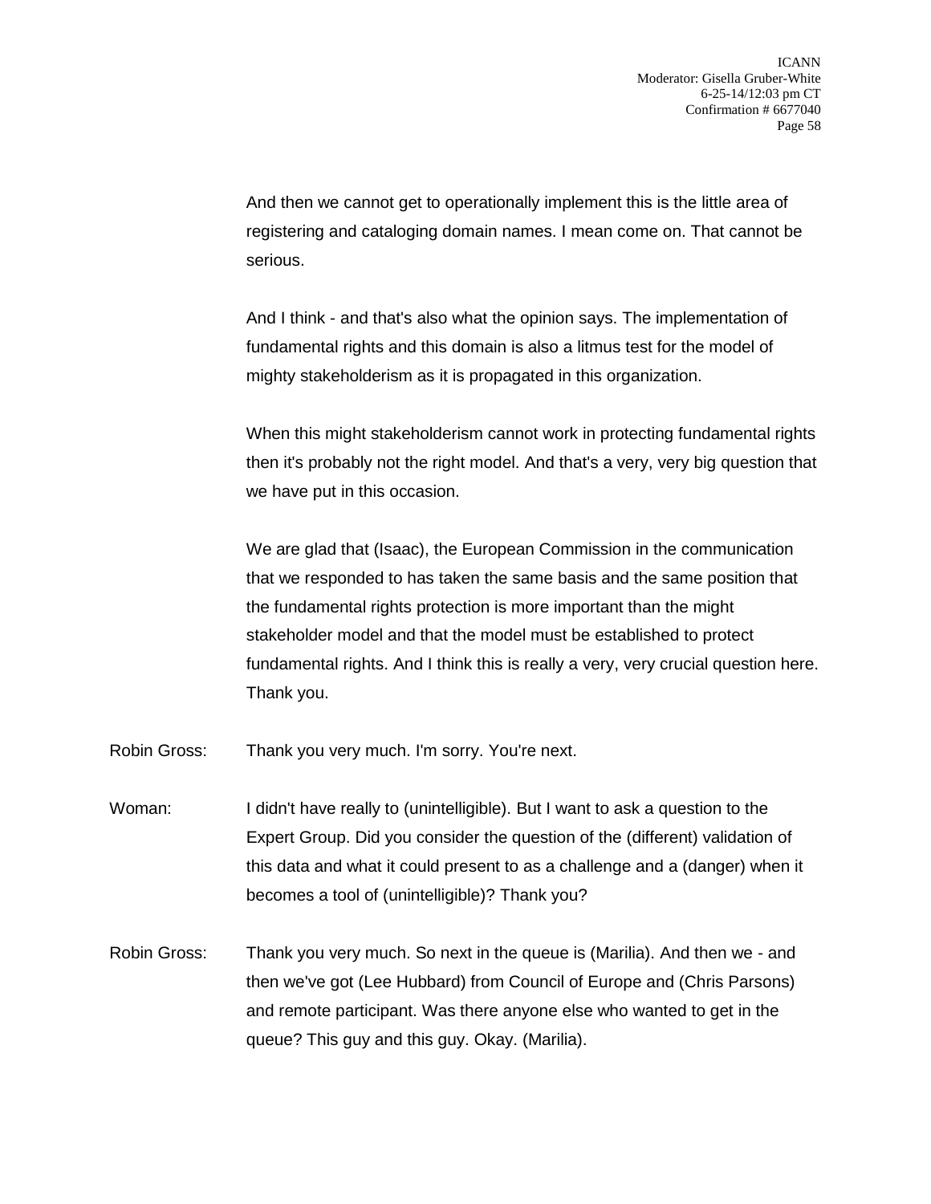And then we cannot get to operationally implement this is the little area of registering and cataloging domain names. I mean come on. That cannot be serious.

And I think - and that's also what the opinion says. The implementation of fundamental rights and this domain is also a litmus test for the model of mighty stakeholderism as it is propagated in this organization.

When this might stakeholderism cannot work in protecting fundamental rights then it's probably not the right model. And that's a very, very big question that we have put in this occasion.

We are glad that (Isaac), the European Commission in the communication that we responded to has taken the same basis and the same position that the fundamental rights protection is more important than the might stakeholder model and that the model must be established to protect fundamental rights. And I think this is really a very, very crucial question here. Thank you.

Robin Gross: Thank you very much. I'm sorry. You're next.

Woman: I didn't have really to (unintelligible). But I want to ask a question to the Expert Group. Did you consider the question of the (different) validation of this data and what it could present to as a challenge and a (danger) when it becomes a tool of (unintelligible)? Thank you?

Robin Gross: Thank you very much. So next in the queue is (Marilia). And then we - and then we've got (Lee Hubbard) from Council of Europe and (Chris Parsons) and remote participant. Was there anyone else who wanted to get in the queue? This guy and this guy. Okay. (Marilia).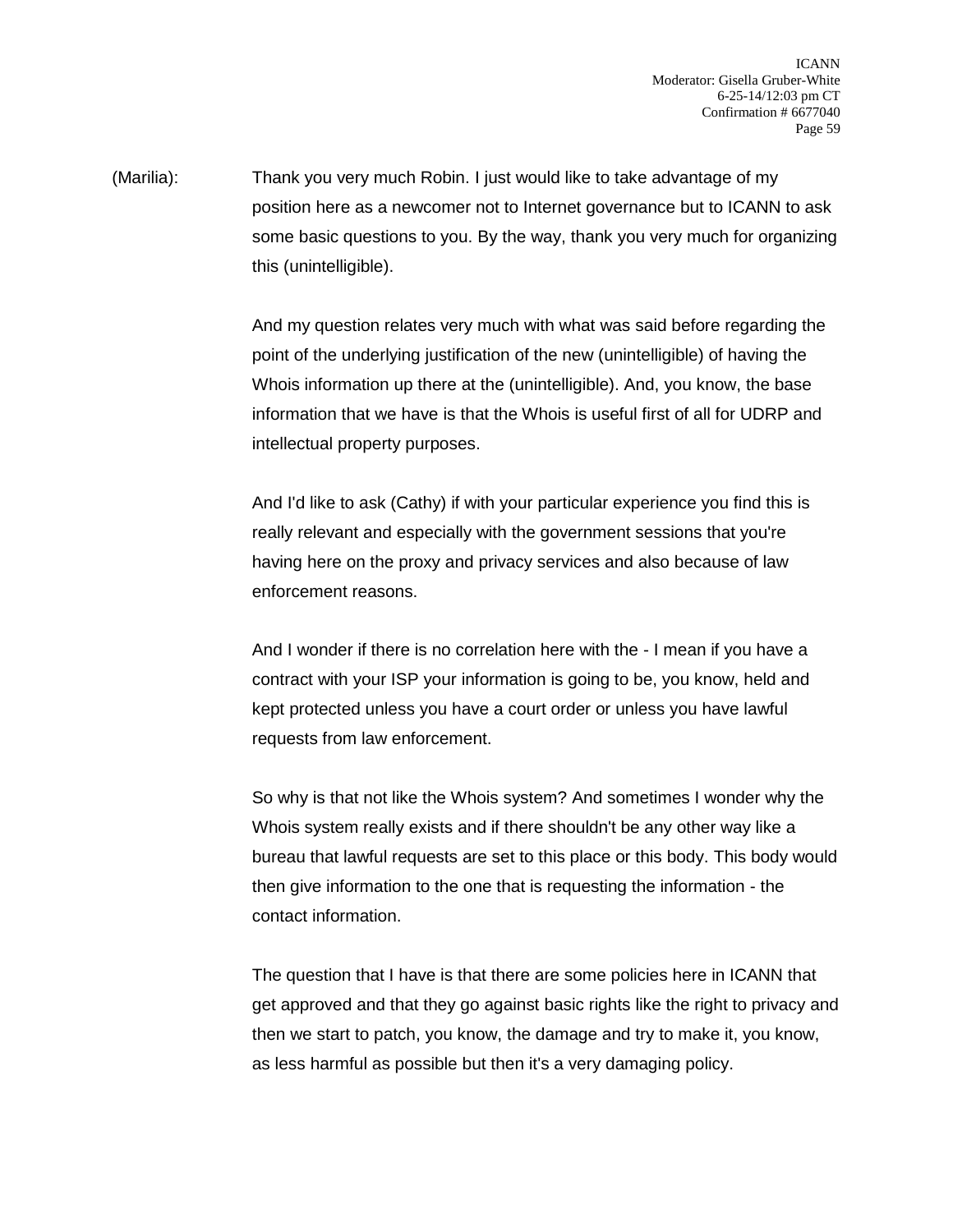(Marilia): Thank you very much Robin. I just would like to take advantage of my position here as a newcomer not to Internet governance but to ICANN to ask some basic questions to you. By the way, thank you very much for organizing this (unintelligible).

And my question relates very much with what was said before regarding the point of the underlying justification of the new (unintelligible) of having the Whois information up there at the (unintelligible). And, you know, the base information that we have is that the Whois is useful first of all for UDRP and intellectual property purposes.

And I'd like to ask (Cathy) if with your particular experience you find this is really relevant and especially with the government sessions that you're having here on the proxy and privacy services and also because of law enforcement reasons.

And I wonder if there is no correlation here with the - I mean if you have a contract with your ISP your information is going to be, you know, held and kept protected unless you have a court order or unless you have lawful requests from law enforcement.

So why is that not like the Whois system? And sometimes I wonder why the Whois system really exists and if there shouldn't be any other way like a bureau that lawful requests are set to this place or this body. This body would then give information to the one that is requesting the information - the contact information.

The question that I have is that there are some policies here in ICANN that get approved and that they go against basic rights like the right to privacy and then we start to patch, you know, the damage and try to make it, you know, as less harmful as possible but then it's a very damaging policy.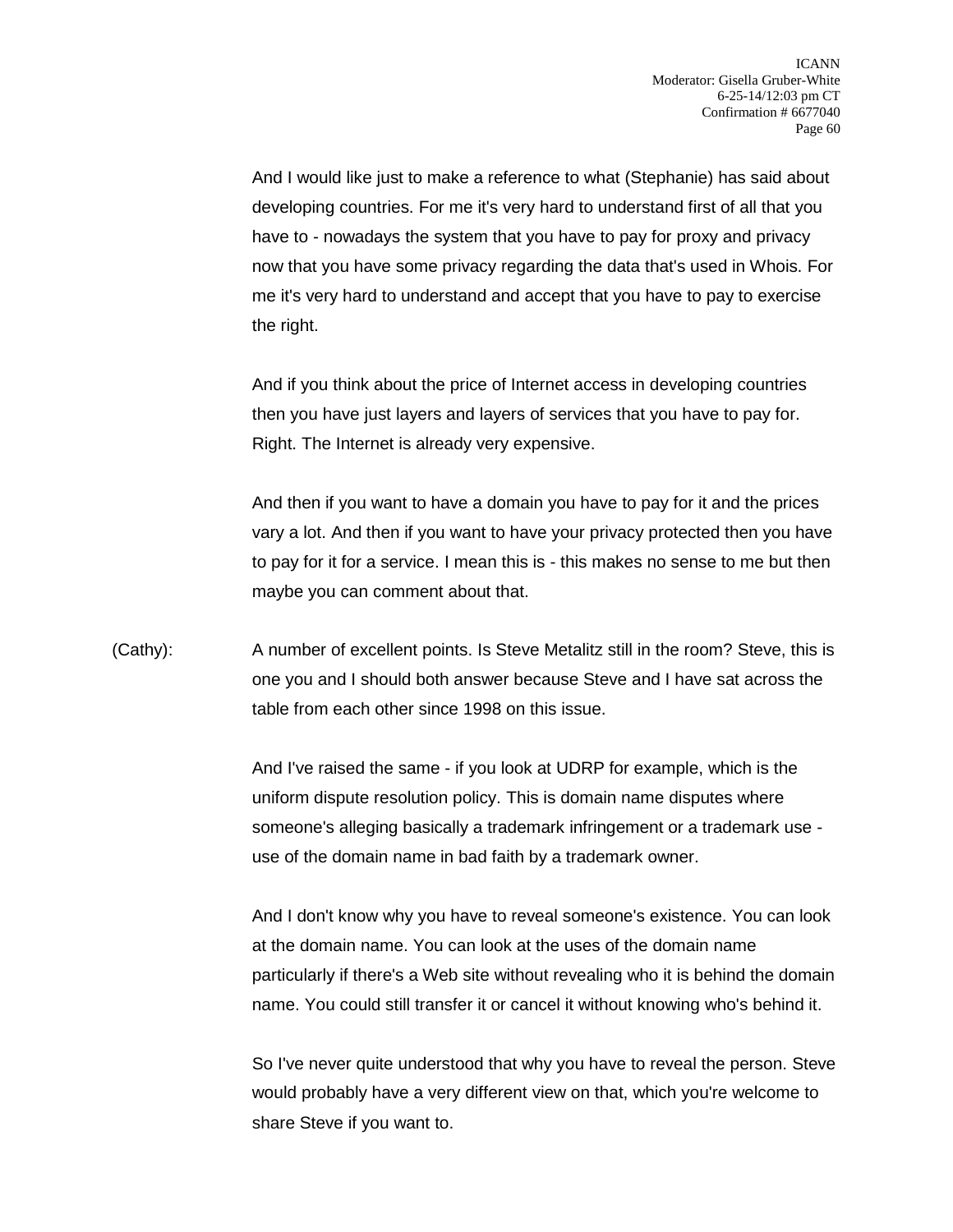And I would like just to make a reference to what (Stephanie) has said about developing countries. For me it's very hard to understand first of all that you have to - nowadays the system that you have to pay for proxy and privacy now that you have some privacy regarding the data that's used in Whois. For me it's very hard to understand and accept that you have to pay to exercise the right.

And if you think about the price of Internet access in developing countries then you have just layers and layers of services that you have to pay for. Right. The Internet is already very expensive.

And then if you want to have a domain you have to pay for it and the prices vary a lot. And then if you want to have your privacy protected then you have to pay for it for a service. I mean this is - this makes no sense to me but then maybe you can comment about that.

(Cathy): A number of excellent points. Is Steve Metalitz still in the room? Steve, this is one you and I should both answer because Steve and I have sat across the table from each other since 1998 on this issue.

And I've raised the same - if you look at UDRP for example, which is the uniform dispute resolution policy. This is domain name disputes where someone's alleging basically a trademark infringement or a trademark use - use of the domain name in bad faith by a trademark owner.

And I don't know why you have to reveal someone's existence. You can look at the domain name. You can look at the uses of the domain name particularly if there's a Web site without revealing who it is behind the domain name. You could still transfer it or cancel it without knowing who's behind it.

So I've never quite understood that why you have to reveal the person. Steve would probably have a very different view on that, which you're welcome to share Steve if you want to.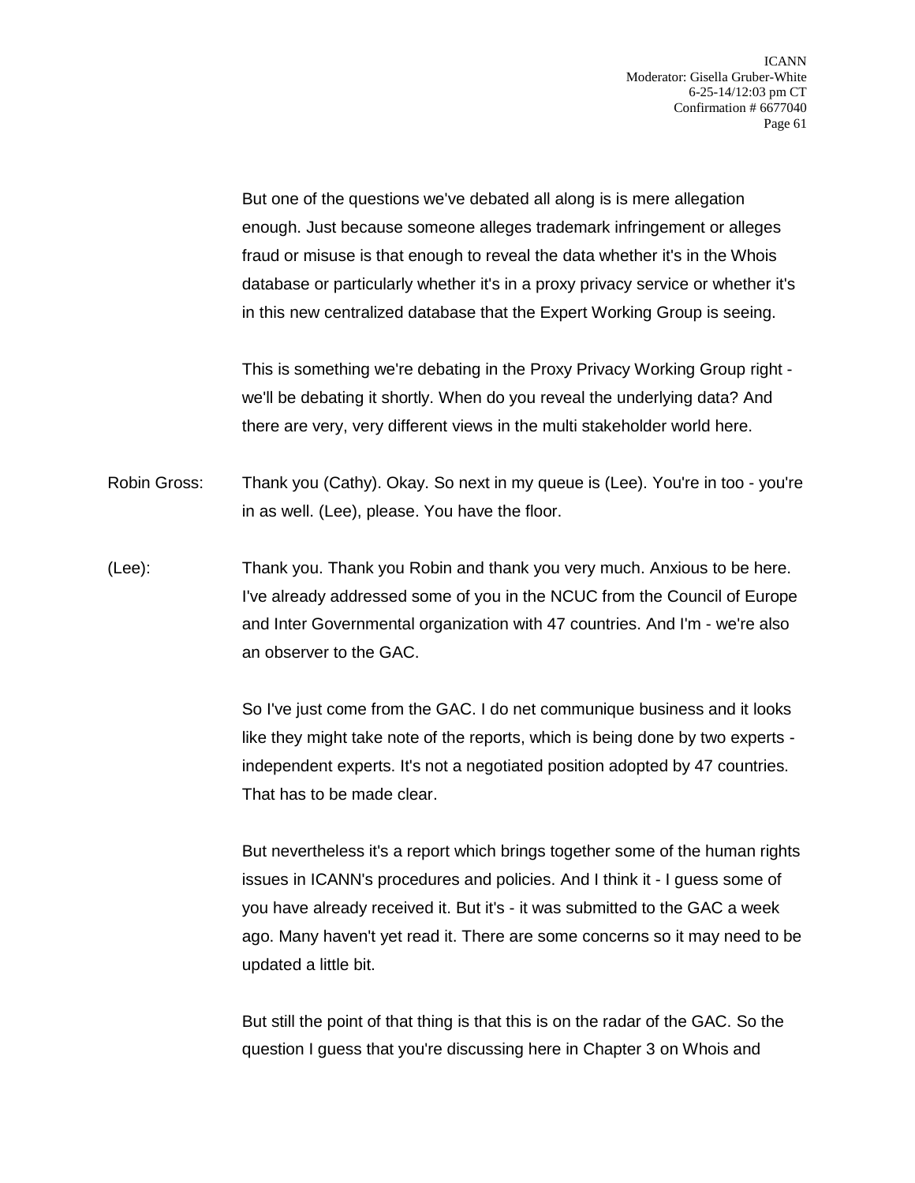But one of the questions we've debated all along is is mere allegation enough. Just because someone alleges trademark infringement or alleges fraud or misuse is that enough to reveal the data whether it's in the Whois database or particularly whether it's in a proxy privacy service or whether it's in this new centralized database that the Expert Working Group is seeing.

This is something we're debating in the Proxy Privacy Working Group right - we'll be debating it shortly. When do you reveal the underlying data? And there are very, very different views in the multi stakeholder world here.

Robin Gross: Thank you (Cathy). Okay. So next in my queue is (Lee). You're in too - you're in as well. (Lee), please. You have the floor.

(Lee): Thank you. Thank you Robin and thank you very much. Anxious to be here. I've already addressed some of you in the NCUC from the Council of Europe and Inter Governmental organization with 47 countries. And I'm - we're also an observer to the GAC.

So I've just come from the GAC. I do net communique business and it looks like they might take note of the reports, which is being done by two experts - independent experts. It's not a negotiated position adopted by 47 countries. That has to be made clear.

But nevertheless it's a report which brings together some of the human rights issues in ICANN's procedures and policies. And I think it - I guess some of you have already received it. But it's - it was submitted to the GAC a week ago. Many haven't yet read it. There are some concerns so it may need to be updated a little bit.

But still the point of that thing is that this is on the radar of the GAC. So the question I guess that you're discussing here in Chapter 3 on Whois and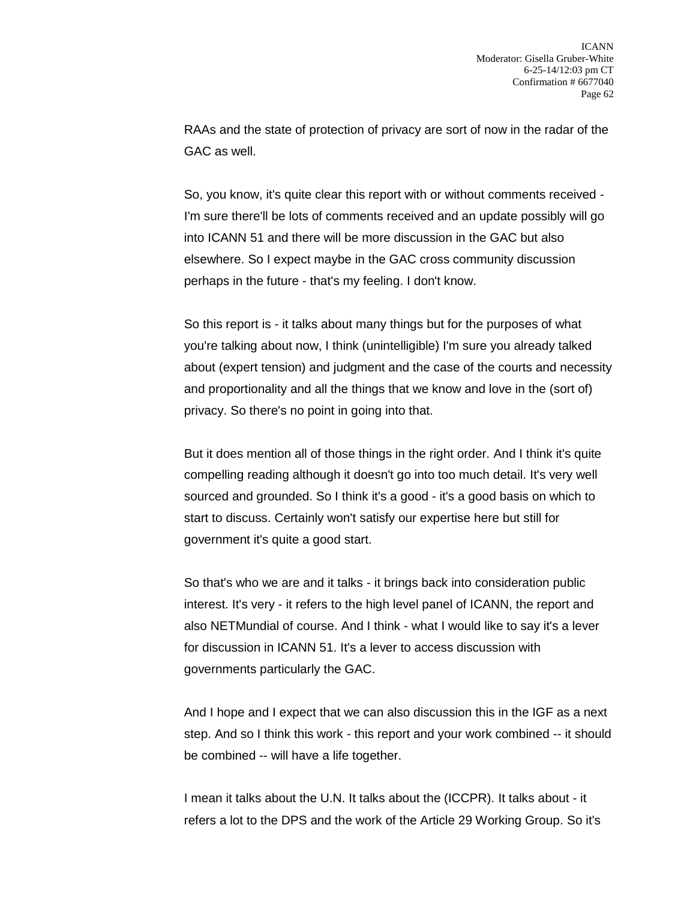RAAs and the state of protection of privacy are sort of now in the radar of the GAC as well.

So, you know, it's quite clear this report with or without comments received - I'm sure there'll be lots of comments received and an update possibly will go into ICANN 51 and there will be more discussion in the GAC but also elsewhere. So I expect maybe in the GAC cross community discussion perhaps in the future - that's my feeling. I don't know.

So this report is - it talks about many things but for the purposes of what you're talking about now, I think (unintelligible) I'm sure you already talked about (expert tension) and judgment and the case of the courts and necessity and proportionality and all the things that we know and love in the (sort of) privacy. So there's no point in going into that.

But it does mention all of those things in the right order. And I think it's quite compelling reading although it doesn't go into too much detail. It's very well sourced and grounded. So I think it's a good - it's a good basis on which to start to discuss. Certainly won't satisfy our expertise here but still for government it's quite a good start.

So that's who we are and it talks - it brings back into consideration public interest. It's very - it refers to the high level panel of ICANN, the report and also NETMundial of course. And I think - what I would like to say it's a lever for discussion in ICANN 51. It's a lever to access discussion with governments particularly the GAC.

And I hope and I expect that we can also discussion this in the IGF as a next step. And so I think this work - this report and your work combined -- it should be combined -- will have a life together.

I mean it talks about the U.N. It talks about the (ICCPR). It talks about - it refers a lot to the DPS and the work of the Article 29 Working Group. So it's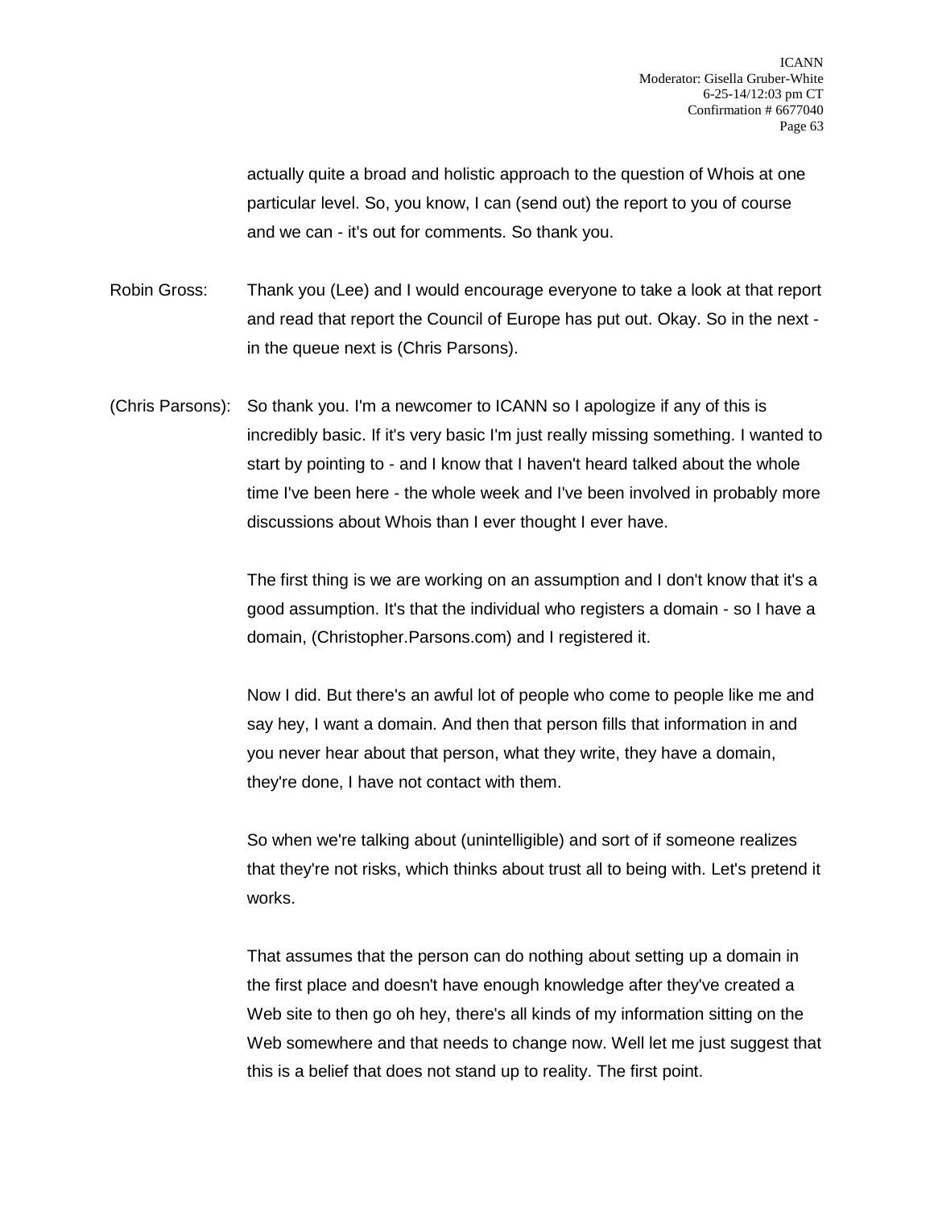actually quite a broad and holistic approach to the question of Whois at one particular level. So, you know, I can (send out) the report to you of course and we can - it's out for comments. So thank you.

Robin Gross: Thank you (Lee) and I would encourage everyone to take a look at that report and read that report the Council of Europe has put out. Okay. So in the next - in the queue next is (Chris Parsons).

(Chris Parsons): So thank you. I'm a newcomer to ICANN so I apologize if any of this is incredibly basic. If it's very basic I'm just really missing something. I wanted to start by pointing to - and I know that I haven't heard talked about the whole time I've been here - the whole week and I've been involved in probably more discussions about Whois than I ever thought I ever have.

The first thing is we are working on an assumption and I don't know that it's a good assumption. It's that the individual who registers a domain - so I have a domain, (Christopher.Parsons.com) and I registered it.

Now I did. But there's an awful lot of people who come to people like me and say hey, I want a domain. And then that person fills that information in and you never hear about that person, what they write, they have a domain, they're done, I have not contact with them.

So when we're talking about (unintelligible) and sort of if someone realizes that they're not risks, which thinks about trust all to being with. Let's pretend it works.

That assumes that the person can do nothing about setting up a domain in the first place and doesn't have enough knowledge after they've created a Web site to then go oh hey, there's all kinds of my information sitting on the Web somewhere and that needs to change now. Well let me just suggest that this is a belief that does not stand up to reality. The first point.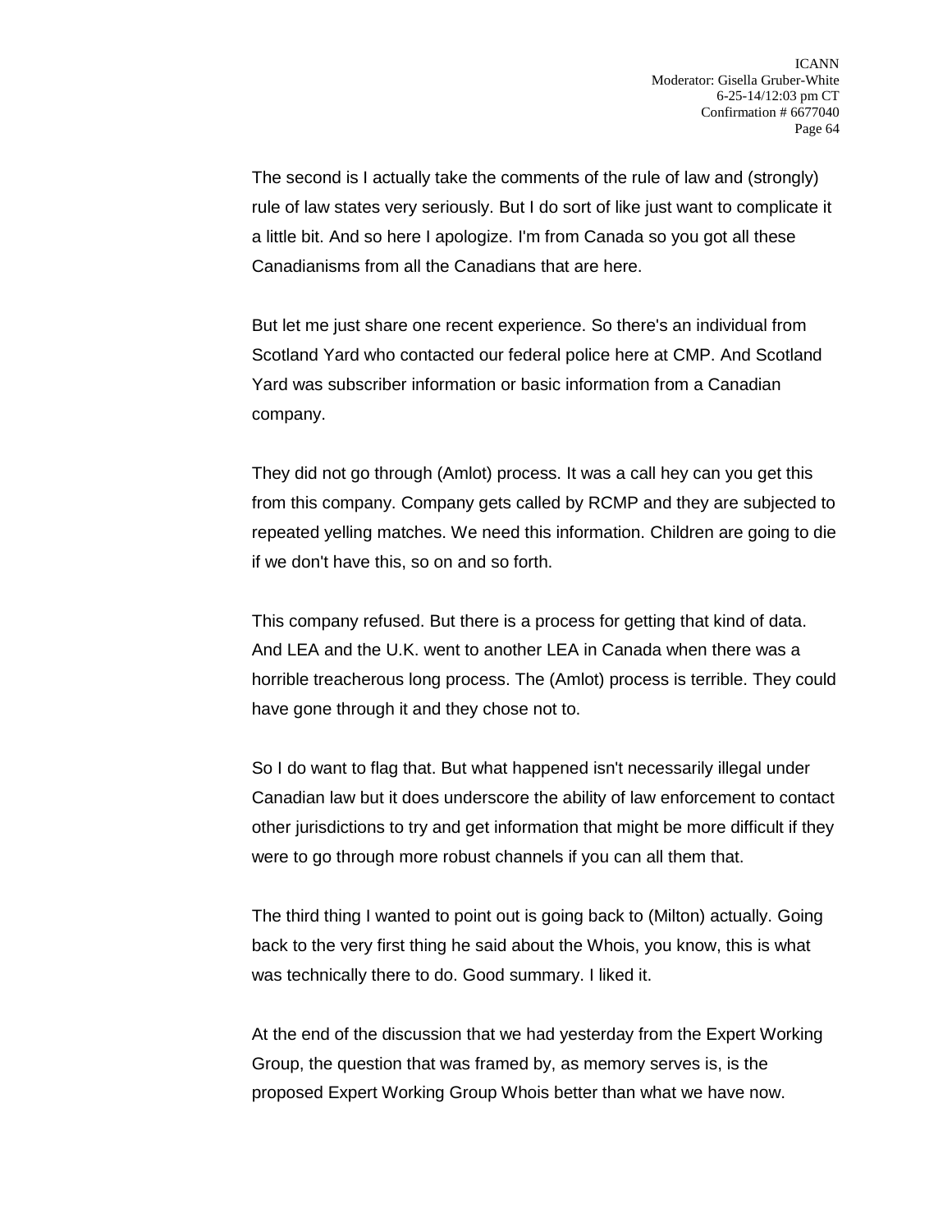The second is I actually take the comments of the rule of law and (strongly) rule of law states very seriously. But I do sort of like just want to complicate it a little bit. And so here I apologize. I'm from Canada so you got all these Canadianisms from all the Canadians that are here.

But let me just share one recent experience. So there's an individual from Scotland Yard who contacted our federal police here at CMP. And Scotland Yard was subscriber information or basic information from a Canadian company.

They did not go through (Amlot) process. It was a call hey can you get this from this company. Company gets called by RCMP and they are subjected to repeated yelling matches. We need this information. Children are going to die if we don't have this, so on and so forth.

This company refused. But there is a process for getting that kind of data. And LEA and the U.K. went to another LEA in Canada when there was a horrible treacherous long process. The (Amlot) process is terrible. They could have gone through it and they chose not to.

So I do want to flag that. But what happened isn't necessarily illegal under Canadian law but it does underscore the ability of law enforcement to contact other jurisdictions to try and get information that might be more difficult if they were to go through more robust channels if you can all them that.

The third thing I wanted to point out is going back to (Milton) actually. Going back to the very first thing he said about the Whois, you know, this is what was technically there to do. Good summary. I liked it.

At the end of the discussion that we had yesterday from the Expert Working Group, the question that was framed by, as memory serves is, is the proposed Expert Working Group Whois better than what we have now.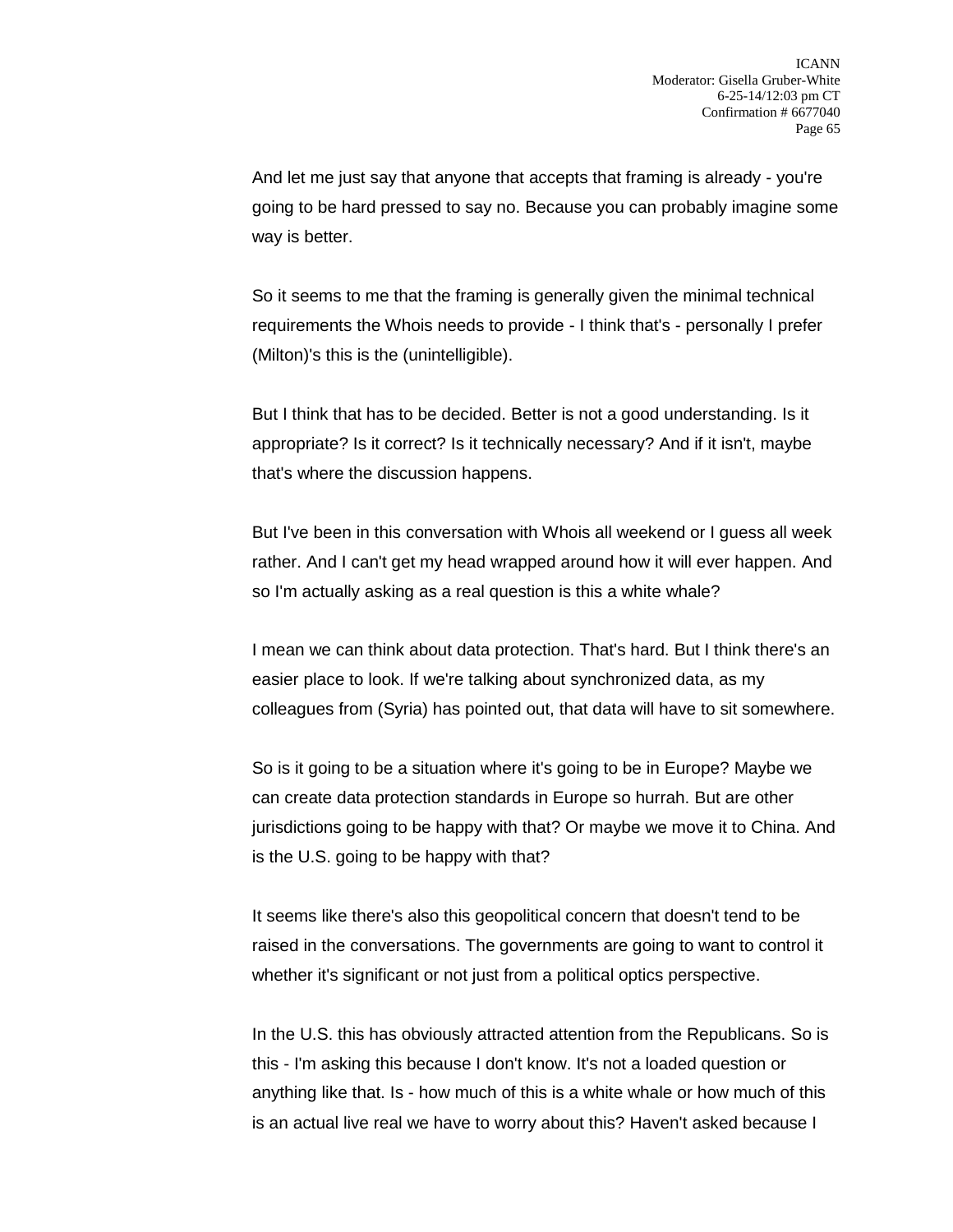And let me just say that anyone that accepts that framing is already - you're going to be hard pressed to say no. Because you can probably imagine some way is better.

So it seems to me that the framing is generally given the minimal technical requirements the Whois needs to provide - I think that's - personally I prefer (Milton)'s this is the (unintelligible).

But I think that has to be decided. Better is not a good understanding. Is it appropriate? Is it correct? Is it technically necessary? And if it isn't, maybe that's where the discussion happens.

But I've been in this conversation with Whois all weekend or I guess all week rather. And I can't get my head wrapped around how it will ever happen. And so I'm actually asking as a real question is this a white whale?

I mean we can think about data protection. That's hard. But I think there's an easier place to look. If we're talking about synchronized data, as my colleagues from (Syria) has pointed out, that data will have to sit somewhere.

So is it going to be a situation where it's going to be in Europe? Maybe we can create data protection standards in Europe so hurrah. But are other jurisdictions going to be happy with that? Or maybe we move it to China. And is the U.S. going to be happy with that?

It seems like there's also this geopolitical concern that doesn't tend to be raised in the conversations. The governments are going to want to control it whether it's significant or not just from a political optics perspective.

In the U.S. this has obviously attracted attention from the Republicans. So is this - I'm asking this because I don't know. It's not a loaded question or anything like that. Is - how much of this is a white whale or how much of this is an actual live real we have to worry about this? Haven't asked because I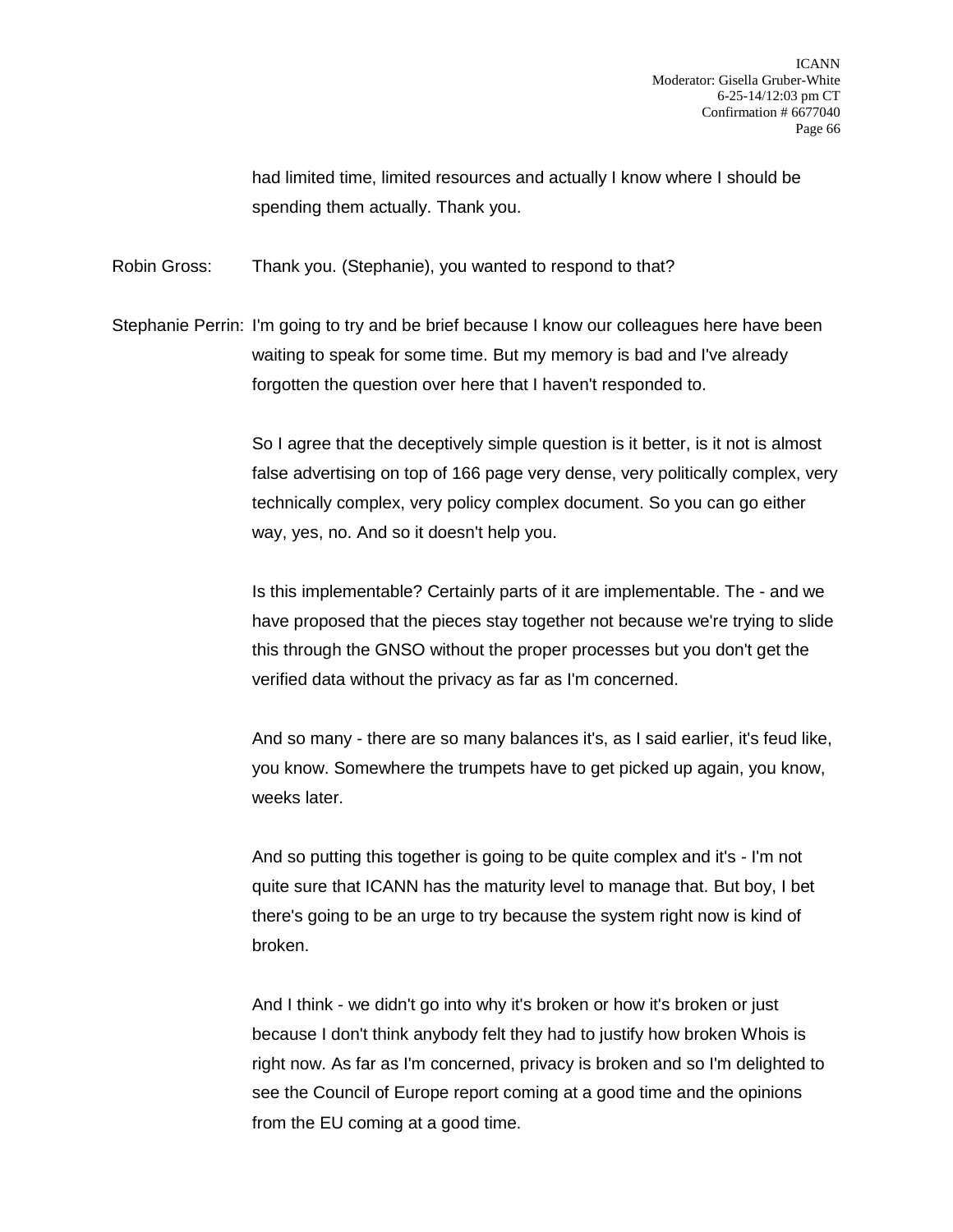had limited time, limited resources and actually I know where I should be spending them actually. Thank you.

Robin Gross: Thank you. (Stephanie), you wanted to respond to that?

Stephanie Perrin: I'm going to try and be brief because I know our colleagues here have been waiting to speak for some time. But my memory is bad and I've already forgotten the question over here that I haven't responded to.

So I agree that the deceptively simple question is it better, is it not is almost false advertising on top of 166 page very dense, very politically complex, very technically complex, very policy complex document. So you can go either way, yes, no. And so it doesn't help you.

Is this implementable? Certainly parts of it are implementable. The - and we have proposed that the pieces stay together not because we're trying to slide this through the GNSO without the proper processes but you don't get the verified data without the privacy as far as I'm concerned.

And so many - there are so many balances it's, as I said earlier, it's feud like, you know. Somewhere the trumpets have to get picked up again, you know, weeks later.

And so putting this together is going to be quite complex and it's - I'm not quite sure that ICANN has the maturity level to manage that. But boy, I bet there's going to be an urge to try because the system right now is kind of broken.

And I think - we didn't go into why it's broken or how it's broken or just because I don't think anybody felt they had to justify how broken Whois is right now. As far as I'm concerned, privacy is broken and so I'm delighted to see the Council of Europe report coming at a good time and the opinions from the EU coming at a good time.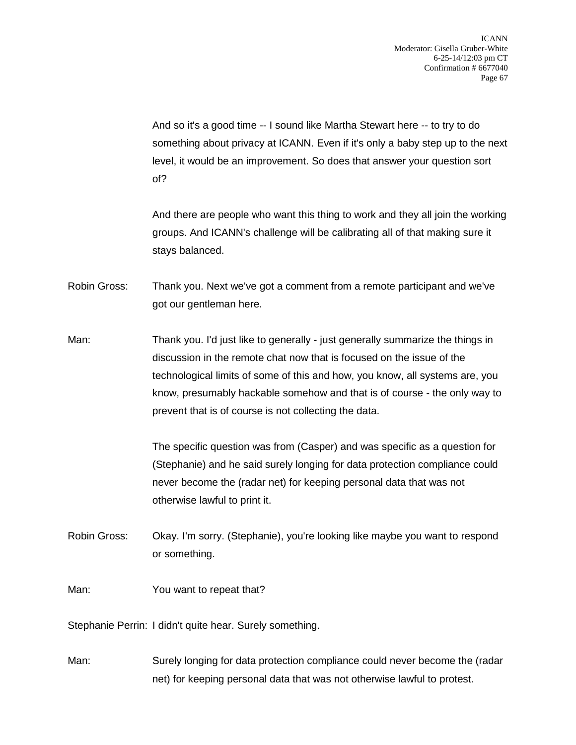And so it's a good time -- I sound like Martha Stewart here -- to try to do something about privacy at ICANN. Even if it's only a baby step up to the next level, it would be an improvement. So does that answer your question sort of?

And there are people who want this thing to work and they all join the working groups. And ICANN's challenge will be calibrating all of that making sure it stays balanced.

Robin Gross: Thank you. Next we've got a comment from a remote participant and we've got our gentleman here.

Man: Thank you. I'd just like to generally - just generally summarize the things in discussion in the remote chat now that is focused on the issue of the technological limits of some of this and how, you know, all systems are, you know, presumably hackable somehow and that is of course - the only way to prevent that is of course is not collecting the data.

The specific question was from (Casper) and was specific as a question for (Stephanie) and he said surely longing for data protection compliance could never become the (radar net) for keeping personal data that was not otherwise lawful to print it.

Robin Gross: Okay. I'm sorry. (Stephanie), you're looking like maybe you want to respond or something.

Man: You want to repeat that?

Stephanie Perrin: I didn't quite hear. Surely something.

Man: Surely longing for data protection compliance could never become the (radar net) for keeping personal data that was not otherwise lawful to protest.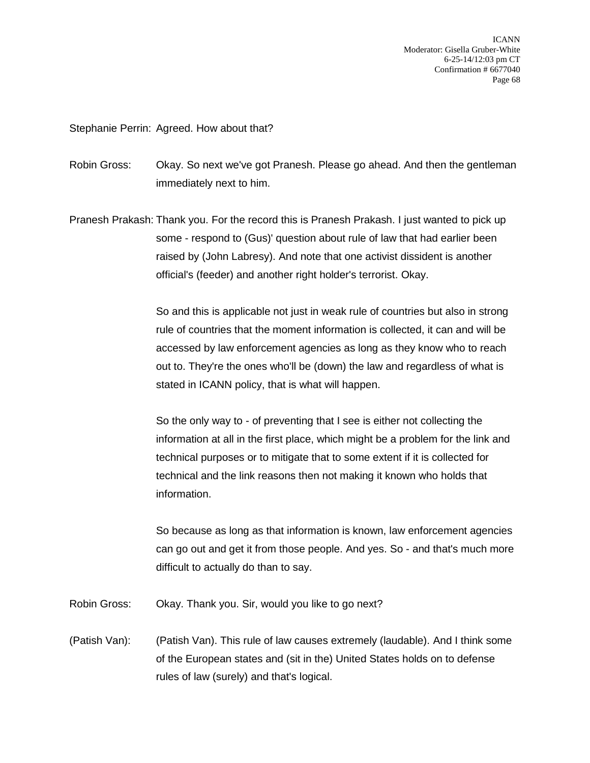Stephanie Perrin: Agreed. How about that?

Robin Gross: Okay. So next we've got Pranesh. Please go ahead. And then the gentleman immediately next to him.

Pranesh Prakash: Thank you. For the record this is Pranesh Prakash. I just wanted to pick up some - respond to (Gus)' question about rule of law that had earlier been raised by (John Labresy). And note that one activist dissident is another official's (feeder) and another right holder's terrorist. Okay.

So and this is applicable not just in weak rule of countries but also in strong rule of countries that the moment information is collected, it can and will be accessed by law enforcement agencies as long as they know who to reach out to. They're the ones who'll be (down) the law and regardless of what is stated in ICANN policy, that is what will happen.

So the only way to - of preventing that I see is either not collecting the information at all in the first place, which might be a problem for the link and technical purposes or to mitigate that to some extent if it is collected for technical and the link reasons then not making it known who holds that information.

So because as long as that information is known, law enforcement agencies can go out and get it from those people. And yes. So - and that's much more difficult to actually do than to say.

Robin Gross: Okay. Thank you. Sir, would you like to go next?

(Patish Van): (Patish Van). This rule of law causes extremely (laudable). And I think some of the European states and (sit in the) United States holds on to defense rules of law (surely) and that's logical.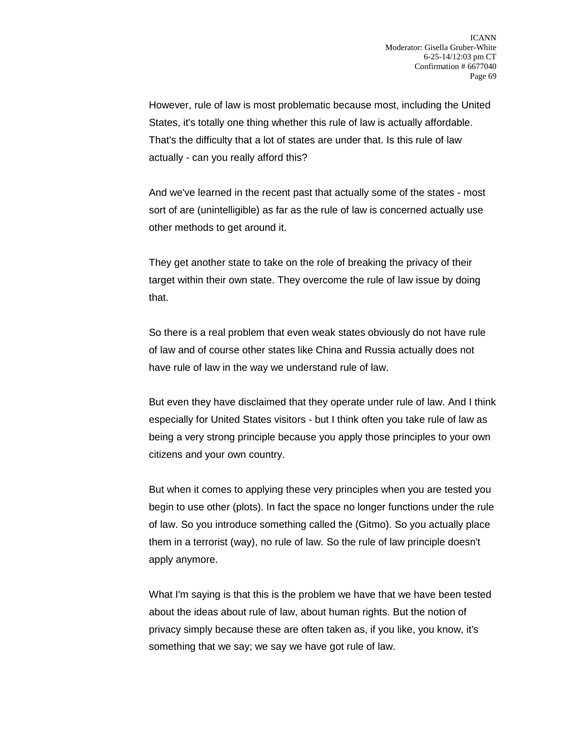However, rule of law is most problematic because most, including the United States, it's totally one thing whether this rule of law is actually affordable. That's the difficulty that a lot of states are under that. Is this rule of law actually - can you really afford this?

And we've learned in the recent past that actually some of the states - most sort of are (unintelligible) as far as the rule of law is concerned actually use other methods to get around it.

They get another state to take on the role of breaking the privacy of their target within their own state. They overcome the rule of law issue by doing that.

So there is a real problem that even weak states obviously do not have rule of law and of course other states like China and Russia actually does not have rule of law in the way we understand rule of law.

But even they have disclaimed that they operate under rule of law. And I think especially for United States visitors - but I think often you take rule of law as being a very strong principle because you apply those principles to your own citizens and your own country.

But when it comes to applying these very principles when you are tested you begin to use other (plots). In fact the space no longer functions under the rule of law. So you introduce something called the (Gitmo). So you actually place them in a terrorist (way), no rule of law. So the rule of law principle doesn't apply anymore.

What I'm saying is that this is the problem we have that we have been tested about the ideas about rule of law, about human rights. But the notion of privacy simply because these are often taken as, if you like, you know, it's something that we say; we say we have got rule of law.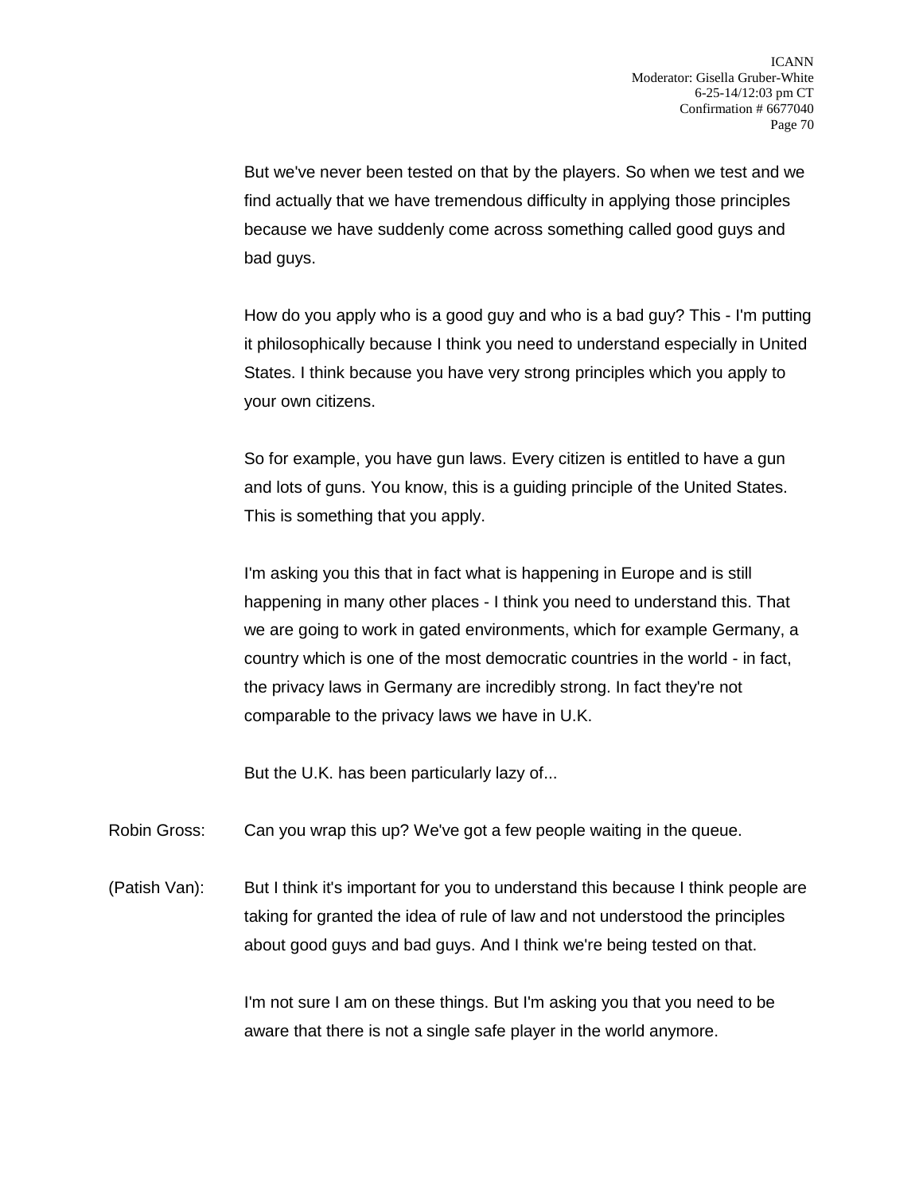But we've never been tested on that by the players. So when we test and we find actually that we have tremendous difficulty in applying those principles because we have suddenly come across something called good guys and bad guys.

How do you apply who is a good guy and who is a bad guy? This - I'm putting it philosophically because I think you need to understand especially in United States. I think because you have very strong principles which you apply to your own citizens.

So for example, you have gun laws. Every citizen is entitled to have a gun and lots of guns. You know, this is a guiding principle of the United States. This is something that you apply.

I'm asking you this that in fact what is happening in Europe and is still happening in many other places - I think you need to understand this. That we are going to work in gated environments, which for example Germany, a country which is one of the most democratic countries in the world - in fact, the privacy laws in Germany are incredibly strong. In fact they're not comparable to the privacy laws we have in U.K.

But the U.K. has been particularly lazy of...

Robin Gross: Can you wrap this up? We've got a few people waiting in the queue.

(Patish Van): But I think it's important for you to understand this because I think people are taking for granted the idea of rule of law and not understood the principles about good guys and bad guys. And I think we're being tested on that.

I'm not sure I am on these things. But I'm asking you that you need to be aware that there is not a single safe player in the world anymore.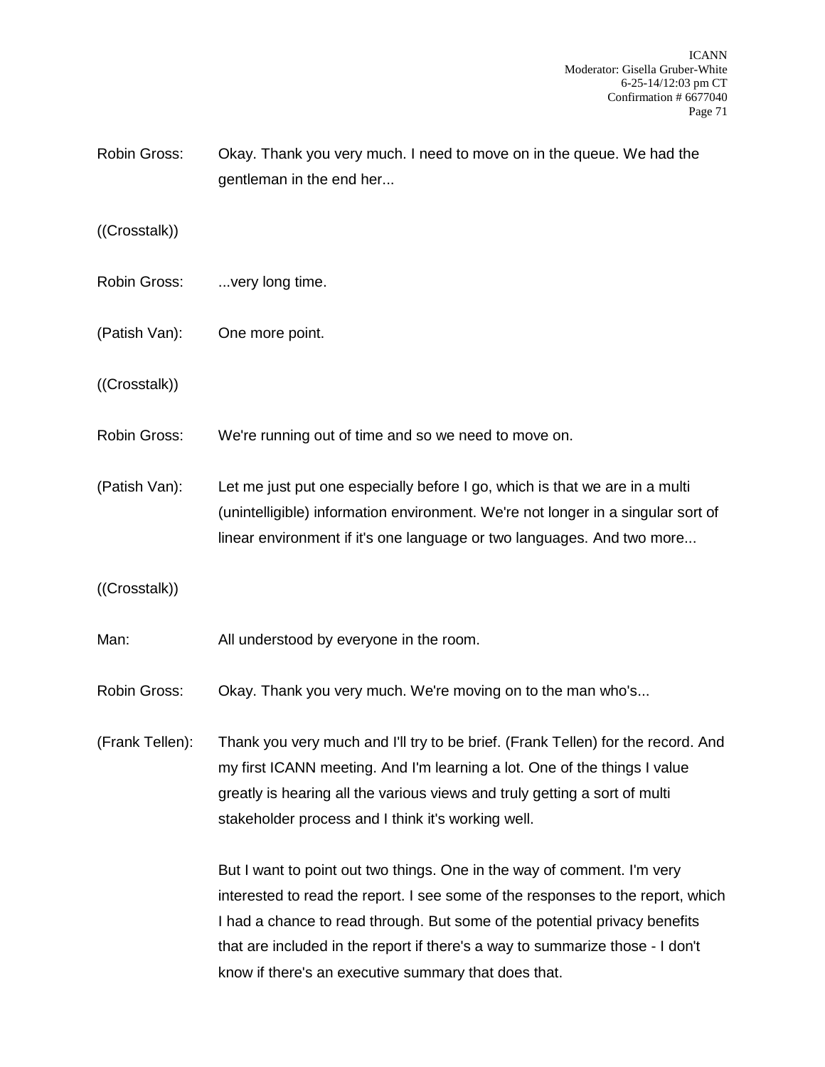Robin Gross: Okay. Thank you very much. I need to move on in the queue. We had the gentleman in the end her...

((Crosstalk))

Robin Gross: ...very long time.

(Patish Van): One more point.

((Crosstalk))

Robin Gross: We're running out of time and so we need to move on.

(Patish Van): Let me just put one especially before I go, which is that we are in a multi (unintelligible) information environment. We're not longer in a singular sort of linear environment if it's one language or two languages. And two more...

((Crosstalk))

Man: All understood by everyone in the room.

Robin Gross: Okay. Thank you very much. We're moving on to the man who's...

(Frank Tellen): Thank you very much and I'll try to be brief. (Frank Tellen) for the record. And my first ICANN meeting. And I'm learning a lot. One of the things I value greatly is hearing all the various views and truly getting a sort of multi stakeholder process and I think it's working well.

But I want to point out two things. One in the way of comment. I'm very interested to read the report. I see some of the responses to the report, which I had a chance to read through. But some of the potential privacy benefits that are included in the report if there's a way to summarize those - I don't know if there's an executive summary that does that.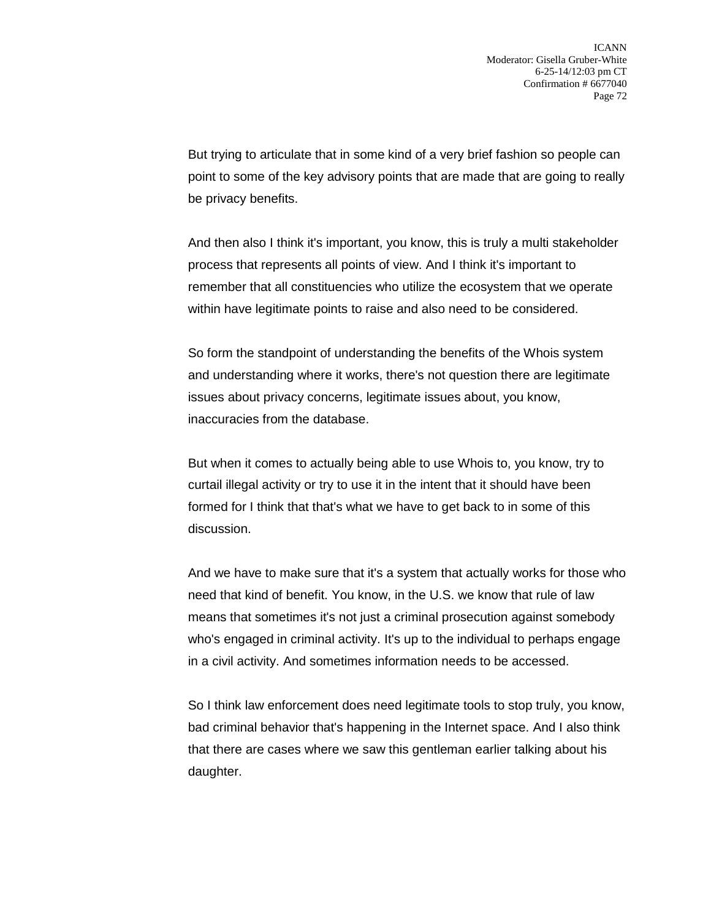But trying to articulate that in some kind of a very brief fashion so people can point to some of the key advisory points that are made that are going to really be privacy benefits.

And then also I think it's important, you know, this is truly a multi stakeholder process that represents all points of view. And I think it's important to remember that all constituencies who utilize the ecosystem that we operate within have legitimate points to raise and also need to be considered.

So form the standpoint of understanding the benefits of the Whois system and understanding where it works, there's not question there are legitimate issues about privacy concerns, legitimate issues about, you know, inaccuracies from the database.

But when it comes to actually being able to use Whois to, you know, try to curtail illegal activity or try to use it in the intent that it should have been formed for I think that that's what we have to get back to in some of this discussion.

And we have to make sure that it's a system that actually works for those who need that kind of benefit. You know, in the U.S. we know that rule of law means that sometimes it's not just a criminal prosecution against somebody who's engaged in criminal activity. It's up to the individual to perhaps engage in a civil activity. And sometimes information needs to be accessed.

So I think law enforcement does need legitimate tools to stop truly, you know, bad criminal behavior that's happening in the Internet space. And I also think that there are cases where we saw this gentleman earlier talking about his daughter.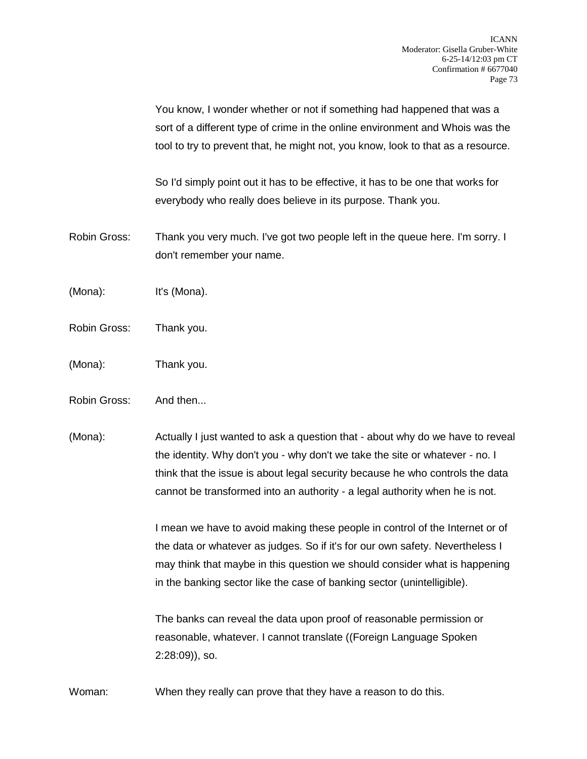You know, I wonder whether or not if something had happened that was a sort of a different type of crime in the online environment and Whois was the tool to try to prevent that, he might not, you know, look to that as a resource.

So I'd simply point out it has to be effective, it has to be one that works for everybody who really does believe in its purpose. Thank you.

Robin Gross: Thank you very much. I've got two people left in the queue here. I'm sorry. I don't remember your name.

(Mona): It's (Mona).

Robin Gross: Thank you.

(Mona): Thank you.

Robin Gross: And then...

(Mona): Actually I just wanted to ask a question that - about why do we have to reveal the identity. Why don't you - why don't we take the site or whatever - no. I think that the issue is about legal security because he who controls the data cannot be transformed into an authority - a legal authority when he is not.

I mean we have to avoid making these people in control of the Internet or of the data or whatever as judges. So if it's for our own safety. Nevertheless I may think that maybe in this question we should consider what is happening in the banking sector like the case of banking sector (unintelligible).

The banks can reveal the data upon proof of reasonable permission or reasonable, whatever. I cannot translate ((Foreign Language Spoken 2:28:09)), so.

Woman: When they really can prove that they have a reason to do this.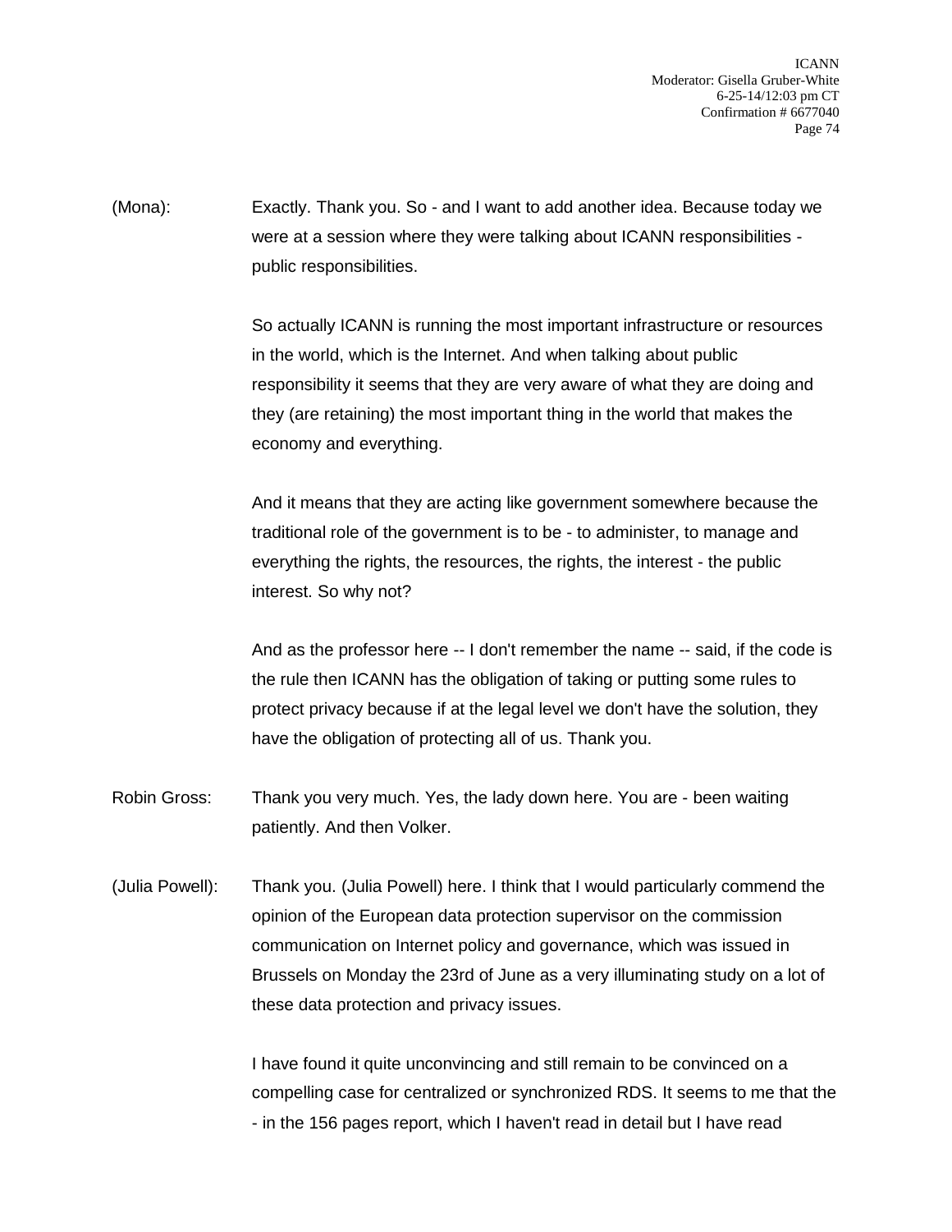(Mona): Exactly. Thank you. So - and I want to add another idea. Because today we were at a session where they were talking about ICANN responsibilities - public responsibilities.

So actually ICANN is running the most important infrastructure or resources in the world, which is the Internet. And when talking about public responsibility it seems that they are very aware of what they are doing and they (are retaining) the most important thing in the world that makes the economy and everything.

And it means that they are acting like government somewhere because the traditional role of the government is to be - to administer, to manage and everything the rights, the resources, the rights, the interest - the public interest. So why not?

And as the professor here -- I don't remember the name -- said, if the code is the rule then ICANN has the obligation of taking or putting some rules to protect privacy because if at the legal level we don't have the solution, they have the obligation of protecting all of us. Thank you.

Robin Gross: Thank you very much. Yes, the lady down here. You are - been waiting patiently. And then Volker.

(Julia Powell): Thank you. (Julia Powell) here. I think that I would particularly commend the opinion of the European data protection supervisor on the commission communication on Internet policy and governance, which was issued in Brussels on Monday the 23rd of June as a very illuminating study on a lot of these data protection and privacy issues.

I have found it quite unconvincing and still remain to be convinced on a compelling case for centralized or synchronized RDS. It seems to me that the - in the 156 pages report, which I haven't read in detail but I have read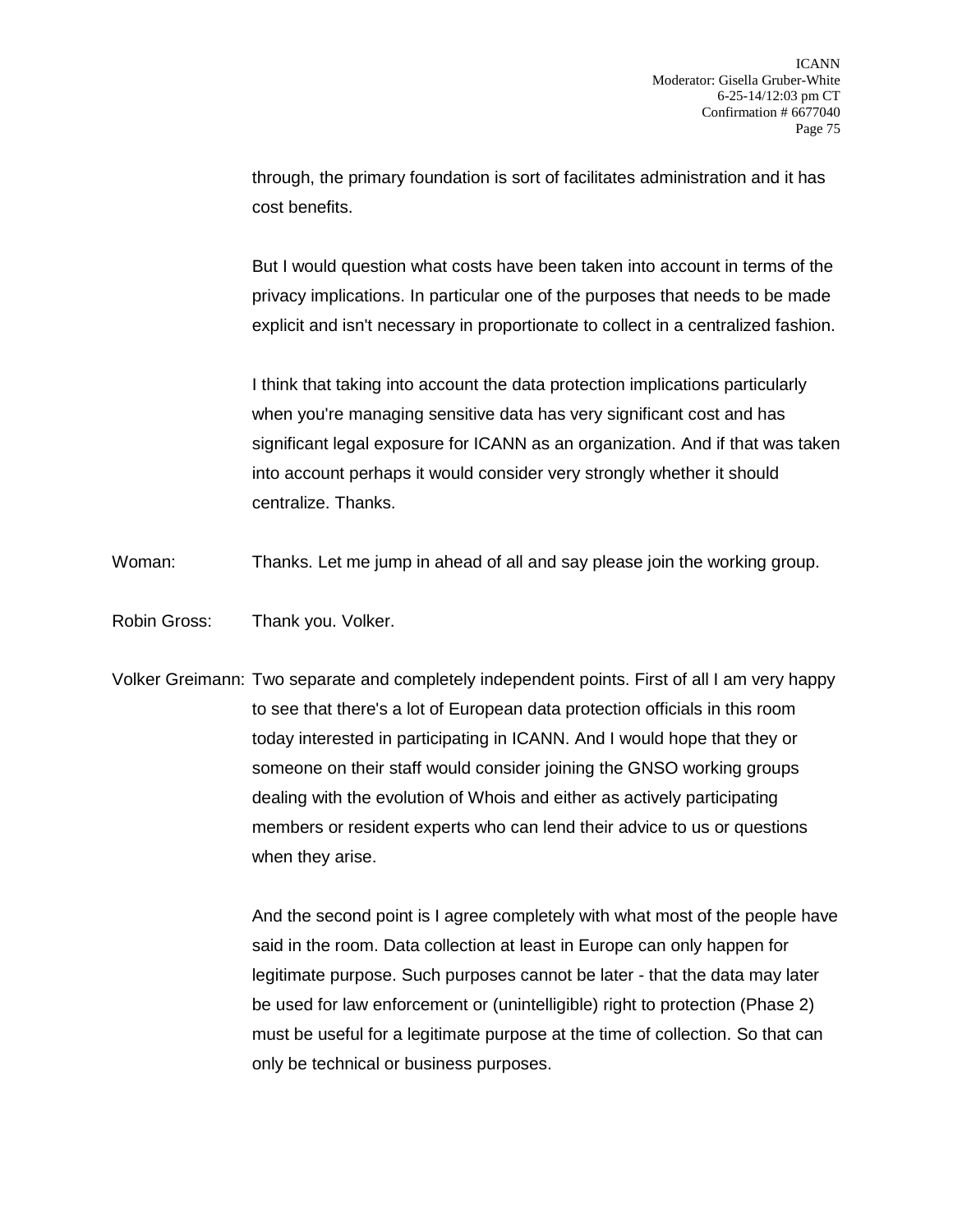through, the primary foundation is sort of facilitates administration and it has cost benefits.

But I would question what costs have been taken into account in terms of the privacy implications. In particular one of the purposes that needs to be made explicit and isn't necessary in proportionate to collect in a centralized fashion.

I think that taking into account the data protection implications particularly when you're managing sensitive data has very significant cost and has significant legal exposure for ICANN as an organization. And if that was taken into account perhaps it would consider very strongly whether it should centralize. Thanks.

Woman: Thanks. Let me jump in ahead of all and say please join the working group.

Robin Gross: Thank you. Volker.

Volker Greimann: Two separate and completely independent points. First of all I am very happy to see that there's a lot of European data protection officials in this room today interested in participating in ICANN. And I would hope that they or someone on their staff would consider joining the GNSO working groups dealing with the evolution of Whois and either as actively participating members or resident experts who can lend their advice to us or questions when they arise.

And the second point is I agree completely with what most of the people have said in the room. Data collection at least in Europe can only happen for legitimate purpose. Such purposes cannot be later - that the data may later be used for law enforcement or (unintelligible) right to protection (Phase 2) must be useful for a legitimate purpose at the time of collection. So that can only be technical or business purposes.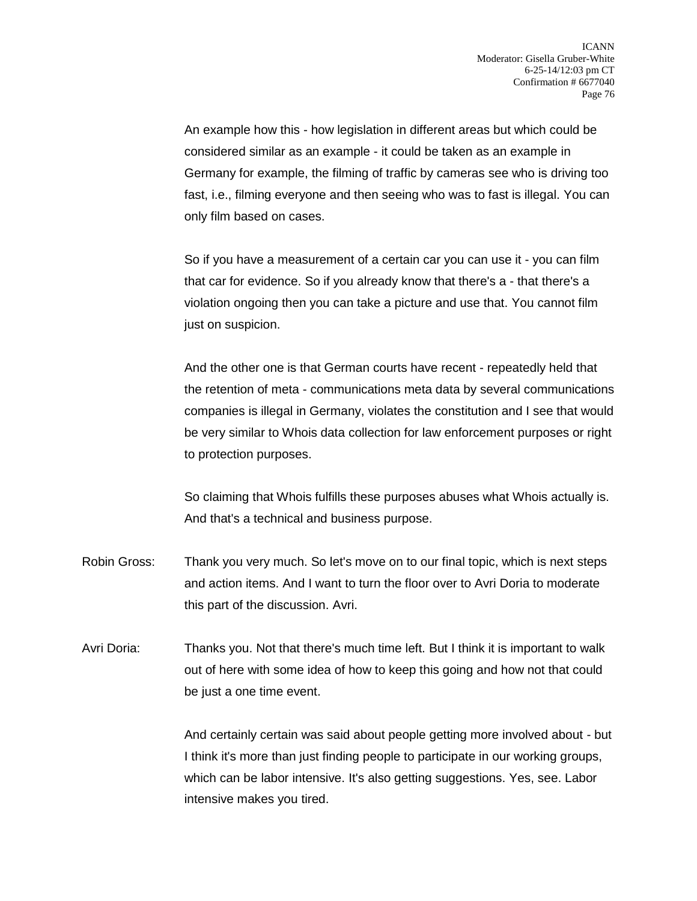An example how this - how legislation in different areas but which could be considered similar as an example - it could be taken as an example in Germany for example, the filming of traffic by cameras see who is driving too fast, i.e., filming everyone and then seeing who was to fast is illegal. You can only film based on cases.

So if you have a measurement of a certain car you can use it - you can film that car for evidence. So if you already know that there's a - that there's a violation ongoing then you can take a picture and use that. You cannot film just on suspicion.

And the other one is that German courts have recent - repeatedly held that the retention of meta - communications meta data by several communications companies is illegal in Germany, violates the constitution and I see that would be very similar to Whois data collection for law enforcement purposes or right to protection purposes.

So claiming that Whois fulfills these purposes abuses what Whois actually is. And that's a technical and business purpose.

Robin Gross: Thank you very much. So let's move on to our final topic, which is next steps and action items. And I want to turn the floor over to Avri Doria to moderate this part of the discussion. Avri.

Avri Doria: Thanks you. Not that there's much time left. But I think it is important to walk out of here with some idea of how to keep this going and how not that could be just a one time event.

And certainly certain was said about people getting more involved about - but I think it's more than just finding people to participate in our working groups, which can be labor intensive. It's also getting suggestions. Yes, see. Labor intensive makes you tired.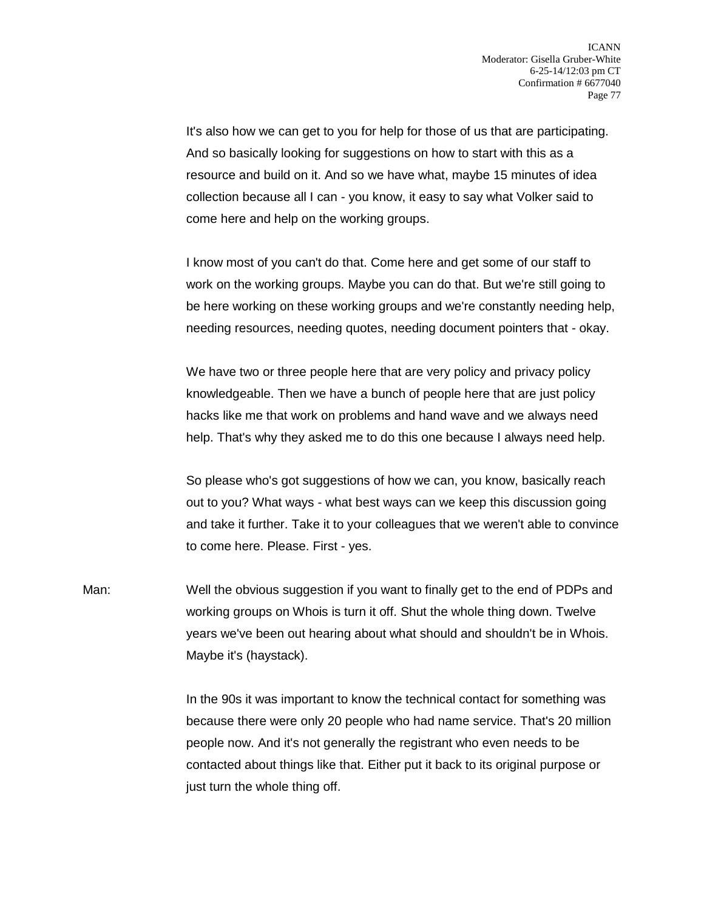It's also how we can get to you for help for those of us that are participating. And so basically looking for suggestions on how to start with this as a resource and build on it. And so we have what, maybe 15 minutes of idea collection because all I can - you know, it easy to say what Volker said to come here and help on the working groups.

I know most of you can't do that. Come here and get some of our staff to work on the working groups. Maybe you can do that. But we're still going to be here working on these working groups and we're constantly needing help, needing resources, needing quotes, needing document pointers that - okay.

We have two or three people here that are very policy and privacy policy knowledgeable. Then we have a bunch of people here that are just policy hacks like me that work on problems and hand wave and we always need help. That's why they asked me to do this one because I always need help.

So please who's got suggestions of how we can, you know, basically reach out to you? What ways - what best ways can we keep this discussion going and take it further. Take it to your colleagues that we weren't able to convince to come here. Please. First - yes.

Man: Well the obvious suggestion if you want to finally get to the end of PDPs and working groups on Whois is turn it off. Shut the whole thing down. Twelve years we've been out hearing about what should and shouldn't be in Whois. Maybe it's (haystack).

In the 90s it was important to know the technical contact for something was because there were only 20 people who had name service. That's 20 million people now. And it's not generally the registrant who even needs to be contacted about things like that. Either put it back to its original purpose or just turn the whole thing off.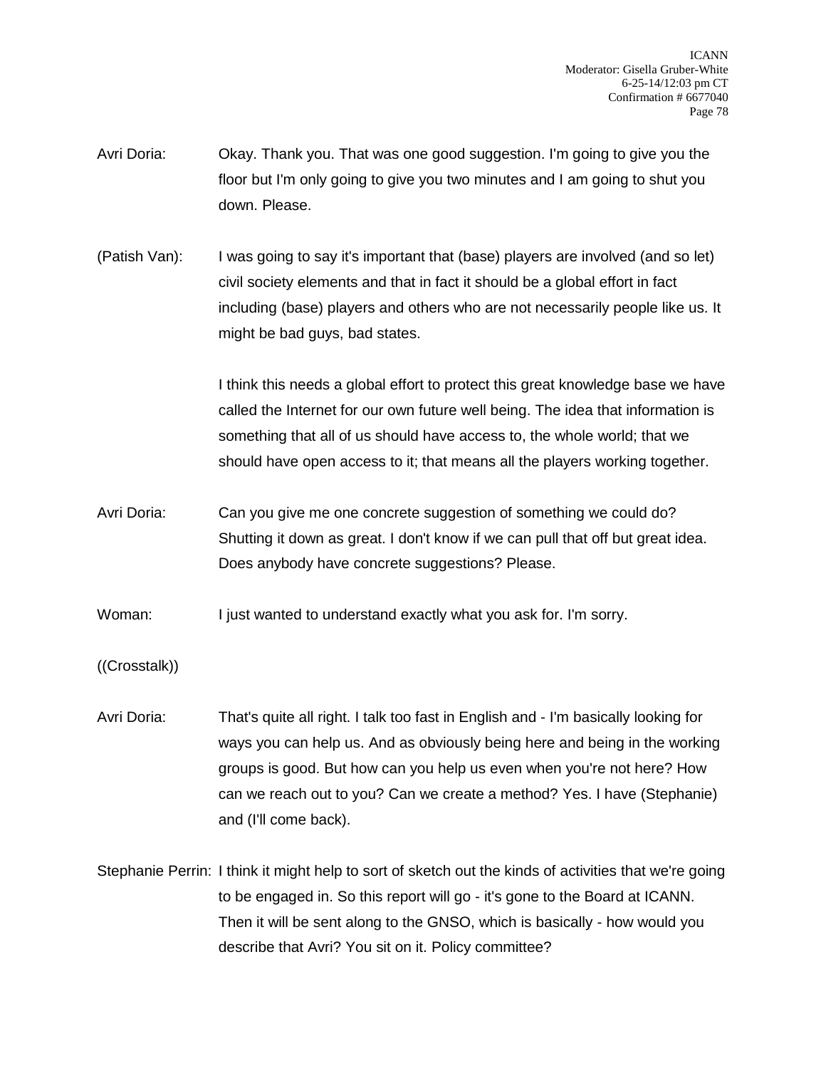Avri Doria: Okay. Thank you. That was one good suggestion. I'm going to give you the floor but I'm only going to give you two minutes and I am going to shut you down. Please.

(Patish Van): I was going to say it's important that (base) players are involved (and so let) civil society elements and that in fact it should be a global effort in fact including (base) players and others who are not necessarily people like us. It might be bad guys, bad states.

I think this needs a global effort to protect this great knowledge base we have called the Internet for our own future well being. The idea that information is something that all of us should have access to, the whole world; that we should have open access to it; that means all the players working together.

Avri Doria: Can you give me one concrete suggestion of something we could do? Shutting it down as great. I don't know if we can pull that off but great idea. Does anybody have concrete suggestions? Please.

Woman: I just wanted to understand exactly what you ask for. I'm sorry.

((Crosstalk))

Avri Doria: That's quite all right. I talk too fast in English and - I'm basically looking for ways you can help us. And as obviously being here and being in the working groups is good. But how can you help us even when you're not here? How can we reach out to you? Can we create a method? Yes. I have (Stephanie) and (I'll come back).

Stephanie Perrin: I think it might help to sort of sketch out the kinds of activities that we're going to be engaged in. So this report will go - it's gone to the Board at ICANN. Then it will be sent along to the GNSO, which is basically - how would you describe that Avri? You sit on it. Policy committee?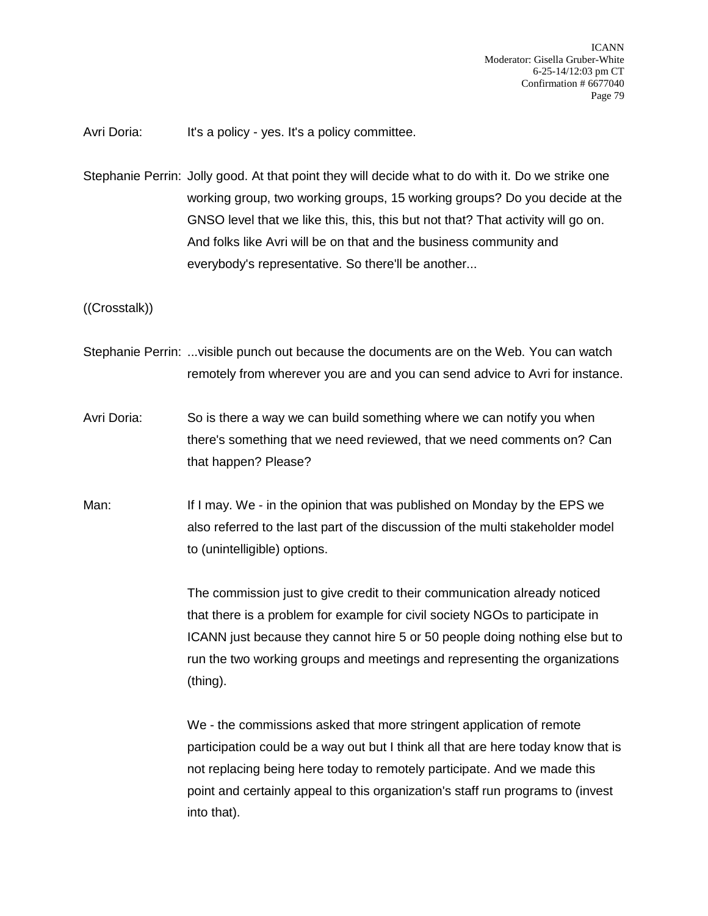Avri Doria: It's a policy - yes. It's a policy committee.

Stephanie Perrin: Jolly good. At that point they will decide what to do with it. Do we strike one working group, two working groups, 15 working groups? Do you decide at the GNSO level that we like this, this, this but not that? That activity will go on. And folks like Avri will be on that and the business community and everybody's representative. So there'll be another...

((Crosstalk))

Stephanie Perrin: ...visible punch out because the documents are on the Web. You can watch remotely from wherever you are and you can send advice to Avri for instance.

Avri Doria: So is there a way we can build something where we can notify you when there's something that we need reviewed, that we need comments on? Can that happen? Please?

Man: If I may. We - in the opinion that was published on Monday by the EPS we also referred to the last part of the discussion of the multi stakeholder model to (unintelligible) options.

The commission just to give credit to their communication already noticed that there is a problem for example for civil society NGOs to participate in ICANN just because they cannot hire 5 or 50 people doing nothing else but to run the two working groups and meetings and representing the organizations (thing).

We - the commissions asked that more stringent application of remote participation could be a way out but I think all that are here today know that is not replacing being here today to remotely participate. And we made this point and certainly appeal to this organization's staff run programs to (invest into that).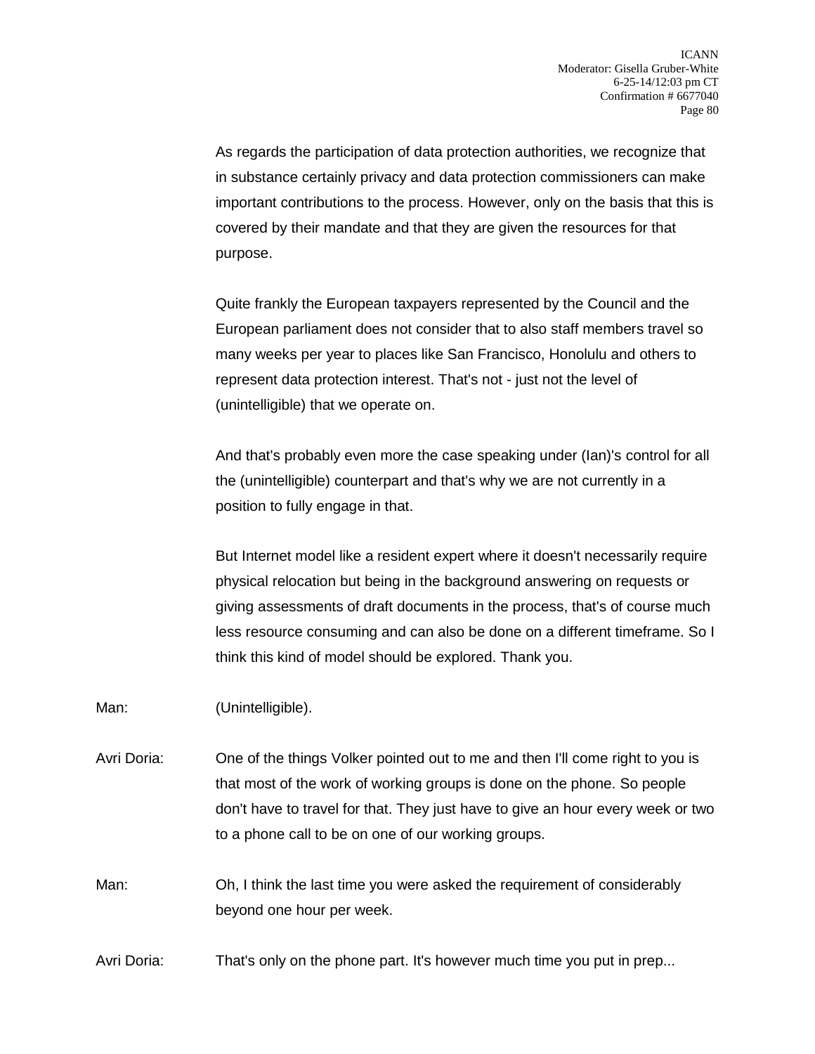As regards the participation of data protection authorities, we recognize that in substance certainly privacy and data protection commissioners can make important contributions to the process. However, only on the basis that this is covered by their mandate and that they are given the resources for that purpose.

Quite frankly the European taxpayers represented by the Council and the European parliament does not consider that to also staff members travel so many weeks per year to places like San Francisco, Honolulu and others to represent data protection interest. That's not - just not the level of (unintelligible) that we operate on.

And that's probably even more the case speaking under (Ian)'s control for all the (unintelligible) counterpart and that's why we are not currently in a position to fully engage in that.

But Internet model like a resident expert where it doesn't necessarily require physical relocation but being in the background answering on requests or giving assessments of draft documents in the process, that's of course much less resource consuming and can also be done on a different timeframe. So I think this kind of model should be explored. Thank you.

Man: (Unintelligible).

Avri Doria: One of the things Volker pointed out to me and then I'll come right to you is that most of the work of working groups is done on the phone. So people don't have to travel for that. They just have to give an hour every week or two to a phone call to be on one of our working groups.

Man: Oh, I think the last time you were asked the requirement of considerably beyond one hour per week.

Avri Doria: That's only on the phone part. It's however much time you put in prep...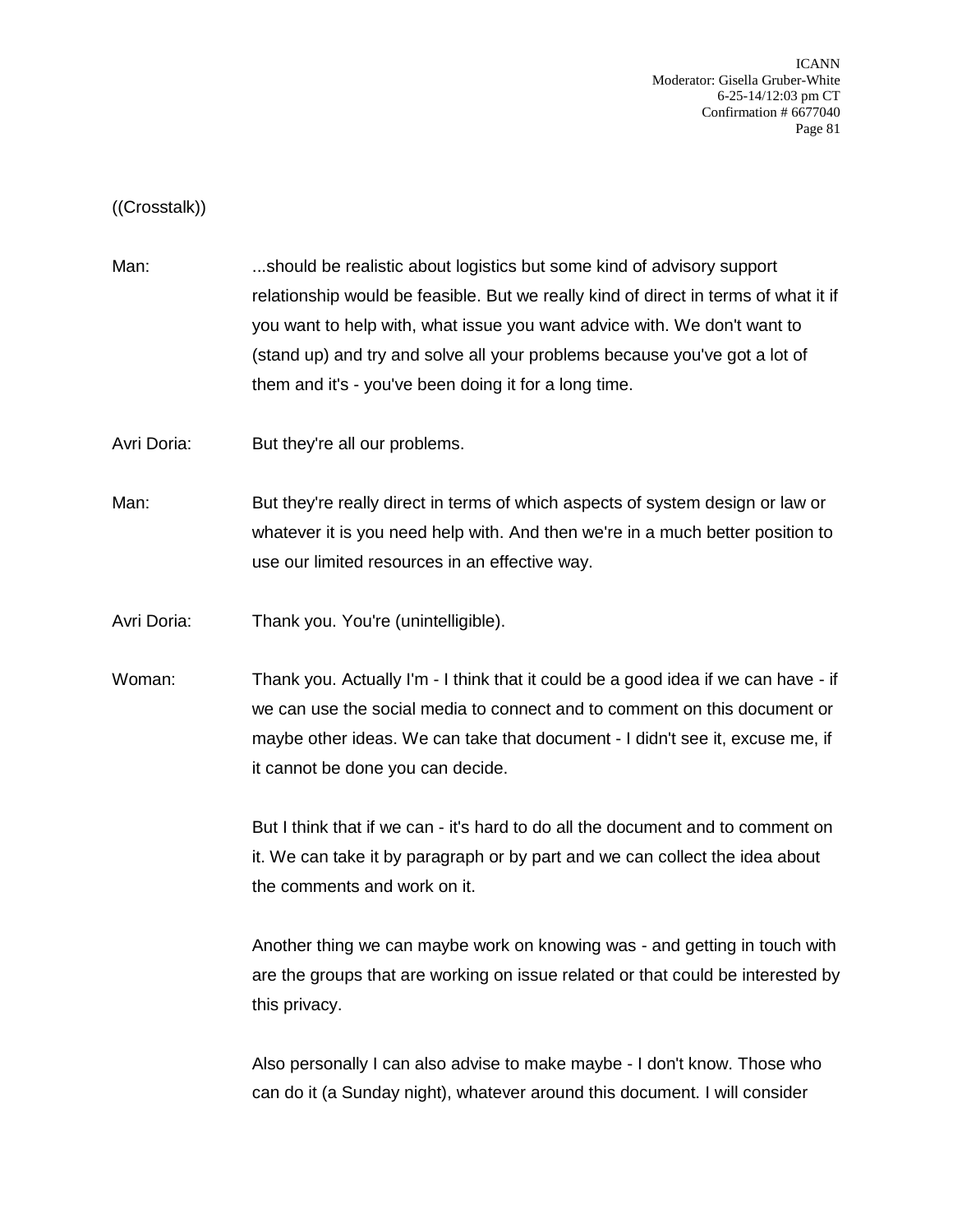((Crosstalk))

Man: ...should be realistic about logistics but some kind of advisory support relationship would be feasible. But we really kind of direct in terms of what it if you want to help with, what issue you want advice with. We don't want to (stand up) and try and solve all your problems because you've got a lot of them and it's - you've been doing it for a long time.

Avri Doria: But they're all our problems.

Man: But they're really direct in terms of which aspects of system design or law or whatever it is you need help with. And then we're in a much better position to use our limited resources in an effective way.

Avri Doria: Thank you. You're (unintelligible).

Woman: Thank you. Actually I'm - I think that it could be a good idea if we can have - if we can use the social media to connect and to comment on this document or maybe other ideas. We can take that document - I didn't see it, excuse me, if it cannot be done you can decide.

But I think that if we can - it's hard to do all the document and to comment on it. We can take it by paragraph or by part and we can collect the idea about the comments and work on it.

Another thing we can maybe work on knowing was - and getting in touch with are the groups that are working on issue related or that could be interested by this privacy.

Also personally I can also advise to make maybe - I don't know. Those who can do it (a Sunday night), whatever around this document. I will consider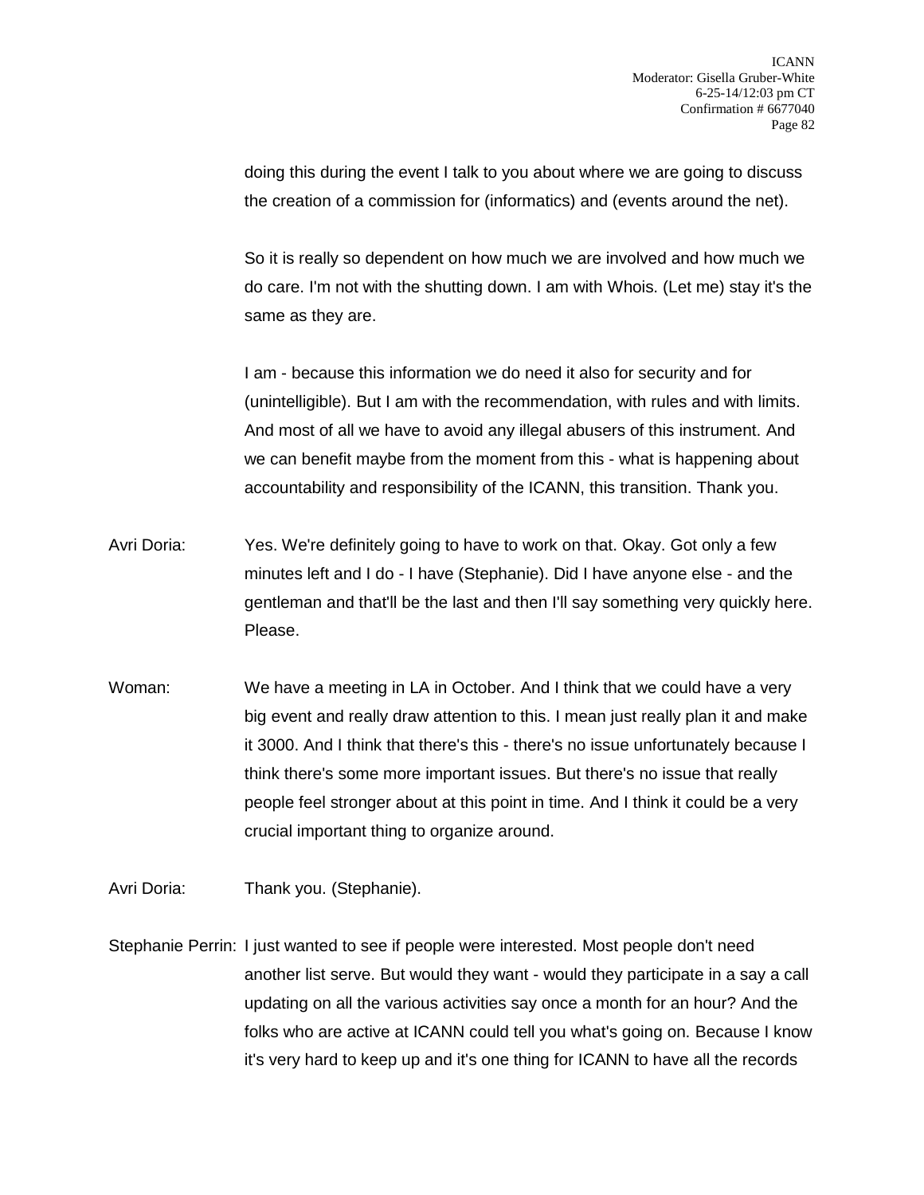doing this during the event I talk to you about where we are going to discuss the creation of a commission for (informatics) and (events around the net).

So it is really so dependent on how much we are involved and how much we do care. I'm not with the shutting down. I am with Whois. (Let me) stay it's the same as they are.

I am - because this information we do need it also for security and for (unintelligible). But I am with the recommendation, with rules and with limits. And most of all we have to avoid any illegal abusers of this instrument. And we can benefit maybe from the moment from this - what is happening about accountability and responsibility of the ICANN, this transition. Thank you.

Avri Doria: Yes. We're definitely going to have to work on that. Okay. Got only a few minutes left and I do - I have (Stephanie). Did I have anyone else - and the gentleman and that'll be the last and then I'll say something very quickly here. Please.

Woman: We have a meeting in LA in October. And I think that we could have a very big event and really draw attention to this. I mean just really plan it and make it 3000. And I think that there's this - there's no issue unfortunately because I think there's some more important issues. But there's no issue that really people feel stronger about at this point in time. And I think it could be a very crucial important thing to organize around.

Avri Doria: Thank you. (Stephanie).

Stephanie Perrin: I just wanted to see if people were interested. Most people don't need another list serve. But would they want - would they participate in a say a call updating on all the various activities say once a month for an hour? And the folks who are active at ICANN could tell you what's going on. Because I know it's very hard to keep up and it's one thing for ICANN to have all the records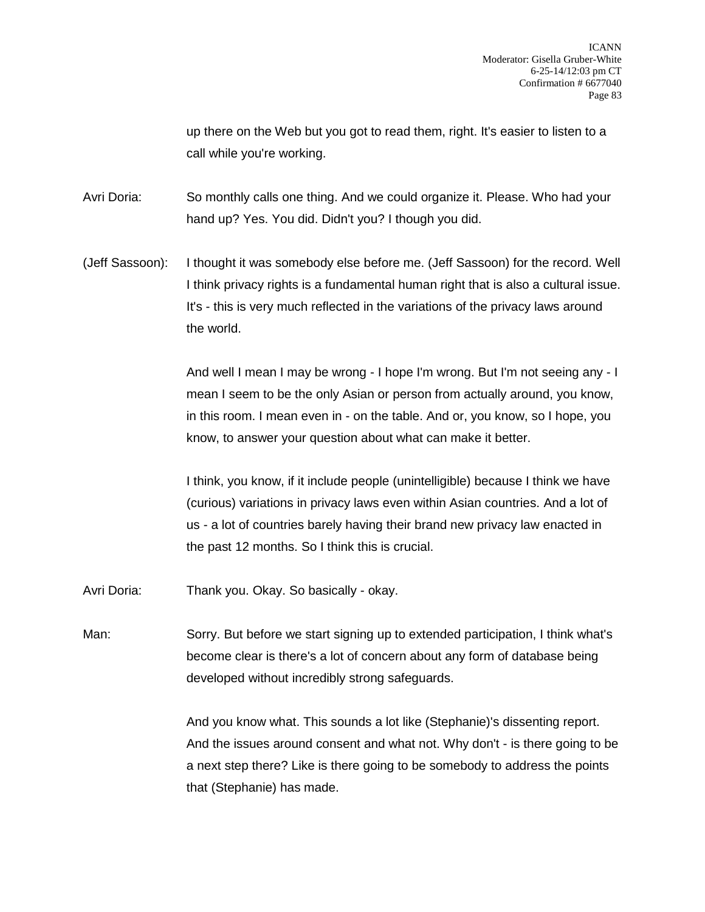up there on the Web but you got to read them, right. It's easier to listen to a call while you're working.

Avri Doria: So monthly calls one thing. And we could organize it. Please. Who had your hand up? Yes. You did. Didn't you? I though you did.

(Jeff Sassoon): I thought it was somebody else before me. (Jeff Sassoon) for the record. Well I think privacy rights is a fundamental human right that is also a cultural issue. It's - this is very much reflected in the variations of the privacy laws around the world.

And well I mean I may be wrong - I hope I'm wrong. But I'm not seeing any - I mean I seem to be the only Asian or person from actually around, you know, in this room. I mean even in - on the table. And or, you know, so I hope, you know, to answer your question about what can make it better.

I think, you know, if it include people (unintelligible) because I think we have (curious) variations in privacy laws even within Asian countries. And a lot of us - a lot of countries barely having their brand new privacy law enacted in the past 12 months. So I think this is crucial.

Avri Doria: Thank you. Okay. So basically - okay.

Man: Sorry. But before we start signing up to extended participation, I think what's become clear is there's a lot of concern about any form of database being developed without incredibly strong safeguards.

And you know what. This sounds a lot like (Stephanie)'s dissenting report. And the issues around consent and what not. Why don't - is there going to be a next step there? Like is there going to be somebody to address the points that (Stephanie) has made.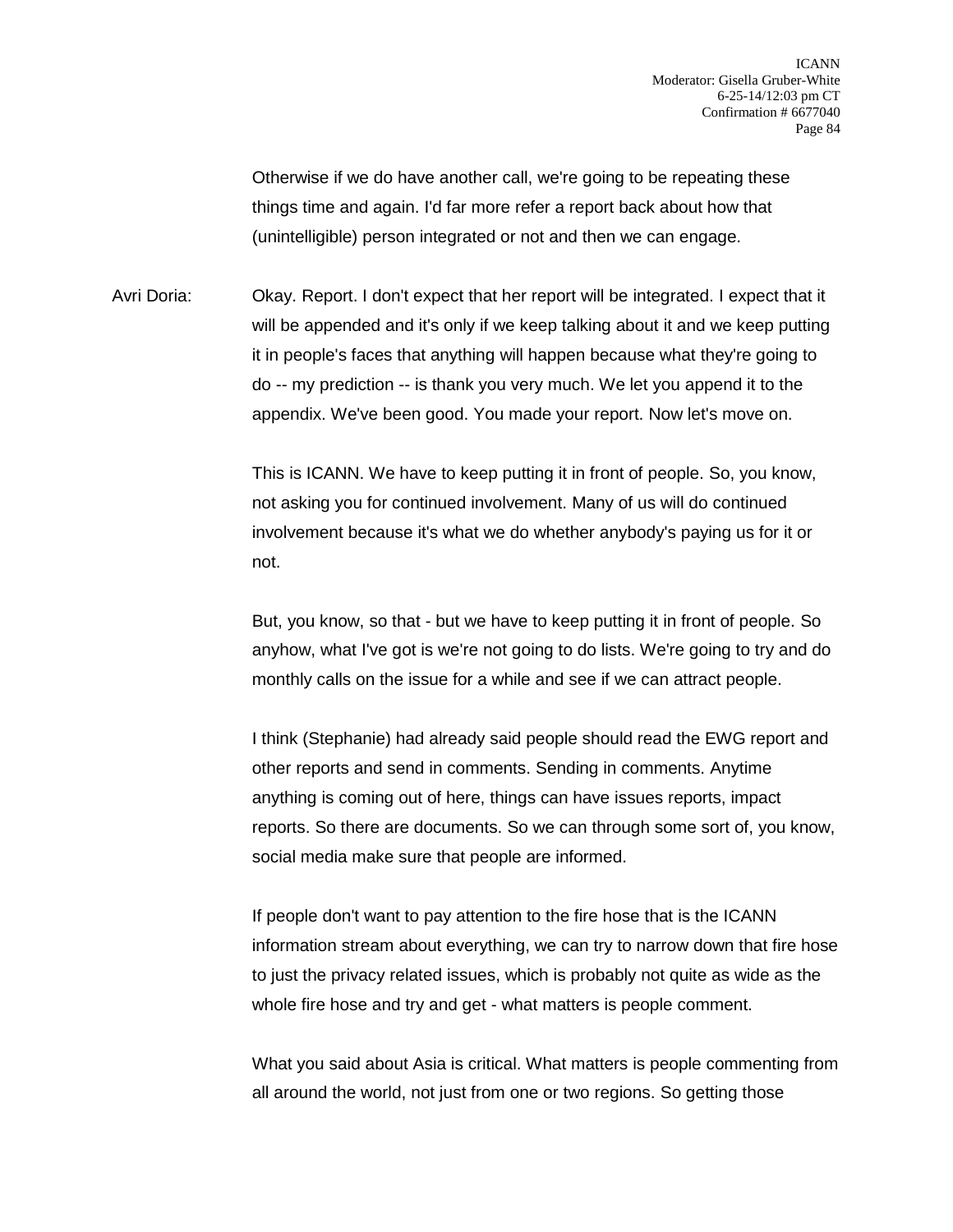Otherwise if we do have another call, we're going to be repeating these things time and again. I'd far more refer a report back about how that (unintelligible) person integrated or not and then we can engage.

Avri Doria: Okay. Report. I don't expect that her report will be integrated. I expect that it will be appended and it's only if we keep talking about it and we keep putting it in people's faces that anything will happen because what they're going to do -- my prediction -- is thank you very much. We let you append it to the appendix. We've been good. You made your report. Now let's move on.

This is ICANN. We have to keep putting it in front of people. So, you know, not asking you for continued involvement. Many of us will do continued involvement because it's what we do whether anybody's paying us for it or not.

But, you know, so that - but we have to keep putting it in front of people. So anyhow, what I've got is we're not going to do lists. We're going to try and do monthly calls on the issue for a while and see if we can attract people.

I think (Stephanie) had already said people should read the EWG report and other reports and send in comments. Sending in comments. Anytime anything is coming out of here, things can have issues reports, impact reports. So there are documents. So we can through some sort of, you know, social media make sure that people are informed.

If people don't want to pay attention to the fire hose that is the ICANN information stream about everything, we can try to narrow down that fire hose to just the privacy related issues, which is probably not quite as wide as the whole fire hose and try and get - what matters is people comment.

What you said about Asia is critical. What matters is people commenting from all around the world, not just from one or two regions. So getting those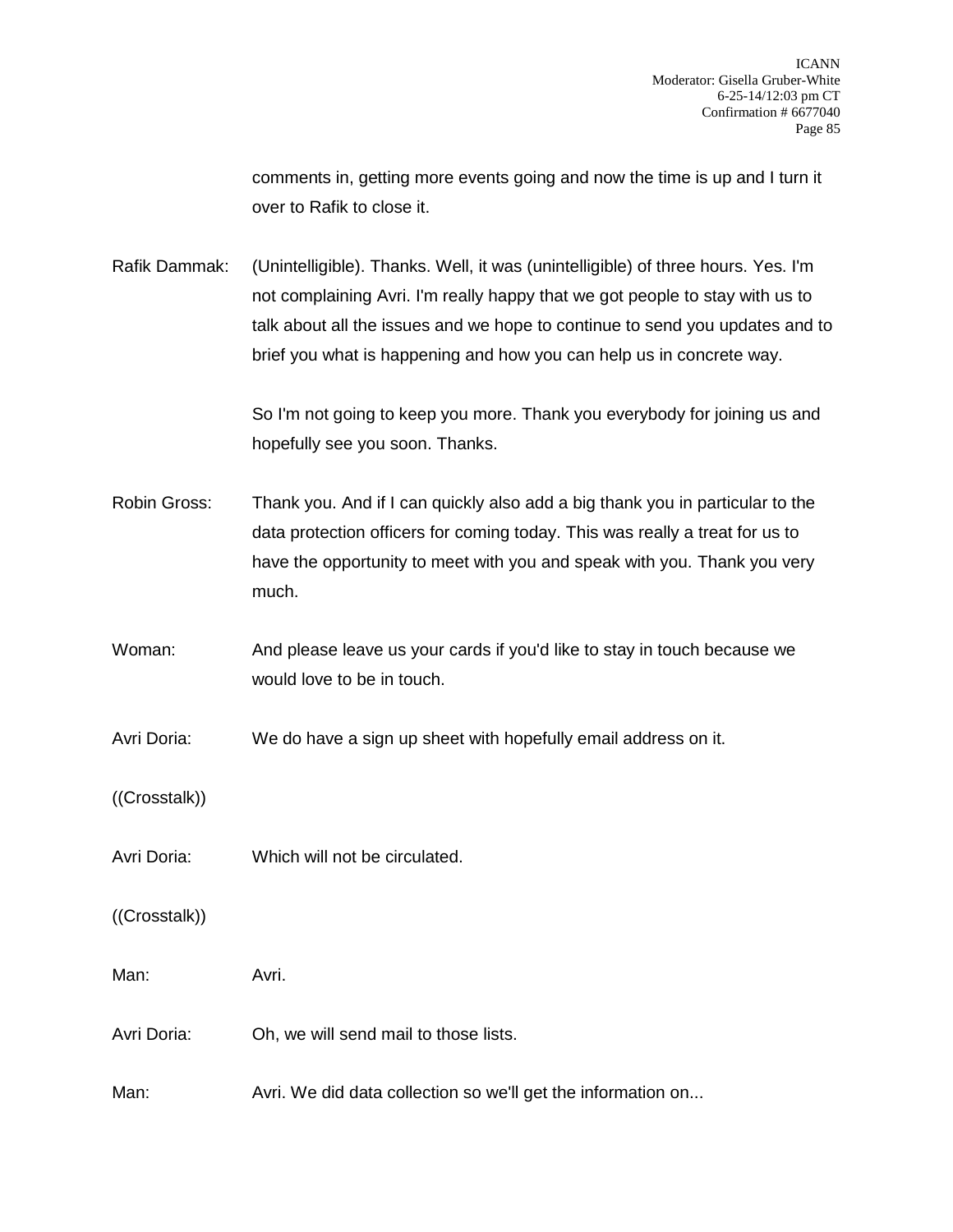comments in, getting more events going and now the time is up and I turn it over to Rafik to close it.

Rafik Dammak: (Unintelligible). Thanks. Well, it was (unintelligible) of three hours. Yes. I'm not complaining Avri. I'm really happy that we got people to stay with us to talk about all the issues and we hope to continue to send you updates and to brief you what is happening and how you can help us in concrete way.

So I'm not going to keep you more. Thank you everybody for joining us and hopefully see you soon. Thanks.

Robin Gross: Thank you. And if I can quickly also add a big thank you in particular to the data protection officers for coming today. This was really a treat for us to have the opportunity to meet with you and speak with you. Thank you very much.

Woman: And please leave us your cards if you'd like to stay in touch because we would love to be in touch.

Avri Doria: We do have a sign up sheet with hopefully email address on it.

((Crosstalk))

Avri Doria: Which will not be circulated.

((Crosstalk))

Man: Avri.

Avri Doria: Oh, we will send mail to those lists.

Man: Avri. We did data collection so we'll get the information on...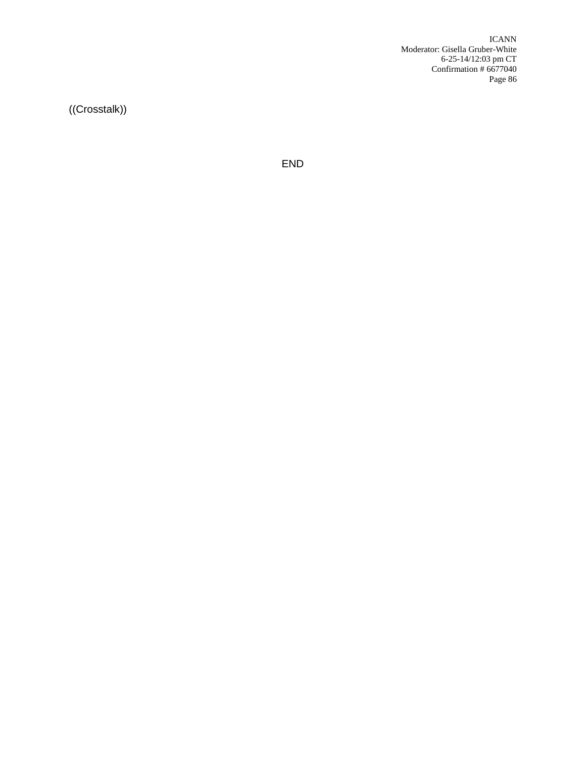((Crosstalk))

END